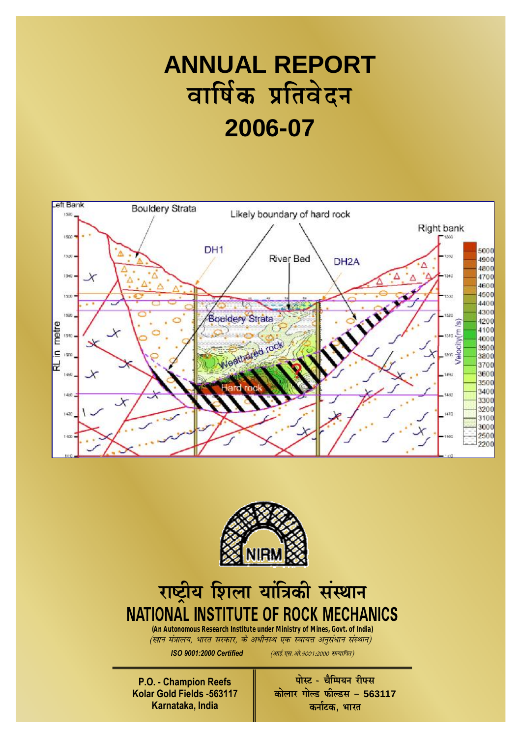# ANNUAL REPORT
# वार्षिक प्रतिवेदन
# 2006-07

## राष्ट्रीय शिला यांत्रिकी संस्थान
## NATIONAL INSTITUTE OF ROCK MECHANICS

**(An Autonomous Research Institute under Ministry of Mines, Govt. of India)**

*(खान मंत्रालय, भारत सरकार, के अधीनस्थ एक स्वायत्त अनुसंधान संस्थान)*

***ISO 9001:2000 Certified*** *(आई.एस.ओ.9001:2000 सत्यापित)*

| | |
|---|---|
| **P.O. - Champion Reefs**<br>**Kolar Gold Fields -563117**<br>**Karnataka, India** | **पोस्ट - चैम्पियन रीफ्स**<br>**कोलार गोल्ड फील्ड्स – 563117**<br>**कर्नाटक, भारत** |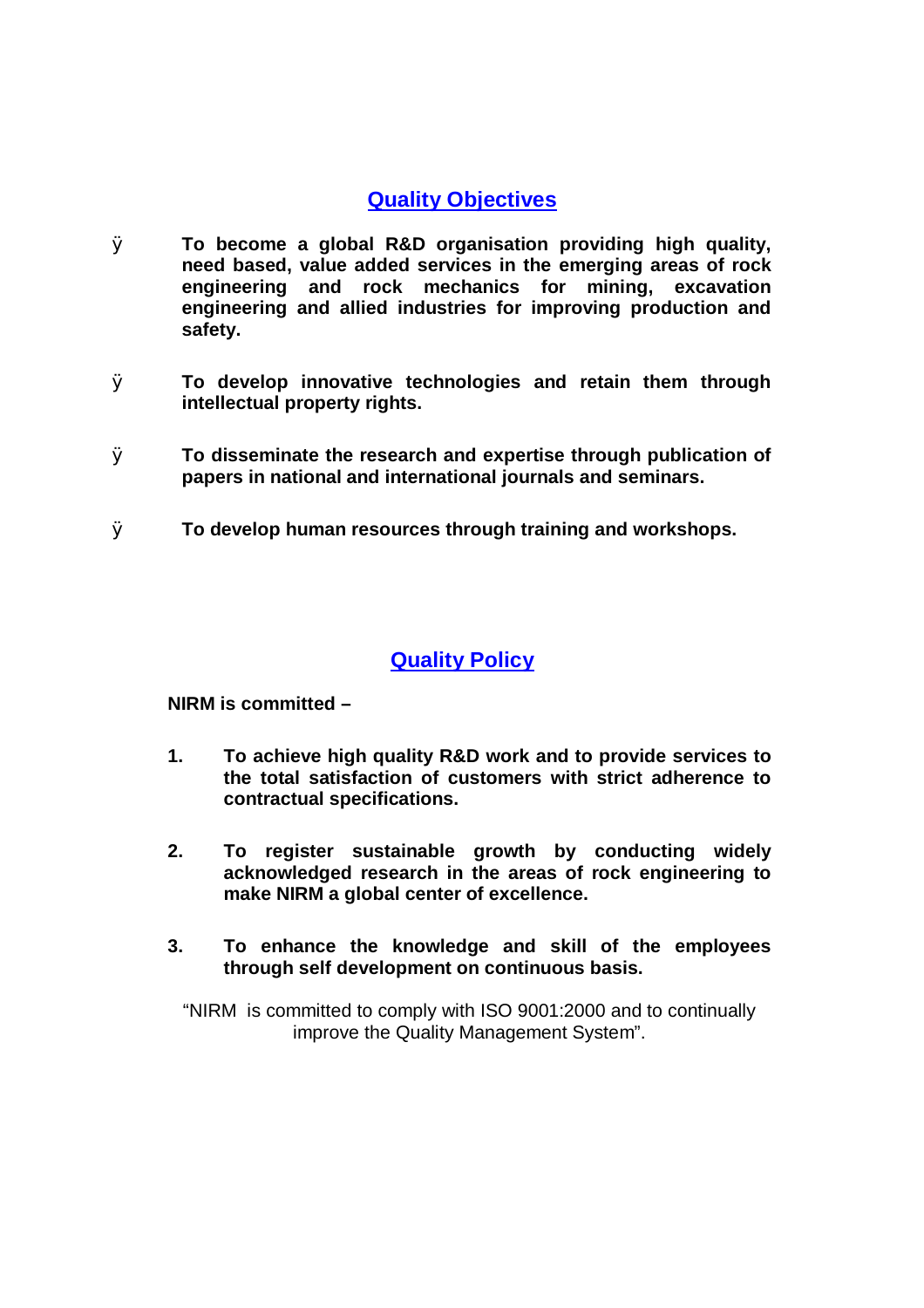## Quality Objectives

- **To become a global R&D organisation providing high quality, need based, value added services in the emerging areas of rock engineering and rock mechanics for mining, excavation engineering and allied industries for improving production and safety.**

- **To develop innovative technologies and retain them through intellectual property rights.**

- **To disseminate the research and expertise through publication of papers in national and international journals and seminars.**

- **To develop human resources through training and workshops.**

## Quality Policy

**NIRM is committed –**

1. **To achieve high quality R&D work and to provide services to the total satisfaction of customers with strict adherence to contractual specifications.**

2. **To register sustainable growth by conducting widely acknowledged research in the areas of rock engineering to make NIRM a global center of excellence.**

3. **To enhance the knowledge and skill of the employees through self development on continuous basis.**

"NIRM is committed to comply with ISO 9001:2000 and to continually improve the Quality Management System".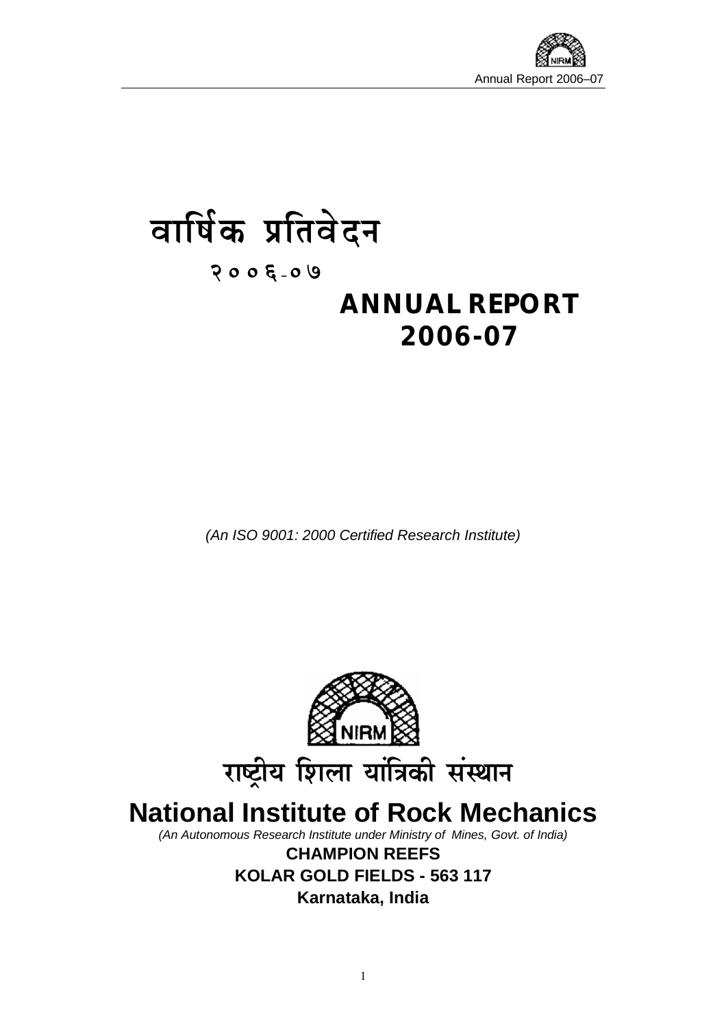# वार्षिक प्रतिवेदन

**२००६-०७**

# ANNUAL REPORT 2006-07

*(An ISO 9001: 2000 Certified Research Institute)*

## राष्ट्रीय शिला यांत्रिकी संस्थान

## National Institute of Rock Mechanics

*(An Autonomous Research Institute under Ministry of Mines, Govt. of India)*

**CHAMPION REEFS**

**KOLAR GOLD FIELDS - 563 117**

**Karnataka, India**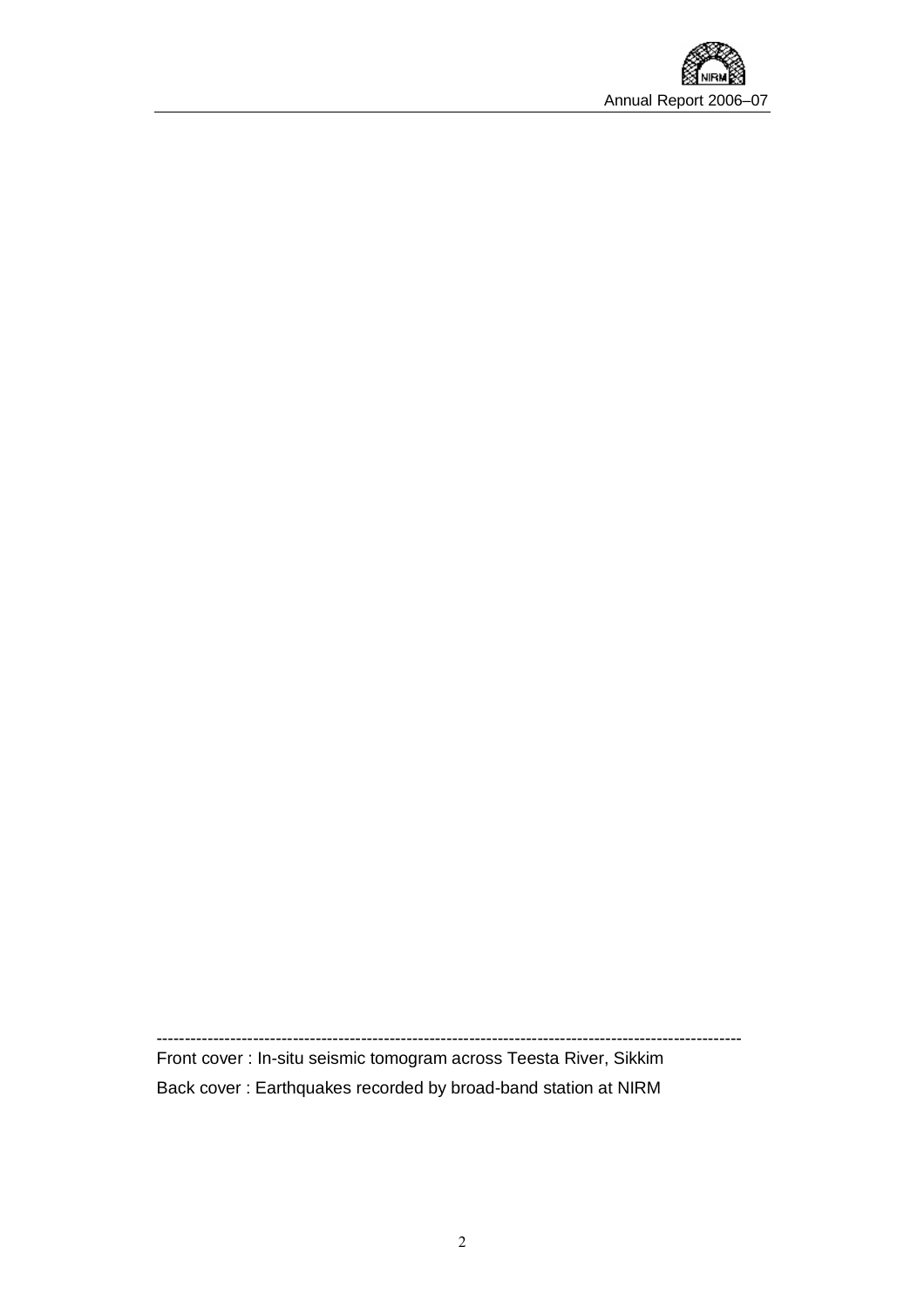---

Front cover : In-situ seismic tomogram across Teesta River, Sikkim

Back cover : Earthquakes recorded by broad-band station at NIRM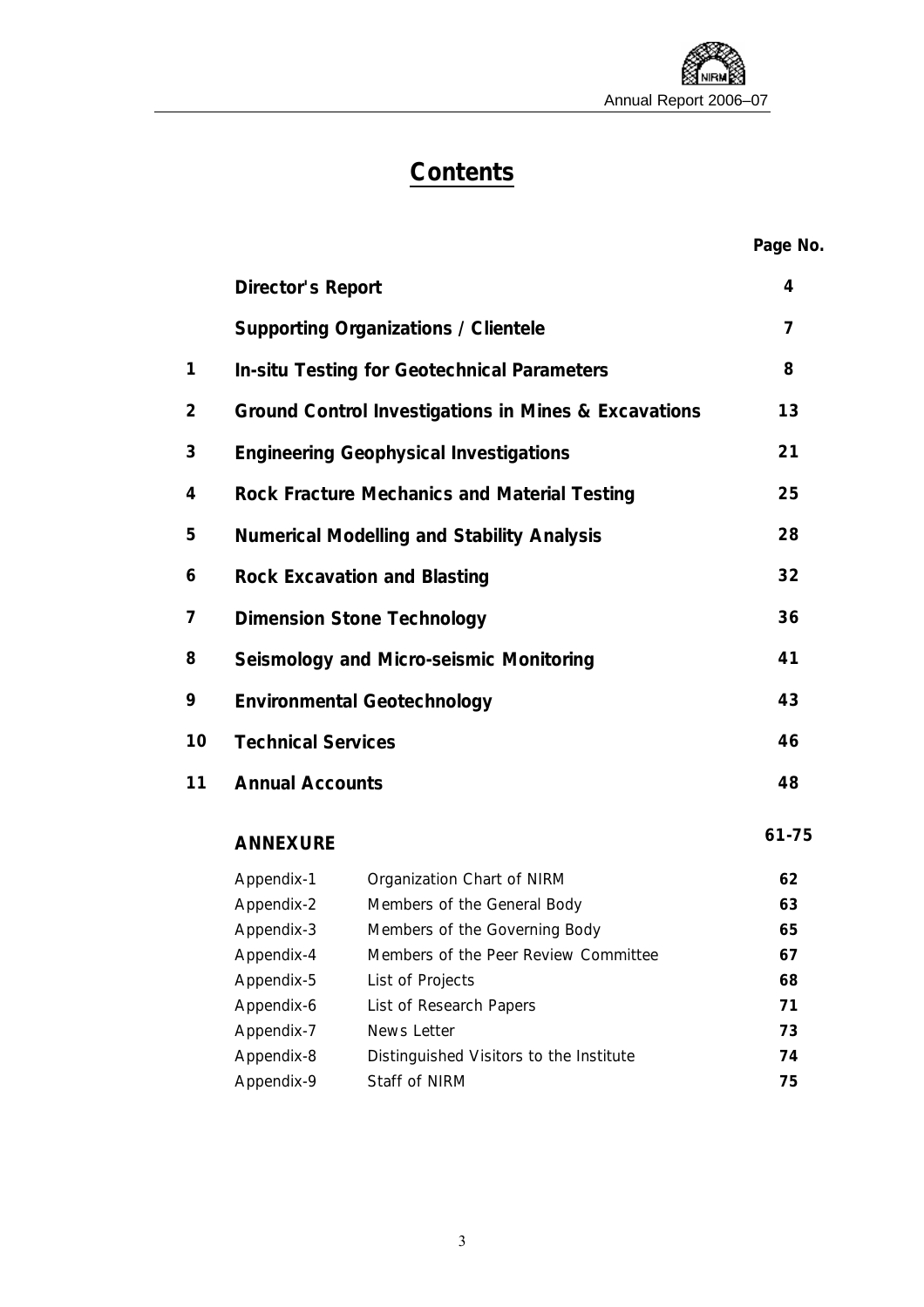# Contents

| | | Page No. |
|---|---|---|
| | **Director's Report** | **4** |
| | **Supporting Organizations / Clientele** | **7** |
| **1** | **In-situ Testing for Geotechnical Parameters** | **8** |
| **2** | **Ground Control Investigations in Mines & Excavations** | **13** |
| **3** | **Engineering Geophysical Investigations** | **21** |
| **4** | **Rock Fracture Mechanics and Material Testing** | **25** |
| **5** | **Numerical Modelling and Stability Analysis** | **28** |
| **6** | **Rock Excavation and Blasting** | **32** |
| **7** | **Dimension Stone Technology** | **36** |
| **8** | **Seismology and Micro-seismic Monitoring** | **41** |
| **9** | **Environmental Geotechnology** | **43** |
| **10** | **Technical Services** | **46** |
| **11** | **Annual Accounts** | **48** |

## ANNEXURE — 61-75

| | | |
|---|---|---|
| Appendix-1 | Organization Chart of NIRM | **62** |
| Appendix-2 | Members of the General Body | **63** |
| Appendix-3 | Members of the Governing Body | **65** |
| Appendix-4 | Members of the Peer Review Committee | **67** |
| Appendix-5 | List of Projects | **68** |
| Appendix-6 | List of Research Papers | **71** |
| Appendix-7 | News Letter | **73** |
| Appendix-8 | Distinguished Visitors to the Institute | **74** |
| Appendix-9 | Staff of NIRM | **75** |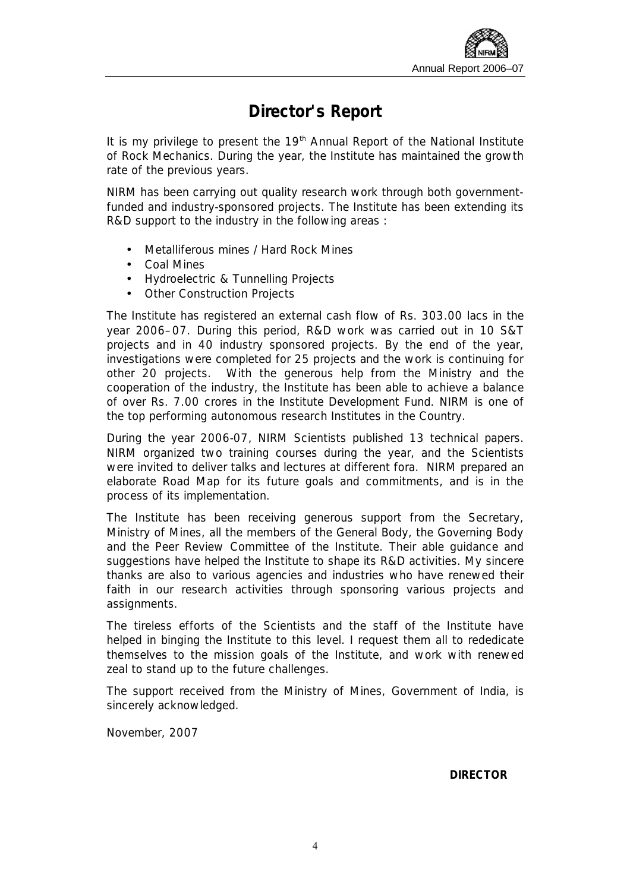# Director's Report

It is my privilege to present the 19th Annual Report of the National Institute of Rock Mechanics. During the year, the Institute has maintained the growth rate of the previous years.

NIRM has been carrying out quality research work through both government-funded and industry-sponsored projects. The Institute has been extending its R&D support to the industry in the following areas :

- Metalliferous mines / Hard Rock Mines
- Coal Mines
- Hydroelectric & Tunnelling Projects
- Other Construction Projects

The Institute has registered an external cash flow of Rs. 303.00 lacs in the year 2006–07. During this period, R&D work was carried out in 10 S&T projects and in 40 industry sponsored projects. By the end of the year, investigations were completed for 25 projects and the work is continuing for other 20 projects. With the generous help from the Ministry and the cooperation of the industry, the Institute has been able to achieve a balance of over Rs. 7.00 crores in the Institute Development Fund. NIRM is one of the top performing autonomous research Institutes in the Country.

During the year 2006-07, NIRM Scientists published 13 technical papers. NIRM organized two training courses during the year, and the Scientists were invited to deliver talks and lectures at different fora. NIRM prepared an elaborate Road Map for its future goals and commitments, and is in the process of its implementation.

The Institute has been receiving generous support from the Secretary, Ministry of Mines, all the members of the General Body, the Governing Body and the Peer Review Committee of the Institute. Their able guidance and suggestions have helped the Institute to shape its R&D activities. My sincere thanks are also to various agencies and industries who have renewed their faith in our research activities through sponsoring various projects and assignments.

The tireless efforts of the Scientists and the staff of the Institute have helped in binging the Institute to this level. I request them all to rededicate themselves to the mission goals of the Institute, and work with renewed zeal to stand up to the future challenges.

The support received from the Ministry of Mines, Government of India, is sincerely acknowledged.

November, 2007

**DIRECTOR**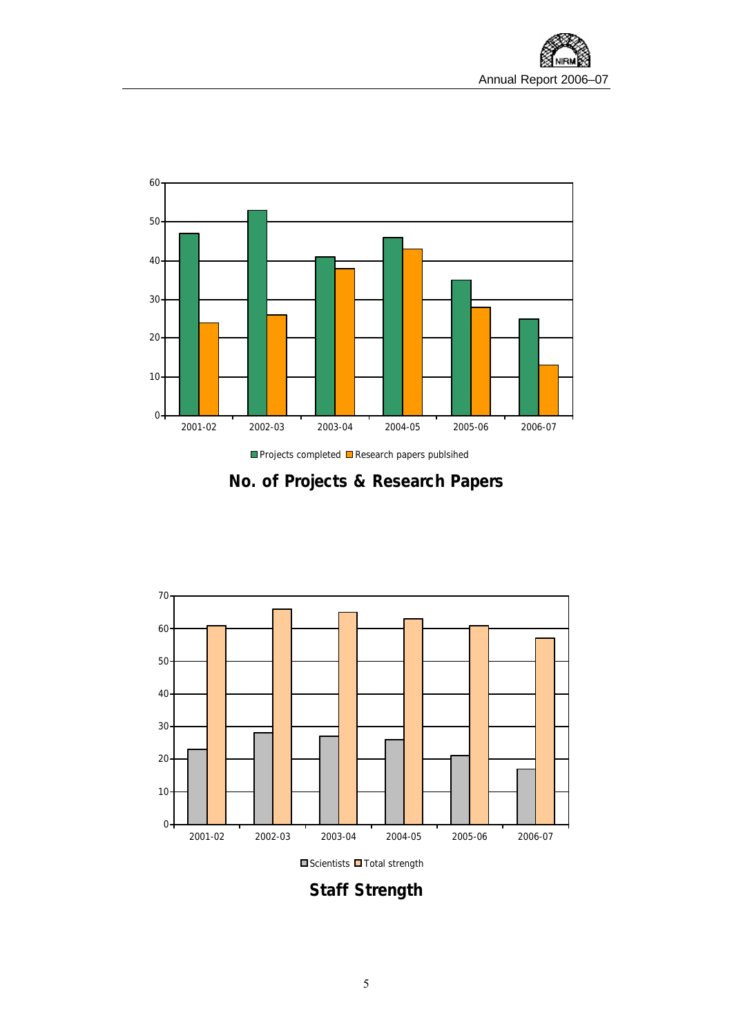| Year | Projects completed | Research papers publsihed |
|---|---|---|
| 2001-02 | 47 | 24 |
| 2002-03 | 53 | 26 |
| 2003-04 | 41 | 38 |
| 2004-05 | 46 | 43 |
| 2005-06 | 35 | 28 |
| 2006-07 | 25 | 13 |

**No. of Projects & Research Papers**

| Year | Scientists | Total strength |
|---|---|---|
| 2001-02 | 23 | 61 |
| 2002-03 | 28 | 66 |
| 2003-04 | 27 | 65 |
| 2004-05 | 26 | 63 |
| 2005-06 | 21 | 61 |
| 2006-07 | 17 | 57 |

**Staff Strength**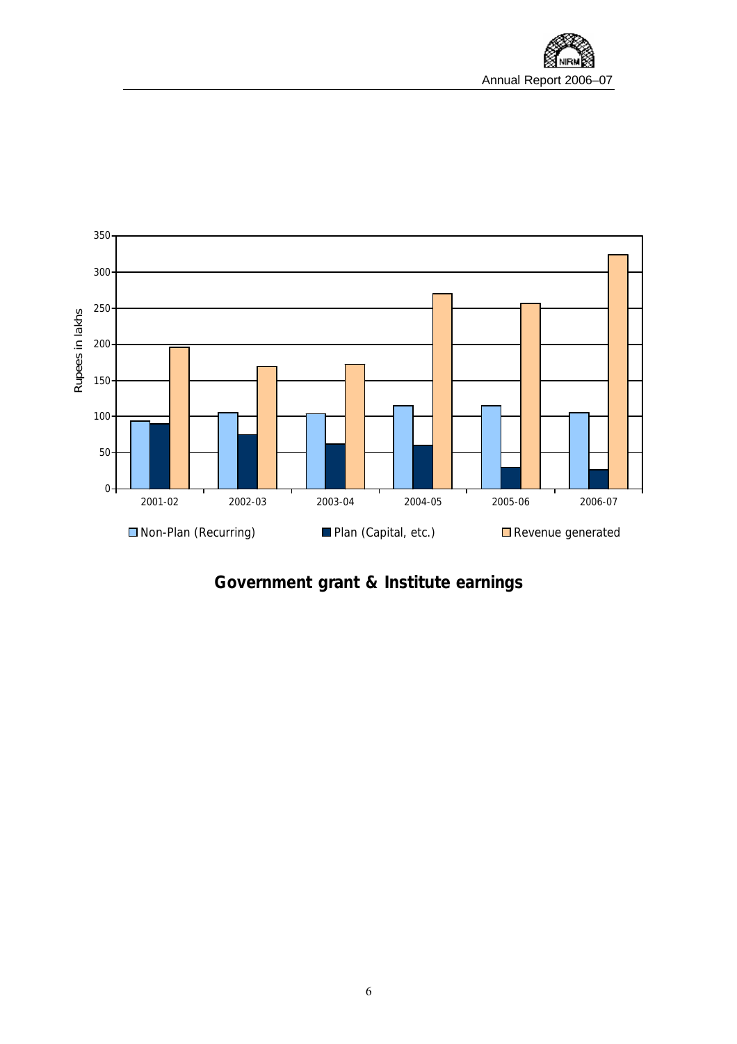**Government grant & Institute earnings**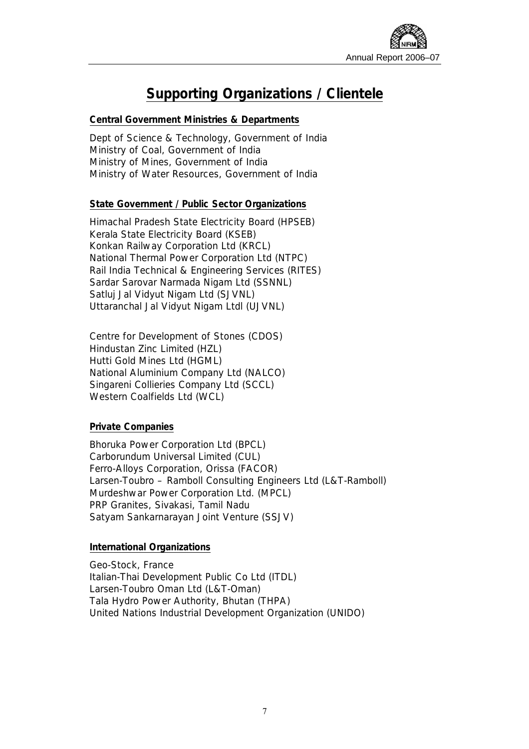# Supporting Organizations / Clientele

## Central Government Ministries & Departments

Dept of Science & Technology, Government of India
Ministry of Coal, Government of India
Ministry of Mines, Government of India
Ministry of Water Resources, Government of India

## State Government / Public Sector Organizations

Himachal Pradesh State Electricity Board (HPSEB)
Kerala State Electricity Board (KSEB)
Konkan Railway Corporation Ltd (KRCL)
National Thermal Power Corporation Ltd (NTPC)
Rail India Technical & Engineering Services (RITES)
Sardar Sarovar Narmada Nigam Ltd (SSNNL)
Satluj Jal Vidyut Nigam Ltd (SJVNL)
Uttaranchal Jal Vidyut Nigam Ltdl (UJVNL)

Centre for Development of Stones (CDOS)
Hindustan Zinc Limited (HZL)
Hutti Gold Mines Ltd (HGML)
National Aluminium Company Ltd (NALCO)
Singareni Collieries Company Ltd (SCCL)
Western Coalfields Ltd (WCL)

## Private Companies

Bhoruka Power Corporation Ltd (BPCL)
Carborundum Universal Limited (CUL)
Ferro-Alloys Corporation, Orissa (FACOR)
Larsen-Toubro – Ramboll Consulting Engineers Ltd (L&T-Ramboll)
Murdeshwar Power Corporation Ltd. (MPCL)
PRP Granites, Sivakasi, Tamil Nadu
Satyam Sankarnarayan Joint Venture (SSJV)

## International Organizations

Geo-Stock, France
Italian-Thai Development Public Co Ltd (ITDL)
Larsen-Toubro Oman Ltd (L&T-Oman)
Tala Hydro Power Authority, Bhutan (THPA)
United Nations Industrial Development Organization (UNIDO)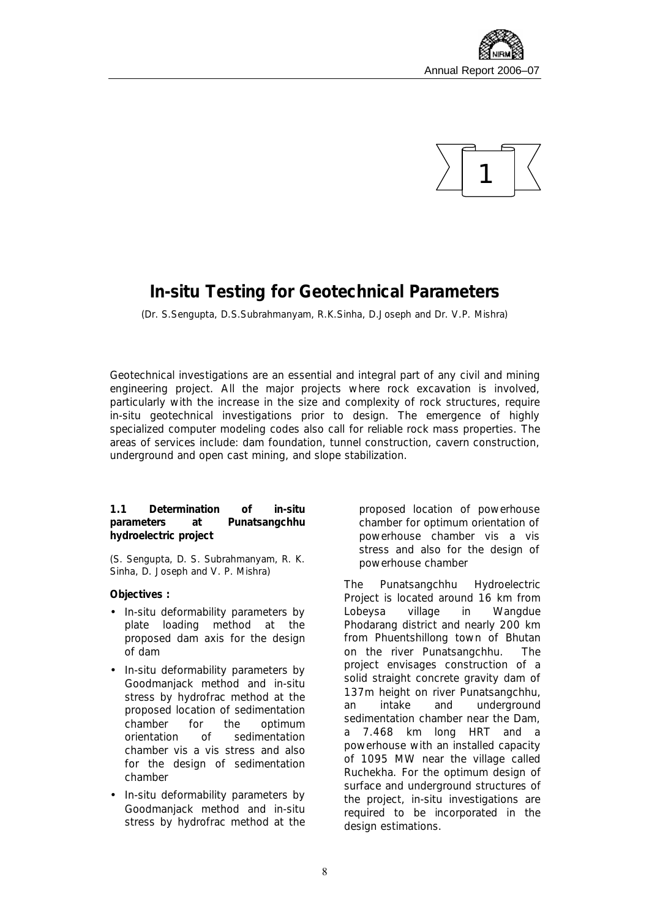# 1

# In-situ Testing for Geotechnical Parameters

(Dr. S.Sengupta, D.S.Subrahmanyam, R.K.Sinha, D.Joseph and Dr. V.P. Mishra)

Geotechnical investigations are an essential and integral part of any civil and mining engineering project. All the major projects where rock excavation is involved, particularly with the increase in the size and complexity of rock structures, require in-situ geotechnical investigations prior to design. The emergence of highly specialized computer modeling codes also call for reliable rock mass properties. The areas of services include: dam foundation, tunnel construction, cavern construction, underground and open cast mining, and slope stabilization.

### 1.1 Determination of in-situ parameters at Punatsangchhu hydroelectric project

(S. Sengupta, D. S. Subrahmanyam, R. K. Sinha, D. Joseph and V. P. Mishra)

**Objectives :**

- In-situ deformability parameters by plate loading method at the proposed dam axis for the design of dam
- In-situ deformability parameters by Goodmanjack method and in-situ stress by hydrofrac method at the proposed location of sedimentation chamber for the optimum orientation of sedimentation chamber vis a vis stress and also for the design of sedimentation chamber
- In-situ deformability parameters by Goodmanjack method and in-situ stress by hydrofrac method at the proposed location of powerhouse chamber for optimum orientation of powerhouse chamber vis a vis stress and also for the design of powerhouse chamber

The Punatsangchhu Hydroelectric Project is located around 16 km from Lobeysa village in Wangdue Phodarang district and nearly 200 km from Phuentshillong town of Bhutan on the river Punatsangchhu. The project envisages construction of a solid straight concrete gravity dam of 137m height on river Punatsangchhu, an intake and underground sedimentation chamber near the Dam, a 7.468 km long HRT and a powerhouse with an installed capacity of 1095 MW near the village called Ruchekha. For the optimum design of surface and underground structures of the project, in-situ investigations are required to be incorporated in the design estimations.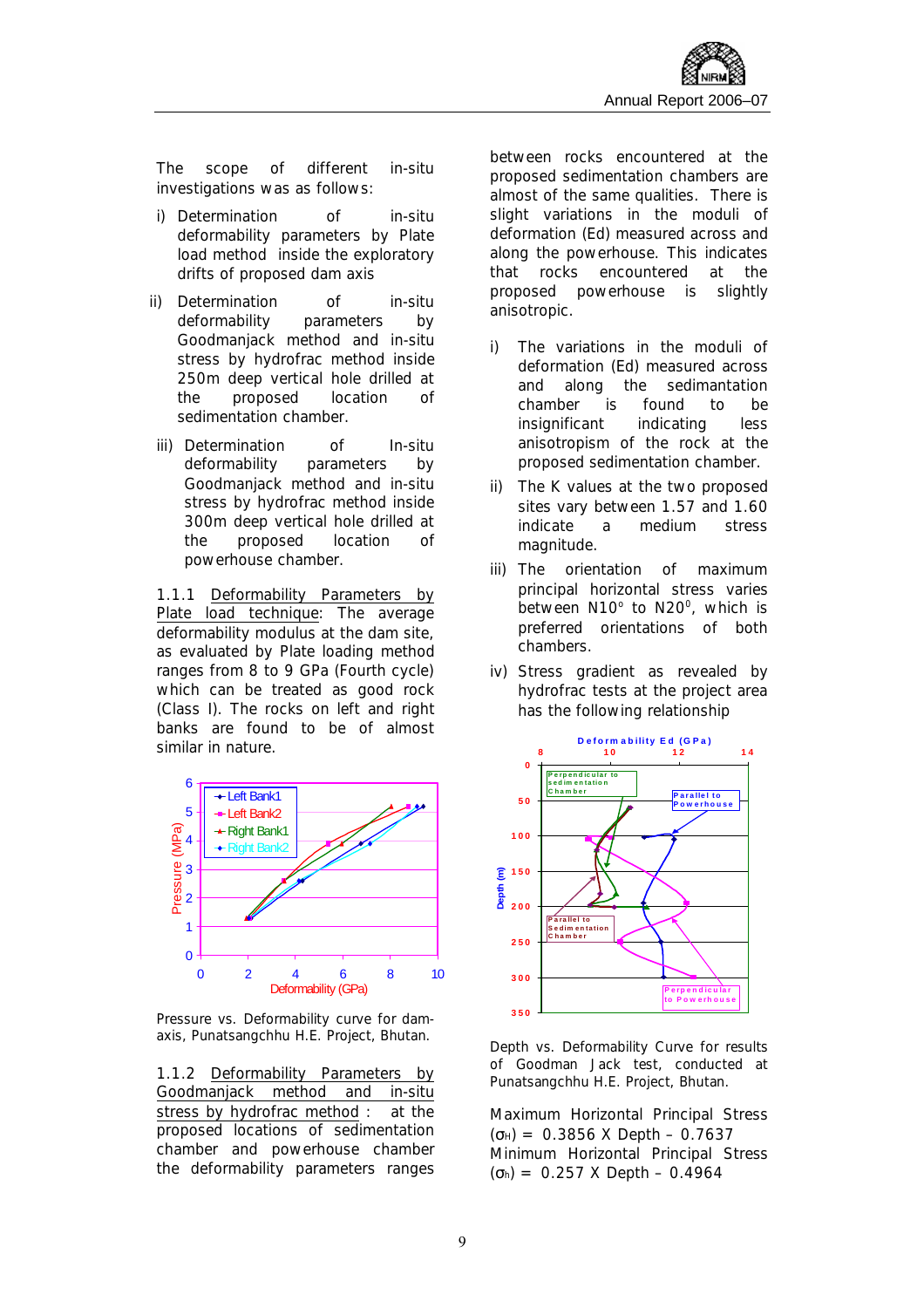The scope of different in-situ investigations was as follows:

i) Determination of in-situ deformability parameters by Plate load method inside the exploratory drifts of proposed dam axis

ii) Determination of in-situ deformability parameters by Goodmanjack method and in-situ stress by hydrofrac method inside 250m deep vertical hole drilled at the proposed location of sedimentation chamber.

iii) Determination of In-situ deformability parameters by Goodmanjack method and in-situ stress by hydrofrac method inside 300m deep vertical hole drilled at the proposed location of powerhouse chamber.

1.1.1 Deformability Parameters by Plate load technique: The average deformability modulus at the dam site, as evaluated by Plate loading method ranges from 8 to 9 GPa (Fourth cycle) which can be treated as good rock (Class I). The rocks on left and right banks are found to be of almost similar in nature.

Pressure vs. Deformability curve for dam-axis, Punatsangchhu H.E. Project, Bhutan.

1.1.2 Deformability Parameters by Goodmanjack method and in-situ stress by hydrofrac method : at the proposed locations of sedimentation chamber and powerhouse chamber the deformability parameters ranges between rocks encountered at the proposed sedimentation chambers are almost of the same qualities. There is slight variations in the moduli of deformation (Ed) measured across and along the powerhouse. This indicates that rocks encountered at the proposed powerhouse is slightly anisotropic.

i) The variations in the moduli of deformation (Ed) measured across and along the sedimentation chamber is found to be insignificant indicating less anisotropism of the rock at the proposed sedimentation chamber.

ii) The K values at the two proposed sites vary between 1.57 and 1.60 indicate a medium stress magnitude.

iii) The orientation of maximum principal horizontal stress varies between N10° to N20°, which is preferred orientations of both chambers.

iv) Stress gradient as revealed by hydrofrac tests at the project area has the following relationship

Depth vs. Deformability Curve for results of Goodman Jack test, conducted at Punatsangchhu H.E. Project, Bhutan.

Maximum Horizontal Principal Stress ($\sigma_H$) = 0.3856 X Depth – 0.7637

Minimum Horizontal Principal Stress ($\sigma_h$) = 0.257 X Depth – 0.4964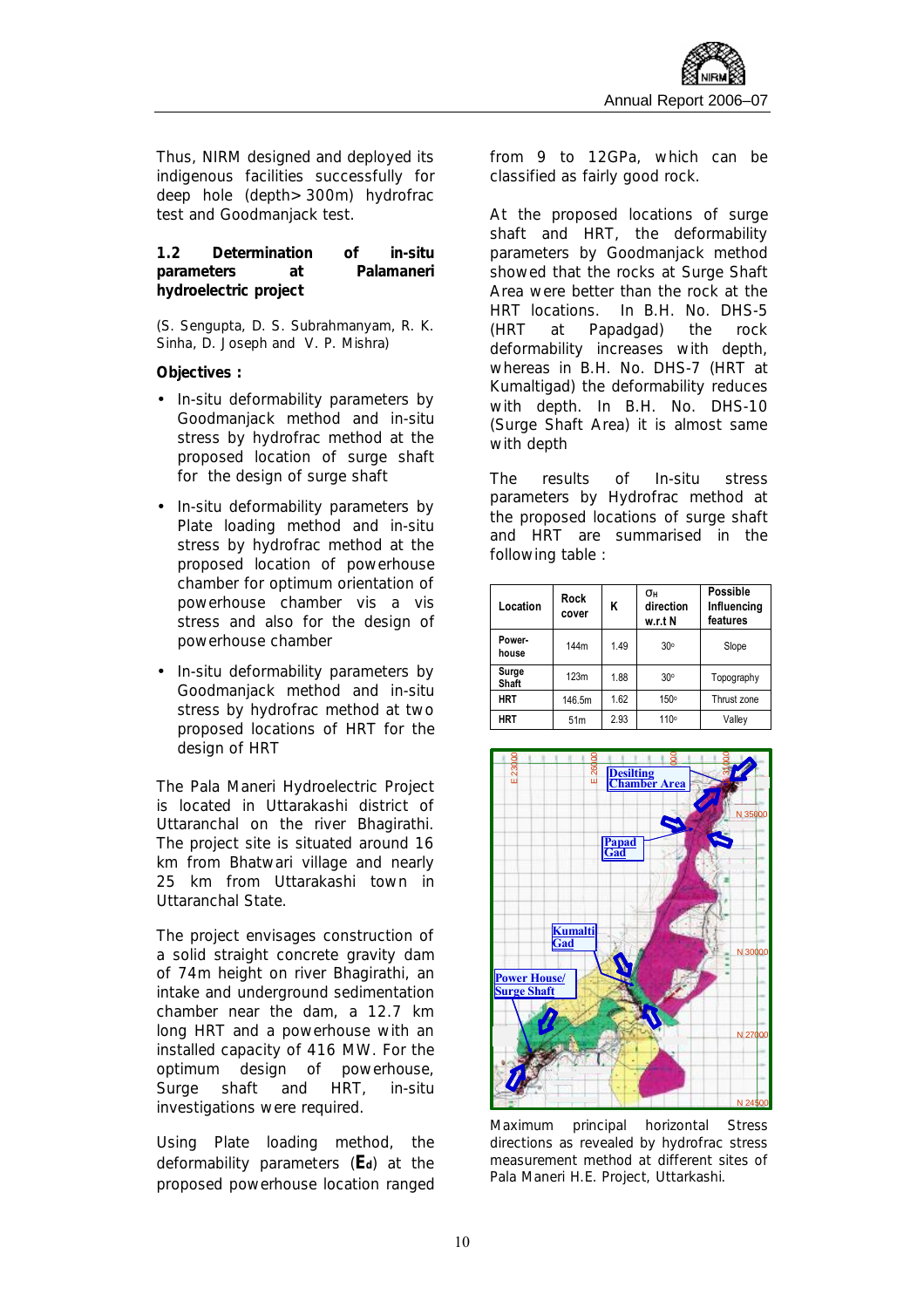Thus, NIRM designed and deployed its indigenous facilities successfully for deep hole (depth> 300m) hydrofrac test and Goodmanjack test.

### 1.2 Determination of in-situ parameters at Palamaneri hydroelectric project

(S. Sengupta, D. S. Subrahmanyam, R. K. Sinha, D. Joseph and V. P. Mishra)

**Objectives :**

- In-situ deformability parameters by Goodmanjack method and in-situ stress by hydrofrac method at the proposed location of surge shaft for the design of surge shaft
- In-situ deformability parameters by Plate loading method and in-situ stress by hydrofrac method at the proposed location of powerhouse chamber for optimum orientation of powerhouse chamber vis a vis stress and also for the design of powerhouse chamber
- In-situ deformability parameters by Goodmanjack method and in-situ stress by hydrofrac method at two proposed locations of HRT for the design of HRT

The Pala Maneri Hydroelectric Project is located in Uttarakashi district of Uttaranchal on the river Bhagirathi. The project site is situated around 16 km from Bhatwari village and nearly 25 km from Uttarakashi town in Uttaranchal State.

The project envisages construction of a solid straight concrete gravity dam of 74m height on river Bhagirathi, an intake and underground sedimentation chamber near the dam, a 12.7 km long HRT and a powerhouse with an installed capacity of 416 MW. For the optimum design of powerhouse, Surge shaft and HRT, in-situ investigations were required.

Using Plate loading method, the deformability parameters (**$E_d$**) at the proposed powerhouse location ranged from 9 to 12GPa, which can be classified as fairly good rock.

At the proposed locations of surge shaft and HRT, the deformability parameters by Goodmanjack method showed that the rocks at Surge Shaft Area were better than the rock at the HRT locations. In B.H. No. DHS-5 (HRT at Papadgad) the rock deformability increases with depth, whereas in B.H. No. DHS-7 (HRT at Kumaltigad) the deformability reduces with depth. In B.H. No. DHS-10 (Surge Shaft Area) it is almost same with depth

The results of In-situ stress parameters by Hydrofrac method at the proposed locations of surge shaft and HRT are summarised in the following table :

| Location | Rock cover | K | $\sigma_H$ direction w.r.t N | Possible Influencing features |
|---|---|---|---|---|
| Power-house | 144m | 1.49 | 30° | Slope |
| Surge Shaft | 123m | 1.88 | 30° | Topography |
| HRT | 146.5m | 1.62 | 150° | Thrust zone |
| HRT | 51m | 2.93 | 110° | Valley |

Maximum principal horizontal Stress directions as revealed by hydrofrac stress measurement method at different sites of Pala Maneri H.E. Project, Uttarkashi.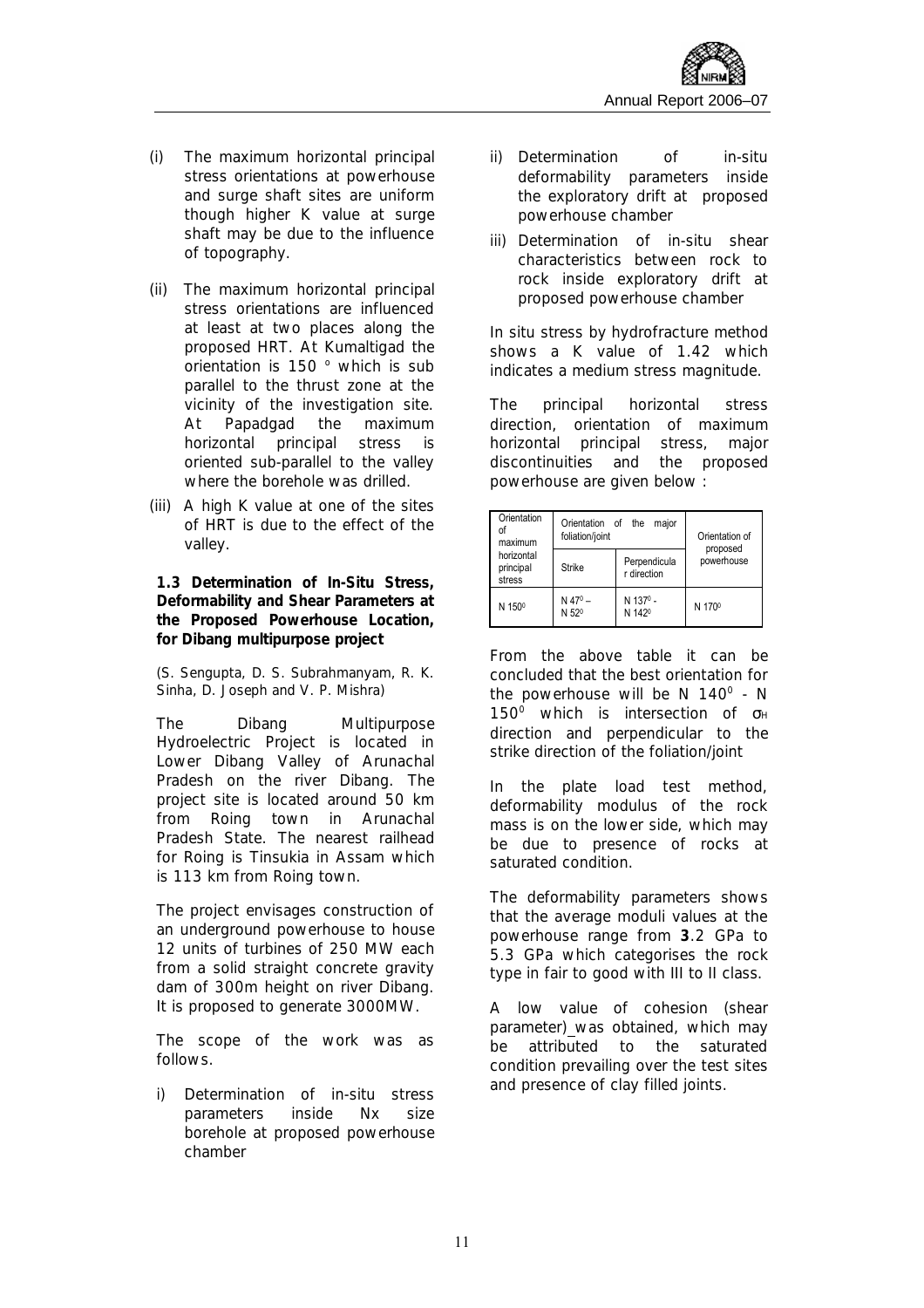(i) The maximum horizontal principal stress orientations at powerhouse and surge shaft sites are uniform though higher K value at surge shaft may be due to the influence of topography.

(ii) The maximum horizontal principal stress orientations are influenced at least at two places along the proposed HRT. At Kumaltigad the orientation is 150 ° which is sub parallel to the thrust zone at the vicinity of the investigation site. At Papadgad the maximum horizontal principal stress is oriented sub-parallel to the valley where the borehole was drilled.

(iii) A high K value at one of the sites of HRT is due to the effect of the valley.

**1.3 Determination of In-Situ Stress, Deformability and Shear Parameters at the Proposed Powerhouse Location, for Dibang multipurpose project**

(S. Sengupta, D. S. Subrahmanyam, R. K. Sinha, D. Joseph and V. P. Mishra)

The Dibang Multipurpose Hydroelectric Project is located in Lower Dibang Valley of Arunachal Pradesh on the river Dibang. The project site is located around 50 km from Roing town in Arunachal Pradesh State. The nearest railhead for Roing is Tinsukia in Assam which is 113 km from Roing town.

The project envisages construction of an underground powerhouse to house 12 units of turbines of 250 MW each from a solid straight concrete gravity dam of 300m height on river Dibang. It is proposed to generate 3000MW.

The scope of the work was as follows.

i) Determination of in-situ stress parameters inside Nx size borehole at proposed powerhouse chamber

ii) Determination of in-situ deformability parameters inside the exploratory drift at proposed powerhouse chamber

iii) Determination of in-situ shear characteristics between rock to rock inside exploratory drift at proposed powerhouse chamber

In situ stress by hydrofracture method shows a K value of 1.42 which indicates a medium stress magnitude.

The principal horizontal stress direction, orientation of maximum horizontal principal stress, major discontinuities and the proposed powerhouse are given below :

| Orientation of maximum horizontal principal stress | Orientation of the major foliation/joint | | Orientation of proposed powerhouse |
|---|---|---|---|
| | Strike | Perpendicular direction | |
| N 150$^0$ | N 47$^0$ – N 52$^0$ | N 137$^0$ - N 142$^0$ | N 170$^0$ |

From the above table it can be concluded that the best orientation for the powerhouse will be N 140$^0$ - N 150$^0$ which is intersection of $\sigma_H$ direction and perpendicular to the strike direction of the foliation/joint

In the plate load test method, deformability modulus of the rock mass is on the lower side, which may be due to presence of rocks at saturated condition.

The deformability parameters shows that the average moduli values at the powerhouse range from **3**.2 GPa to 5.3 GPa which categorises the rock type in fair to good with III to II class.

A low value of cohesion (shear parameter) was obtained, which may be attributed to the saturated condition prevailing over the test sites and presence of clay filled joints.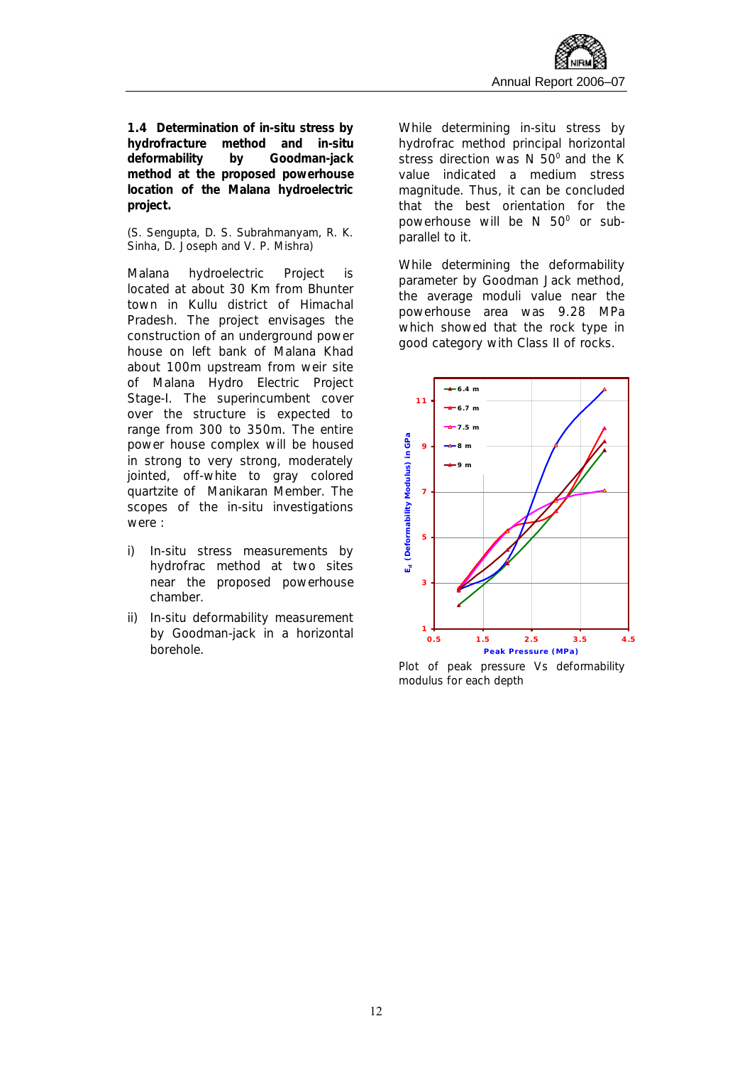### 1.4 Determination of in-situ stress by hydrofracture method and in-situ deformability by Goodman-jack method at the proposed powerhouse location of the Malana hydroelectric project.

(S. Sengupta, D. S. Subrahmanyam, R. K. Sinha, D. Joseph and V. P. Mishra)

Malana hydroelectric Project is located at about 30 Km from Bhunter town in Kullu district of Himachal Pradesh. The project envisages the construction of an underground power house on left bank of Malana Khad about 100m upstream from weir site of Malana Hydro Electric Project Stage-I. The superincumbent cover over the structure is expected to range from 300 to 350m. The entire power house complex will be housed in strong to very strong, moderately jointed, off-white to gray colored quartzite of Manikaran Member. The scopes of the in-situ investigations were :

i) In-situ stress measurements by hydrofrac method at two sites near the proposed powerhouse chamber.

ii) In-situ deformability measurement by Goodman-jack in a horizontal borehole.

While determining in-situ stress by hydrofrac method principal horizontal stress direction was N $50^0$ and the K value indicated a medium stress magnitude. Thus, it can be concluded that the best orientation for the powerhouse will be N $50^0$ or sub-parallel to it.

While determining the deformability parameter by Goodman Jack method, the average moduli value near the powerhouse area was 9.28 MPa which showed that the rock type in good category with Class II of rocks.

Plot of peak pressure Vs deformability modulus for each depth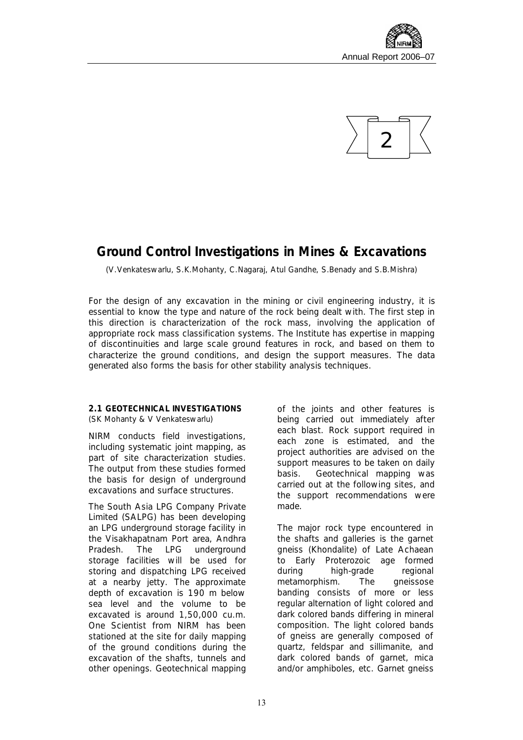2

# Ground Control Investigations in Mines & Excavations

(V.Venkateswarlu, S.K.Mohanty, C.Nagaraj, Atul Gandhe, S.Benady and S.B.Mishra)

For the design of any excavation in the mining or civil engineering industry, it is essential to know the type and nature of the rock being dealt with. The first step in this direction is characterization of the rock mass, involving the application of appropriate rock mass classification systems. The Institute has expertise in mapping of discontinuities and large scale ground features in rock, and based on them to characterize the ground conditions, and design the support measures. The data generated also forms the basis for other stability analysis techniques.

## 2.1 GEOTECHNICAL INVESTIGATIONS

(SK Mohanty & V Venkateswarlu)

NIRM conducts field investigations, including systematic joint mapping, as part of site characterization studies. The output from these studies formed the basis for design of underground excavations and surface structures.

The South Asia LPG Company Private Limited (SALPG) has been developing an LPG underground storage facility in the Visakhapatnam Port area, Andhra Pradesh. The LPG underground storage facilities will be used for storing and dispatching LPG received at a nearby jetty. The approximate depth of excavation is 190 m below sea level and the volume to be excavated is around 1,50,000 cu.m. One Scientist from NIRM has been stationed at the site for daily mapping of the ground conditions during the excavation of the shafts, tunnels and other openings. Geotechnical mapping of the joints and other features is being carried out immediately after each blast. Rock support required in each zone is estimated, and the project authorities are advised on the support measures to be taken on daily basis. Geotechnical mapping was carried out at the following sites, and the support recommendations were made.

The major rock type encountered in the shafts and galleries is the garnet gneiss (Khondalite) of Late Achaean to Early Proterozoic age formed during high-grade regional metamorphism. The gneissose banding consists of more or less regular alternation of light colored and dark colored bands differing in mineral composition. The light colored bands of gneiss are generally composed of quartz, feldspar and sillimanite, and dark colored bands of garnet, mica and/or amphiboles, etc. Garnet gneiss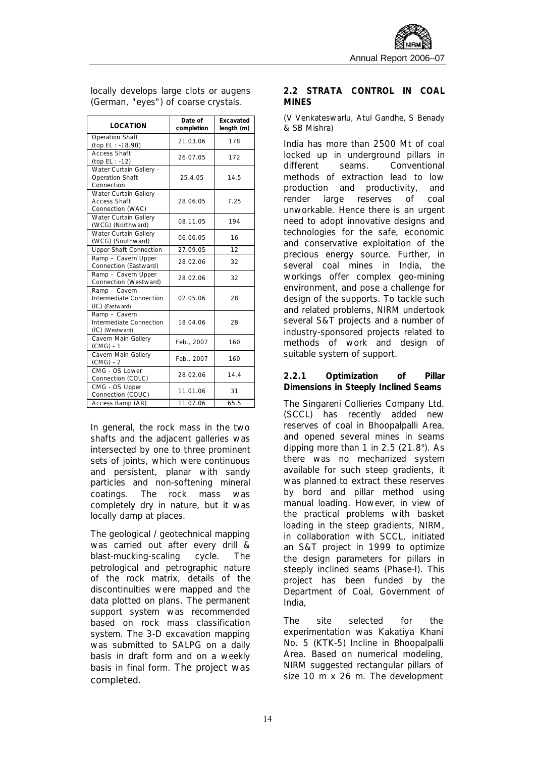locally develops large clots or augens (German, "eyes") of coarse crystals.

| LOCATION | Date of completion | Excavated length (m) |
|---|---|---|
| Operation Shaft (top EL : -18.90) | 21.03.06 | 178 |
| Access Shaft (top EL : -12) | 26.07.05 | 172 |
| Water Curtain Gallery - Operation Shaft Connection | 25.4.05 | 14.5 |
| Water Curtain Gallery - Access Shaft Connection (WAC) | 28.06.05 | 7.25 |
| Water Curtain Gallery (WCG) (Northward) | 08.11.05 | 194 |
| Water Curtain Gallery (WCG) (Southward) | 06.06.05 | 16 |
| Upper Shaft Connection | 27.09.05 | 12 |
| Ramp – Cavern Upper Connection (Eastward) | 28.02.06 | 32 |
| Ramp – Cavern Upper Connection (Westward) | 28.02.06 | 32 |
| Ramp – Cavern Intermediate Connection (IC) (Eastward) | 02.05.06 | 28 |
| Ramp – Cavern Intermediate Connection (IC) (Westward) | 18.04.06 | 28 |
| Cavern Main Gallery (CMG) - 1 | Feb., 2007 | 160 |
| Cavern Main Gallery (CMG) - 2 | Feb., 2007 | 160 |
| CMG - OS Lower Connection (COLC) | 28.02.06 | 14.4 |
| CMG - OS Upper Connection (COUC) | 11.01.06 | 31 |
| Access Ramp (AR) | 11.07.06 | 65.5 |

In general, the rock mass in the two shafts and the adjacent galleries was intersected by one to three prominent sets of joints, which were continuous and persistent, planar with sandy particles and non-softening mineral coatings. The rock mass was completely dry in nature, but it was locally damp at places.

The geological / geotechnical mapping was carried out after every drill & blast-mucking-scaling cycle. The petrological and petrographic nature of the rock matrix, details of the discontinuities were mapped and the data plotted on plans. The permanent support system was recommended based on rock mass classification system. The 3-D excavation mapping was submitted to SALPG on a daily basis in draft form and on a weekly basis in final form. The project was completed.

## 2.2 STRATA CONTROL IN COAL MINES

(V Venkateswarlu, Atul Gandhe, S Benady & SB Mishra)

India has more than 2500 Mt of coal locked up in underground pillars in different seams. Conventional methods of extraction lead to low production and productivity, and render large reserves of coal unworkable. Hence there is an urgent need to adopt innovative designs and technologies for the safe, economic and conservative exploitation of the precious energy source. Further, in several coal mines in India, the workings offer complex geo-mining environment, and pose a challenge for design of the supports. To tackle such and related problems, NIRM undertook several S&T projects and a number of industry-sponsored projects related to methods of work and design of suitable system of support.

### 2.2.1 Optimization of Pillar Dimensions in Steeply Inclined Seams

The Singareni Collieries Company Ltd. (SCCL) has recently added new reserves of coal in Bhoopalpalli Area, and opened several mines in seams dipping more than 1 in 2.5 (21.8°). As there was no mechanized system available for such steep gradients, it was planned to extract these reserves by bord and pillar method using manual loading. However, in view of the practical problems with basket loading in the steep gradients, NIRM, in collaboration with SCCL, initiated an S&T project in 1999 to optimize the design parameters for pillars in steeply inclined seams (Phase-I). This project has been funded by the Department of Coal, Government of India,

The site selected for the experimentation was Kakatiya Khani No. 5 (KTK-5) Incline in Bhoopalpalli Area. Based on numerical modeling, NIRM suggested rectangular pillars of size 10 m x 26 m. The development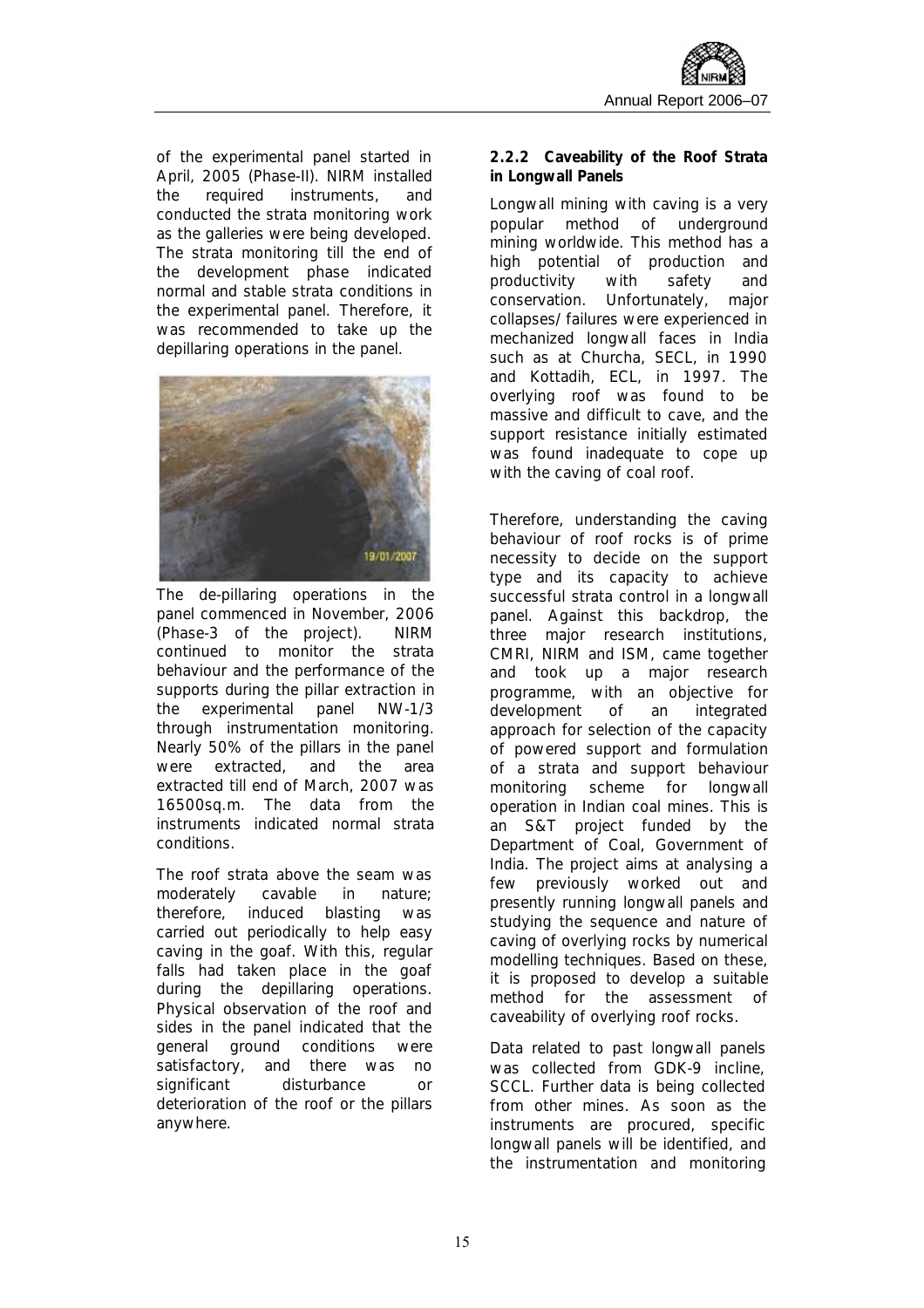of the experimental panel started in April, 2005 (Phase-II). NIRM installed the required instruments, and conducted the strata monitoring work as the galleries were being developed. The strata monitoring till the end of the development phase indicated normal and stable strata conditions in the experimental panel. Therefore, it was recommended to take up the depillaring operations in the panel.

The de-pillaring operations in the panel commenced in November, 2006 (Phase-3 of the project). NIRM continued to monitor the strata behaviour and the performance of the supports during the pillar extraction in the experimental panel NW-1/3 through instrumentation monitoring. Nearly 50% of the pillars in the panel were extracted, and the area extracted till end of March, 2007 was 16500sq.m. The data from the instruments indicated normal strata conditions.

The roof strata above the seam was moderately cavable in nature; therefore, induced blasting was carried out periodically to help easy caving in the goaf. With this, regular falls had taken place in the goaf during the depillaring operations. Physical observation of the roof and sides in the panel indicated that the general ground conditions were satisfactory, and there was no significant disturbance or deterioration of the roof or the pillars anywhere.

### 2.2.2 Caveability of the Roof Strata in Longwall Panels

Longwall mining with caving is a very popular method of underground mining worldwide. This method has a high potential of production and productivity with safety and conservation. Unfortunately, major collapses/failures were experienced in mechanized longwall faces in India such as at Churcha, SECL, in 1990 and Kottadih, ECL, in 1997. The overlying roof was found to be massive and difficult to cave, and the support resistance initially estimated was found inadequate to cope up with the caving of coal roof.

Therefore, understanding the caving behaviour of roof rocks is of prime necessity to decide on the support type and its capacity to achieve successful strata control in a longwall panel. Against this backdrop, the three major research institutions, CMRI, NIRM and ISM, came together and took up a major research programme, with an objective for development of an integrated approach for selection of the capacity of powered support and formulation of a strata and support behaviour monitoring scheme for longwall operation in Indian coal mines. This is an S&T project funded by the Department of Coal, Government of India. The project aims at analysing a few previously worked out and presently running longwall panels and studying the sequence and nature of caving of overlying rocks by numerical modelling techniques. Based on these, it is proposed to develop a suitable method for the assessment of caveability of overlying roof rocks.

Data related to past longwall panels was collected from GDK-9 incline, SCCL. Further data is being collected from other mines. As soon as the instruments are procured, specific longwall panels will be identified, and the instrumentation and monitoring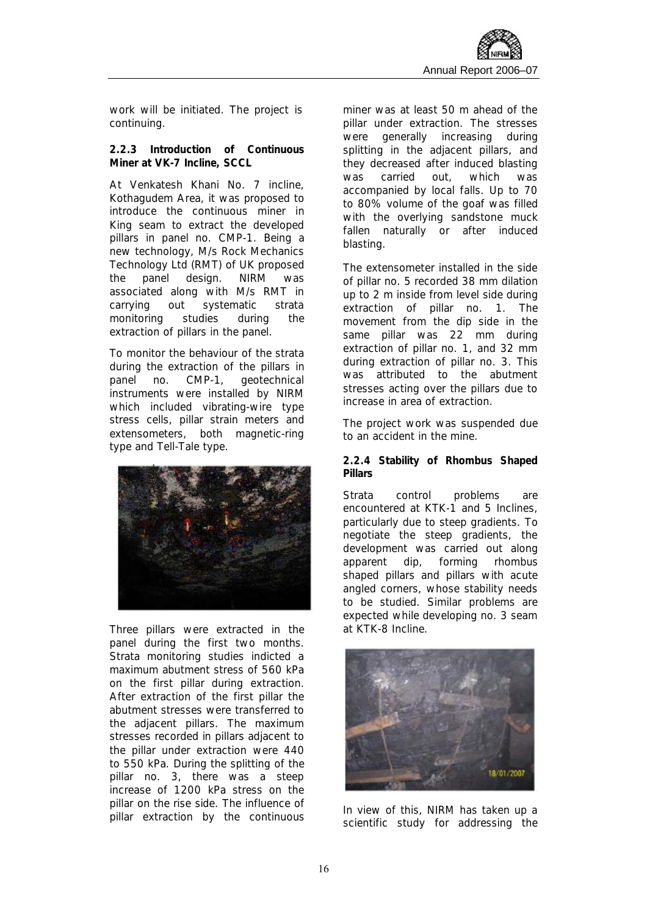work will be initiated. The project is continuing.

**2.2.3 Introduction of Continuous Miner at VK-7 Incline, SCCL**

At Venkatesh Khani No. 7 incline, Kothagudem Area, it was proposed to introduce the continuous miner in King seam to extract the developed pillars in panel no. CMP-1. Being a new technology, M/s Rock Mechanics Technology Ltd (RMT) of UK proposed the panel design. NIRM was associated along with M/s RMT in carrying out systematic strata monitoring studies during the extraction of pillars in the panel.

To monitor the behaviour of the strata during the extraction of the pillars in panel no. CMP-1, geotechnical instruments were installed by NIRM which included vibrating-wire type stress cells, pillar strain meters and extensometers, both magnetic-ring type and Tell-Tale type.

Three pillars were extracted in the panel during the first two months. Strata monitoring studies indicted a maximum abutment stress of 560 kPa on the first pillar during extraction. After extraction of the first pillar the abutment stresses were transferred to the adjacent pillars. The maximum stresses recorded in pillars adjacent to the pillar under extraction were 440 to 550 kPa. During the splitting of the pillar no. 3, there was a steep increase of 1200 kPa stress on the pillar on the rise side. The influence of pillar extraction by the continuous miner was at least 50 m ahead of the pillar under extraction. The stresses were generally increasing during splitting in the adjacent pillars, and they decreased after induced blasting was carried out, which was accompanied by local falls. Up to 70 to 80% volume of the goaf was filled with the overlying sandstone muck fallen naturally or after induced blasting.

The extensometer installed in the side of pillar no. 5 recorded 38 mm dilation up to 2 m inside from level side during extraction of pillar no. 1. The movement from the dip side in the same pillar was 22 mm during extraction of pillar no. 1, and 32 mm during extraction of pillar no. 3. This was attributed to the abutment stresses acting over the pillars due to increase in area of extraction.

The project work was suspended due to an accident in the mine.

**2.2.4 Stability of Rhombus Shaped Pillars**

Strata control problems are encountered at KTK-1 and 5 Inclines, particularly due to steep gradients. To negotiate the steep gradients, the development was carried out along apparent dip, forming rhombus shaped pillars and pillars with acute angled corners, whose stability needs to be studied. Similar problems are expected while developing no. 3 seam at KTK-8 Incline.

In view of this, NIRM has taken up a scientific study for addressing the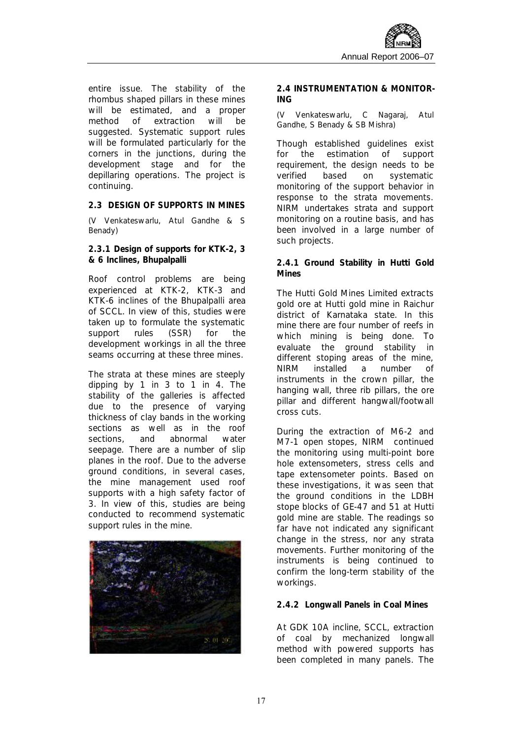entire issue. The stability of the rhombus shaped pillars in these mines will be estimated, and a proper method of extraction will be suggested. Systematic support rules will be formulated particularly for the corners in the junctions, during the development stage and for the depillaring operations. The project is continuing.

## 2.3 DESIGN OF SUPPORTS IN MINES

*(V Venkateswarlu, Atul Gandhe & S Benady)*

### 2.3.1 Design of supports for KTK-2, 3 & 6 Inclines, Bhupalpalli

Roof control problems are being experienced at KTK-2, KTK-3 and KTK-6 inclines of the Bhupalpalli area of SCCL. In view of this, studies were taken up to formulate the systematic support rules (SSR) for the development workings in all the three seams occurring at these three mines.

The strata at these mines are steeply dipping by 1 in 3 to 1 in 4. The stability of the galleries is affected due to the presence of varying thickness of clay bands in the working sections as well as in the roof sections, and abnormal water seepage. There are a number of slip planes in the roof. Due to the adverse ground conditions, in several cases, the mine management used roof supports with a high safety factor of 3. In view of this, studies are being conducted to recommend systematic support rules in the mine.

## 2.4 INSTRUMENTATION & MONITORING

*(V Venkateswarlu, C Nagaraj, Atul Gandhe, S Benady & SB Mishra)*

Though established guidelines exist for the estimation of support requirement, the design needs to be verified based on systematic monitoring of the support behavior in response to the strata movements. NIRM undertakes strata and support monitoring on a routine basis, and has been involved in a large number of such projects.

### 2.4.1 Ground Stability in Hutti Gold Mines

The Hutti Gold Mines Limited extracts gold ore at Hutti gold mine in Raichur district of Karnataka state. In this mine there are four number of reefs in which mining is being done. To evaluate the ground stability in different stoping areas of the mine, NIRM installed a number of instruments in the crown pillar, the hanging wall, three rib pillars, the ore pillar and different hangwall/footwall cross cuts.

During the extraction of M6-2 and M7-1 open stopes, NIRM continued the monitoring using multi-point bore hole extensometers, stress cells and tape extensometer points. Based on these investigations, it was seen that the ground conditions in the LDBH stope blocks of GE-47 and 51 at Hutti gold mine are stable. The readings so far have not indicated any significant change in the stress, nor any strata movements. Further monitoring of the instruments is being continued to confirm the long-term stability of the workings.

### 2.4.2 Longwall Panels in Coal Mines

At GDK 10A incline, SCCL, extraction of coal by mechanized longwall method with powered supports has been completed in many panels. The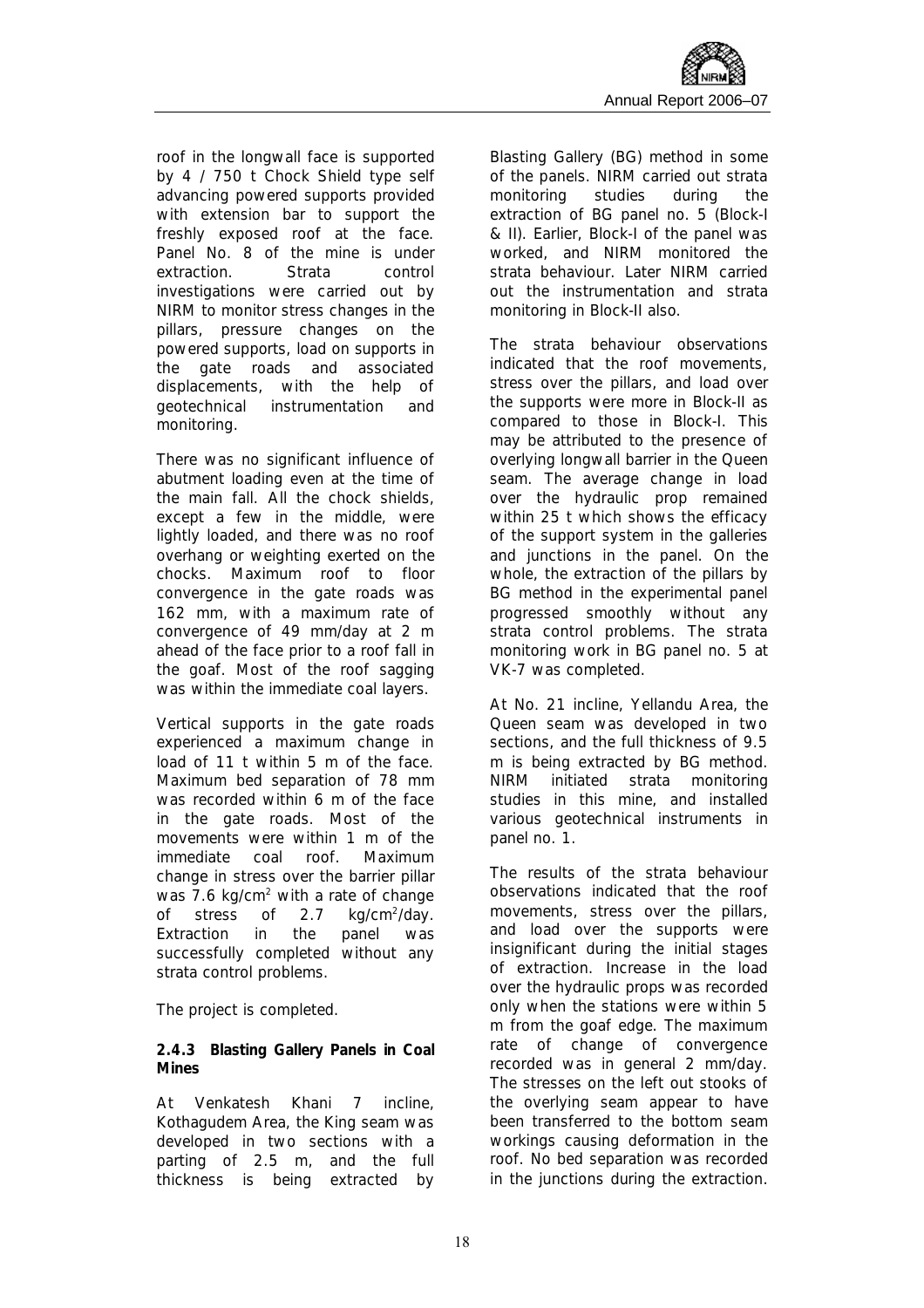roof in the longwall face is supported by 4 / 750 t Chock Shield type self advancing powered supports provided with extension bar to support the freshly exposed roof at the face. Panel No. 8 of the mine is under extraction. Strata control investigations were carried out by NIRM to monitor stress changes in the pillars, pressure changes on the powered supports, load on supports in the gate roads and associated displacements, with the help of geotechnical instrumentation and monitoring.

There was no significant influence of abutment loading even at the time of the main fall. All the chock shields, except a few in the middle, were lightly loaded, and there was no roof overhang or weighting exerted on the chocks. Maximum roof to floor convergence in the gate roads was 162 mm, with a maximum rate of convergence of 49 mm/day at 2 m ahead of the face prior to a roof fall in the goaf. Most of the roof sagging was within the immediate coal layers.

Vertical supports in the gate roads experienced a maximum change in load of 11 t within 5 m of the face. Maximum bed separation of 78 mm was recorded within 6 m of the face in the gate roads. Most of the movements were within 1 m of the immediate coal roof. Maximum change in stress over the barrier pillar was 7.6 kg/cm$^2$ with a rate of change of stress of 2.7 kg/cm$^2$/day. Extraction in the panel was successfully completed without any strata control problems.

The project is completed.

### 2.4.3 Blasting Gallery Panels in Coal Mines

At Venkatesh Khani 7 incline, Kothagudem Area, the King seam was developed in two sections with a parting of 2.5 m, and the full thickness is being extracted by Blasting Gallery (BG) method in some of the panels. NIRM carried out strata monitoring studies during the extraction of BG panel no. 5 (Block-I & II). Earlier, Block-I of the panel was worked, and NIRM monitored the strata behaviour. Later NIRM carried out the instrumentation and strata monitoring in Block-II also.

The strata behaviour observations indicated that the roof movements, stress over the pillars, and load over the supports were more in Block-II as compared to those in Block-I. This may be attributed to the presence of overlying longwall barrier in the Queen seam. The average change in load over the hydraulic prop remained within 25 t which shows the efficacy of the support system in the galleries and junctions in the panel. On the whole, the extraction of the pillars by BG method in the experimental panel progressed smoothly without any strata control problems. The strata monitoring work in BG panel no. 5 at VK-7 was completed.

At No. 21 incline, Yellandu Area, the Queen seam was developed in two sections, and the full thickness of 9.5 m is being extracted by BG method. NIRM initiated strata monitoring studies in this mine, and installed various geotechnical instruments in panel no. 1.

The results of the strata behaviour observations indicated that the roof movements, stress over the pillars, and load over the supports were insignificant during the initial stages of extraction. Increase in the load over the hydraulic props was recorded only when the stations were within 5 m from the goaf edge. The maximum rate of change of convergence recorded was in general 2 mm/day. The stresses on the left out stooks of the overlying seam appear to have been transferred to the bottom seam workings causing deformation in the roof. No bed separation was recorded in the junctions during the extraction.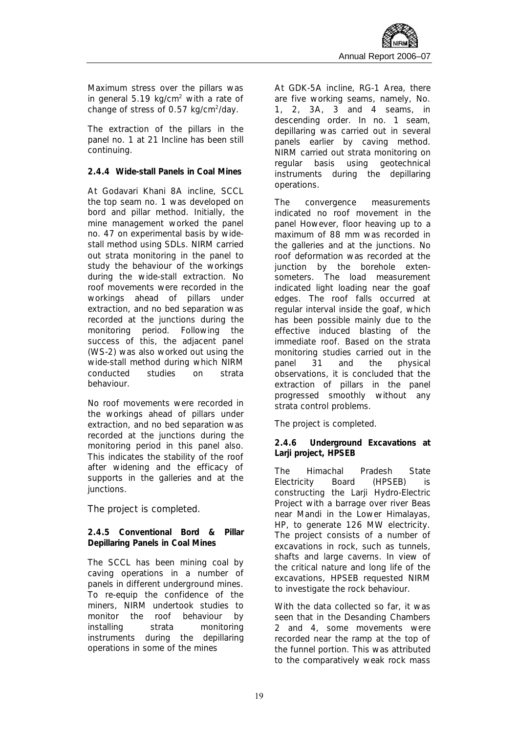Maximum stress over the pillars was in general 5.19 kg/cm$^2$ with a rate of change of stress of 0.57 kg/cm$^2$/day.

The extraction of the pillars in the panel no. 1 at 21 Incline has been still continuing.

### 2.4.4 Wide-stall Panels in Coal Mines

At Godavari Khani 8A incline, SCCL the top seam no. 1 was developed on bord and pillar method. Initially, the mine management worked the panel no. 47 on experimental basis by wide-stall method using SDLs. NIRM carried out strata monitoring in the panel to study the behaviour of the workings during the wide-stall extraction. No roof movements were recorded in the workings ahead of pillars under extraction, and no bed separation was recorded at the junctions during the monitoring period. Following the success of this, the adjacent panel (WS-2) was also worked out using the wide-stall method during which NIRM conducted studies on strata behaviour.

No roof movements were recorded in the workings ahead of pillars under extraction, and no bed separation was recorded at the junctions during the monitoring period in this panel also. This indicates the stability of the roof after widening and the efficacy of supports in the galleries and at the junctions.

The project is completed.

### 2.4.5 Conventional Bord & Pillar Depillaring Panels in Coal Mines

The SCCL has been mining coal by caving operations in a number of panels in different underground mines. To re-equip the confidence of the miners, NIRM undertook studies to monitor the roof behaviour by installing strata monitoring instruments during the depillaring operations in some of the mines

At GDK-5A incline, RG-1 Area, there are five working seams, namely, No. 1, 2, 3A, 3 and 4 seams, in descending order. In no. 1 seam, depillaring was carried out in several panels earlier by caving method. NIRM carried out strata monitoring on regular basis using geotechnical instruments during the depillaring operations.

The convergence measurements indicated no roof movement in the panel However, floor heaving up to a maximum of 88 mm was recorded in the galleries and at the junctions. No roof deformation was recorded at the junction by the borehole extensometers. The load measurement indicated light loading near the goaf edges. The roof falls occurred at regular interval inside the goaf, which has been possible mainly due to the effective induced blasting of the immediate roof. Based on the strata monitoring studies carried out in the panel 31 and the physical observations, it is concluded that the extraction of pillars in the panel progressed smoothly without any strata control problems.

The project is completed.

### 2.4.6 Underground Excavations at Larji project, HPSEB

The Himachal Pradesh State Electricity Board (HPSEB) is constructing the Larji Hydro-Electric Project with a barrage over river Beas near Mandi in the Lower Himalayas, HP, to generate 126 MW electricity. The project consists of a number of excavations in rock, such as tunnels, shafts and large caverns. In view of the critical nature and long life of the excavations, HPSEB requested NIRM to investigate the rock behaviour.

With the data collected so far, it was seen that in the Desanding Chambers 2 and 4, some movements were recorded near the ramp at the top of the funnel portion. This was attributed to the comparatively weak rock mass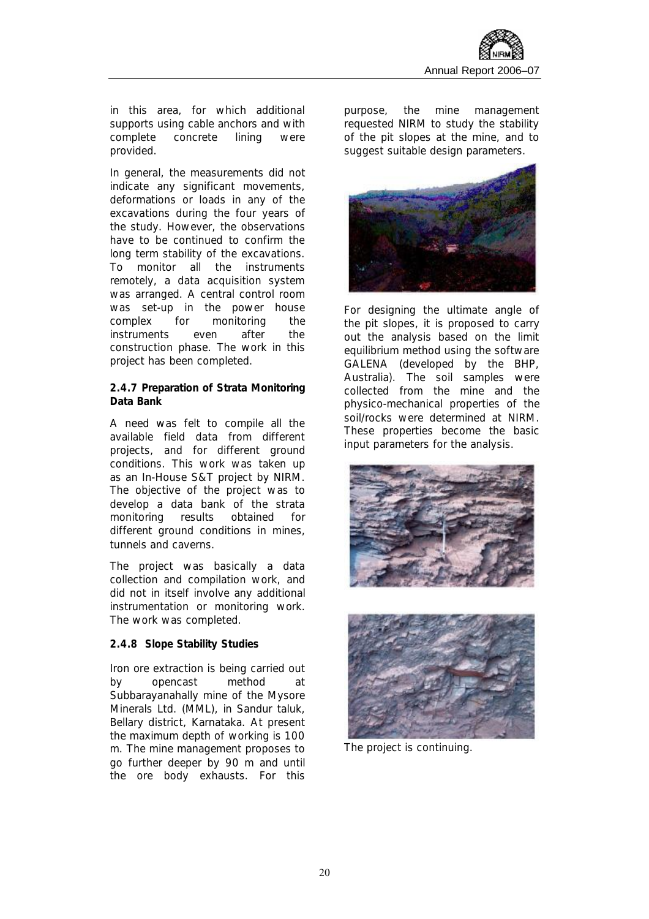in this area, for which additional supports using cable anchors and with complete concrete lining were provided.

In general, the measurements did not indicate any significant movements, deformations or loads in any of the excavations during the four years of the study. However, the observations have to be continued to confirm the long term stability of the excavations. To monitor all the instruments remotely, a data acquisition system was arranged. A central control room was set-up in the power house complex for monitoring the instruments even after the construction phase. The work in this project has been completed.

#### 2.4.7 Preparation of Strata Monitoring Data Bank

A need was felt to compile all the available field data from different projects, and for different ground conditions. This work was taken up as an In-House S&T project by NIRM. The objective of the project was to develop a data bank of the strata monitoring results obtained for different ground conditions in mines, tunnels and caverns.

The project was basically a data collection and compilation work, and did not in itself involve any additional instrumentation or monitoring work. The work was completed.

#### 2.4.8 Slope Stability Studies

Iron ore extraction is being carried out by opencast method at Subbarayanahally mine of the Mysore Minerals Ltd. (MML), in Sandur taluk, Bellary district, Karnataka. At present the maximum depth of working is 100 m. The mine management proposes to go further deeper by 90 m and until the ore body exhausts. For this purpose, the mine management requested NIRM to study the stability of the pit slopes at the mine, and to suggest suitable design parameters.

For designing the ultimate angle of the pit slopes, it is proposed to carry out the analysis based on the limit equilibrium method using the software GALENA (developed by the BHP, Australia). The soil samples were collected from the mine and the physico-mechanical properties of the soil/rocks were determined at NIRM. These properties become the basic input parameters for the analysis.

The project is continuing.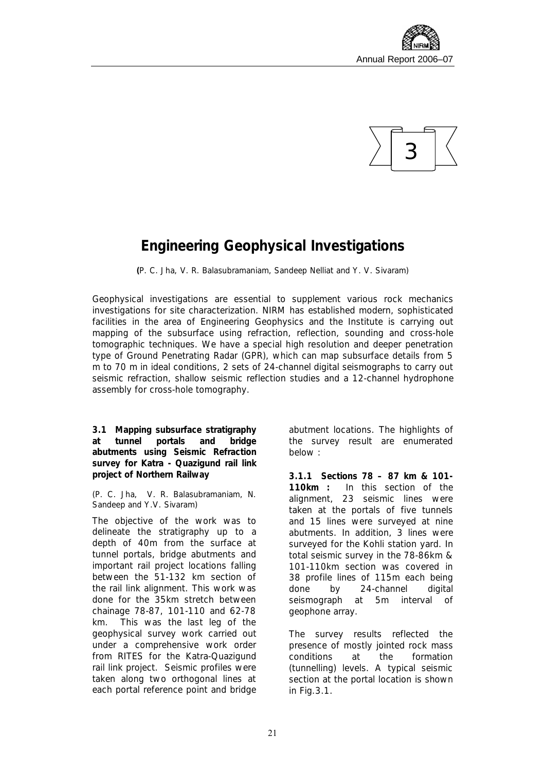# 3

# Engineering Geophysical Investigations

(P. C. Jha, V. R. Balasubramaniam, Sandeep Nelliat and Y. V. Sivaram)

Geophysical investigations are essential to supplement various rock mechanics investigations for site characterization. NIRM has established modern, sophisticated facilities in the area of Engineering Geophysics and the Institute is carrying out mapping of the subsurface using refraction, reflection, sounding and cross-hole tomographic techniques. We have a special high resolution and deeper penetration type of Ground Penetrating Radar (GPR), which can map subsurface details from 5 m to 70 m in ideal conditions, 2 sets of 24-channel digital seismographs to carry out seismic refraction, shallow seismic reflection studies and a 12-channel hydrophone assembly for cross-hole tomography.

### 3.1 Mapping subsurface stratigraphy at tunnel portals and bridge abutments using Seismic Refraction survey for Katra - Quazigund rail link project of Northern Railway

(P. C. Jha, V. R. Balasubramaniam, N. Sandeep and Y.V. Sivaram)

The objective of the work was to delineate the stratigraphy up to a depth of 40m from the surface at tunnel portals, bridge abutments and important rail project locations falling between the 51-132 km section of the rail link alignment. This work was done for the 35km stretch between chainage 78-87, 101-110 and 62-78 km. This was the last leg of the geophysical survey work carried out under a comprehensive work order from RITES for the Katra-Quazigund rail link project. Seismic profiles were taken along two orthogonal lines at each portal reference point and bridge abutment locations. The highlights of the survey result are enumerated below :

**3.1.1 Sections 78 – 87 km & 101-110km :** In this section of the alignment, 23 seismic lines were taken at the portals of five tunnels and 15 lines were surveyed at nine abutments. In addition, 3 lines were surveyed for the Kohli station yard. In total seismic survey in the 78-86km & 101-110km section was covered in 38 profile lines of 115m each being done by 24-channel digital seismograph at 5m interval of geophone array.

The survey results reflected the presence of mostly jointed rock mass conditions at the formation (tunnelling) levels. A typical seismic section at the portal location is shown in Fig.3.1.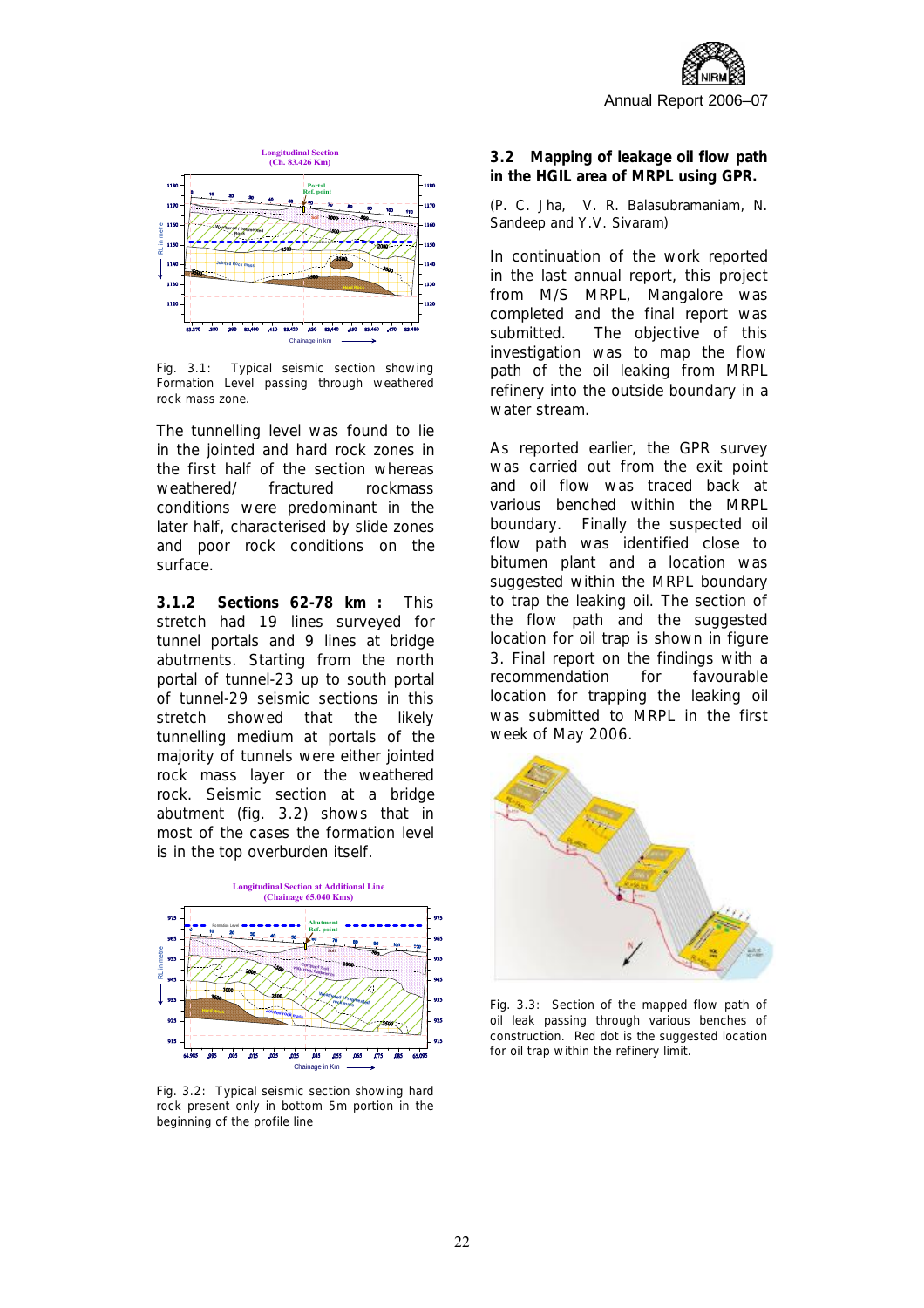Fig. 3.1: Typical seismic section showing Formation Level passing through weathered rock mass zone.

The tunnelling level was found to lie in the jointed and hard rock zones in the first half of the section whereas weathered/ fractured rockmass conditions were predominant in the later half, characterised by slide zones and poor rock conditions on the surface.

**3.1.2 Sections 62-78 km :** This stretch had 19 lines surveyed for tunnel portals and 9 lines at bridge abutments. Starting from the north portal of tunnel-23 up to south portal of tunnel-29 seismic sections in this stretch showed that the likely tunnelling medium at portals of the majority of tunnels were either jointed rock mass layer or the weathered rock. Seismic section at a bridge abutment (fig. 3.2) shows that in most of the cases the formation level is in the top overburden itself.

Fig. 3.2: Typical seismic section showing hard rock present only in bottom 5m portion in the beginning of the profile line

### 3.2 Mapping of leakage oil flow path in the HGIL area of MRPL using GPR.

(P. C. Jha, V. R. Balasubramaniam, N. Sandeep and Y.V. Sivaram)

In continuation of the work reported in the last annual report, this project from M/S MRPL, Mangalore was completed and the final report was submitted. The objective of this investigation was to map the flow path of the oil leaking from MRPL refinery into the outside boundary in a water stream.

As reported earlier, the GPR survey was carried out from the exit point and oil flow was traced back at various benched within the MRPL boundary. Finally the suspected oil flow path was identified close to bitumen plant and a location was suggested within the MRPL boundary to trap the leaking oil. The section of the flow path and the suggested location for oil trap is shown in figure 3. Final report on the findings with a recommendation for favourable location for trapping the leaking oil was submitted to MRPL in the first week of May 2006.

Fig. 3.3: Section of the mapped flow path of oil leak passing through various benches of construction. Red dot is the suggested location for oil trap within the refinery limit.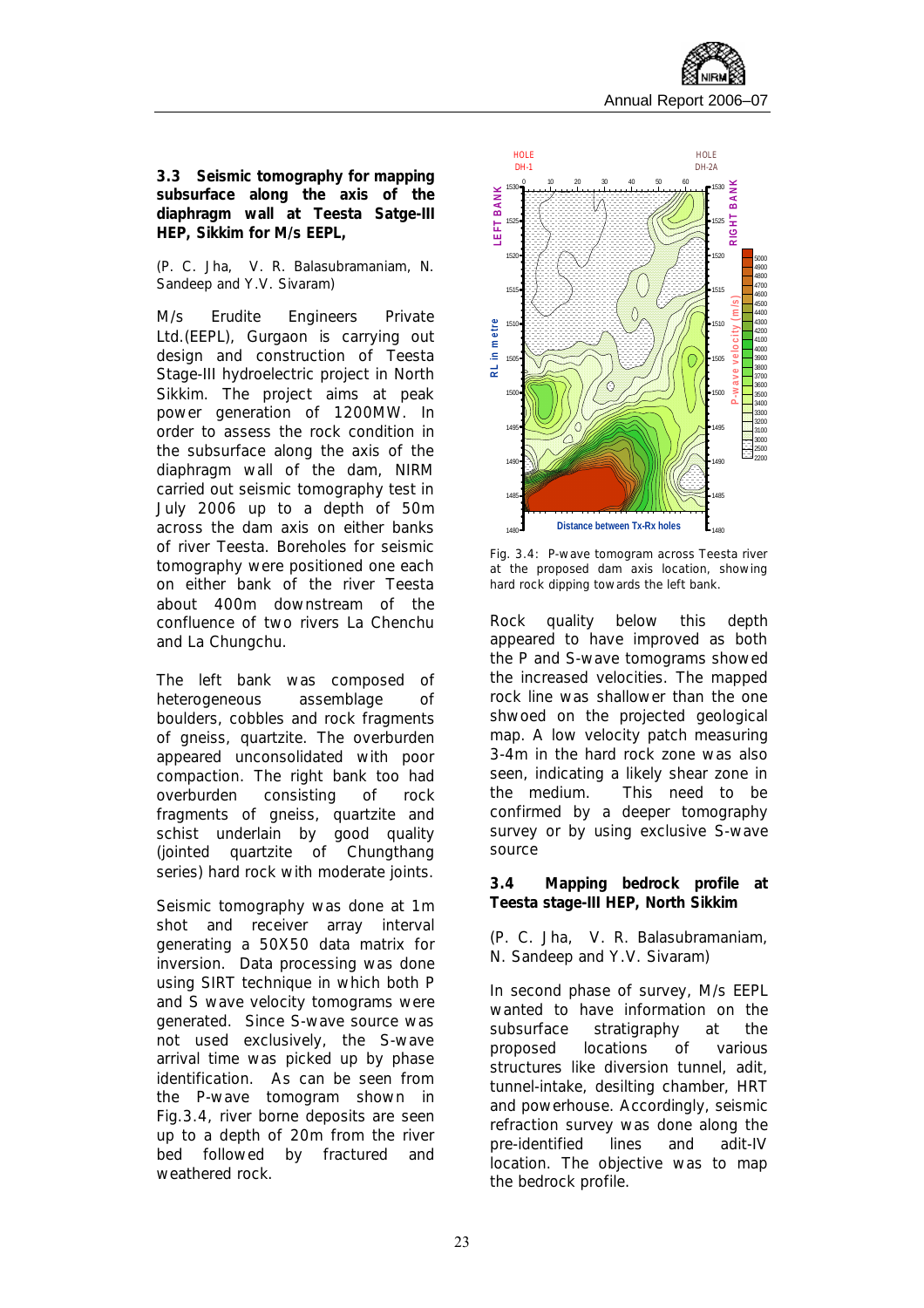### 3.3 Seismic tomography for mapping subsurface along the axis of the diaphragm wall at Teesta Satge-III HEP, Sikkim for M/s EEPL,

(P. C. Jha, V. R. Balasubramaniam, N. Sandeep and Y.V. Sivaram)

M/s Erudite Engineers Private Ltd.(EEPL), Gurgaon is carrying out design and construction of Teesta Stage-III hydroelectric project in North Sikkim. The project aims at peak power generation of 1200MW. In order to assess the rock condition in the subsurface along the axis of the diaphragm wall of the dam, NIRM carried out seismic tomography test in July 2006 up to a depth of 50m across the dam axis on either banks of river Teesta. Boreholes for seismic tomography were positioned one each on either bank of the river Teesta about 400m downstream of the confluence of two rivers La Chenchu and La Chungchu.

The left bank was composed of heterogeneous assemblage of boulders, cobbles and rock fragments of gneiss, quartzite. The overburden appeared unconsolidated with poor compaction. The right bank too had overburden consisting of rock fragments of gneiss, quartzite and schist underlain by good quality (jointed quartzite of Chungthang series) hard rock with moderate joints.

Seismic tomography was done at 1m shot and receiver array interval generating a 50X50 data matrix for inversion. Data processing was done using SIRT technique in which both P and S wave velocity tomograms were generated. Since S-wave source was not used exclusively, the S-wave arrival time was picked up by phase identification. As can be seen from the P-wave tomogram shown in Fig.3.4, river borne deposits are seen up to a depth of 20m from the river bed followed by fractured and weathered rock.

Fig. 3.4: P-wave tomogram across Teesta river at the proposed dam axis location, showing hard rock dipping towards the left bank.

Rock quality below this depth appeared to have improved as both the P and S-wave tomograms showed the increased velocities. The mapped rock line was shallower than the one shwoed on the projected geological map. A low velocity patch measuring 3-4m in the hard rock zone was also seen, indicating a likely shear zone in the medium. This need to be confirmed by a deeper tomography survey or by using exclusive S-wave source

### 3.4 Mapping bedrock profile at Teesta stage-III HEP, North Sikkim

(P. C. Jha, V. R. Balasubramaniam, N. Sandeep and Y.V. Sivaram)

In second phase of survey, M/s EEPL wanted to have information on the subsurface stratigraphy at the proposed locations of various structures like diversion tunnel, adit, tunnel-intake, desilting chamber, HRT and powerhouse. Accordingly, seismic refraction survey was done along the pre-identified lines and adit-IV location. The objective was to map the bedrock profile.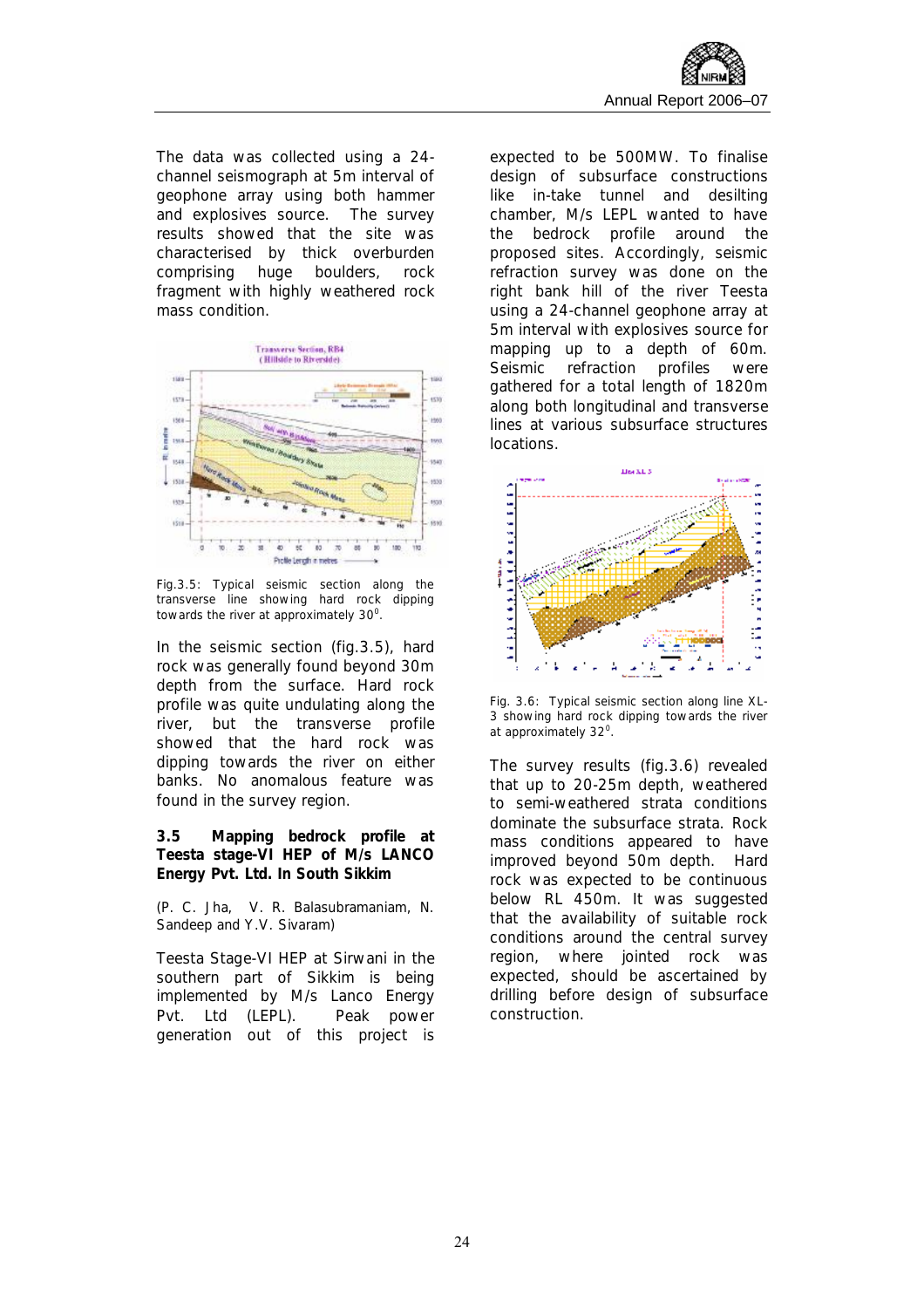The data was collected using a 24-channel seismograph at 5m interval of geophone array using both hammer and explosives source. The survey results showed that the site was characterised by thick overburden comprising huge boulders, rock fragment with highly weathered rock mass condition.

Fig.3.5: Typical seismic section along the transverse line showing hard rock dipping towards the river at approximately $30^0$.

In the seismic section (fig.3.5), hard rock was generally found beyond 30m depth from the surface. Hard rock profile was quite undulating along the river, but the transverse profile showed that the hard rock was dipping towards the river on either banks. No anomalous feature was found in the survey region.

### 3.5 Mapping bedrock profile at Teesta stage-VI HEP of M/s LANCO Energy Pvt. Ltd. In South Sikkim

(P. C. Jha, V. R. Balasubramaniam, N. Sandeep and Y.V. Sivaram)

Teesta Stage-VI HEP at Sirwani in the southern part of Sikkim is being implemented by M/s Lanco Energy Pvt. Ltd (LEPL). Peak power generation out of this project is expected to be 500MW. To finalise design of subsurface constructions like in-take tunnel and desilting chamber, M/s LEPL wanted to have the bedrock profile around the proposed sites. Accordingly, seismic refraction survey was done on the right bank hill of the river Teesta using a 24-channel geophone array at 5m interval with explosives source for mapping up to a depth of 60m. Seismic refraction profiles were gathered for a total length of 1820m along both longitudinal and transverse lines at various subsurface structures locations.

Fig. 3.6: Typical seismic section along line XL-3 showing hard rock dipping towards the river at approximately $32^0$.

The survey results (fig.3.6) revealed that up to 20-25m depth, weathered to semi-weathered strata conditions dominate the subsurface strata. Rock mass conditions appeared to have improved beyond 50m depth. Hard rock was expected to be continuous below RL 450m. It was suggested that the availability of suitable rock conditions around the central survey region, where jointed rock was expected, should be ascertained by drilling before design of subsurface construction.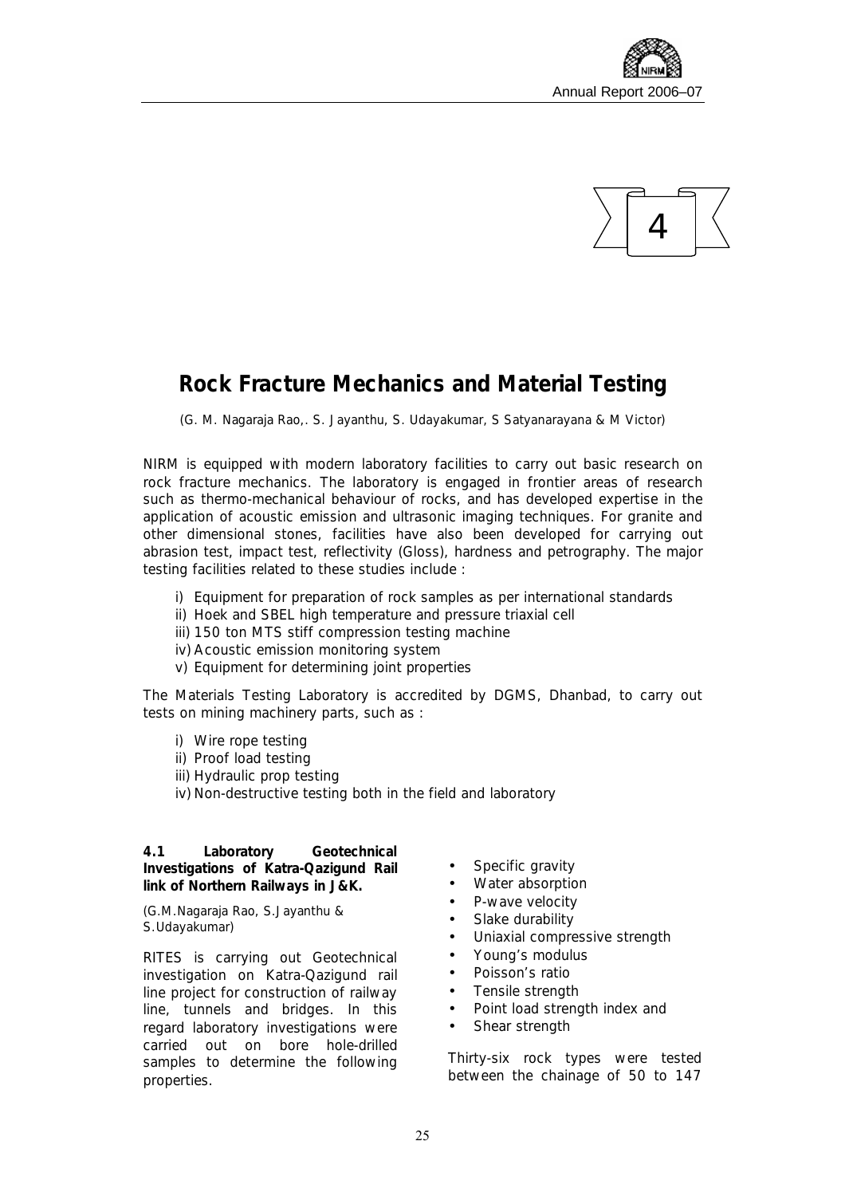# 4

## Rock Fracture Mechanics and Material Testing

(G. M. Nagaraja Rao,. S. Jayanthu, S. Udayakumar, S Satyanarayana & M Victor)

NIRM is equipped with modern laboratory facilities to carry out basic research on rock fracture mechanics. The laboratory is engaged in frontier areas of research such as thermo-mechanical behaviour of rocks, and has developed expertise in the application of acoustic emission and ultrasonic imaging techniques. For granite and other dimensional stones, facilities have also been developed for carrying out abrasion test, impact test, reflectivity (Gloss), hardness and petrography. The major testing facilities related to these studies include :

i) Equipment for preparation of rock samples as per international standards
ii) Hoek and SBEL high temperature and pressure triaxial cell
iii) 150 ton MTS stiff compression testing machine
iv) Acoustic emission monitoring system
v) Equipment for determining joint properties

The Materials Testing Laboratory is accredited by DGMS, Dhanbad, to carry out tests on mining machinery parts, such as :

i) Wire rope testing
ii) Proof load testing
iii) Hydraulic prop testing
iv) Non-destructive testing both in the field and laboratory

### 4.1 Laboratory Geotechnical Investigations of Katra-Qazigund Rail link of Northern Railways in J&K.

(G.M.Nagaraja Rao, S.Jayanthu & S.Udayakumar)

RITES is carrying out Geotechnical investigation on Katra-Qazigund rail line project for construction of railway line, tunnels and bridges. In this regard laboratory investigations were carried out on bore hole-drilled samples to determine the following properties.

- Specific gravity
- Water absorption
- P-wave velocity
- Slake durability
- Uniaxial compressive strength
- Young's modulus
- Poisson's ratio
- Tensile strength
- Point load strength index and
- Shear strength

Thirty-six rock types were tested between the chainage of 50 to 147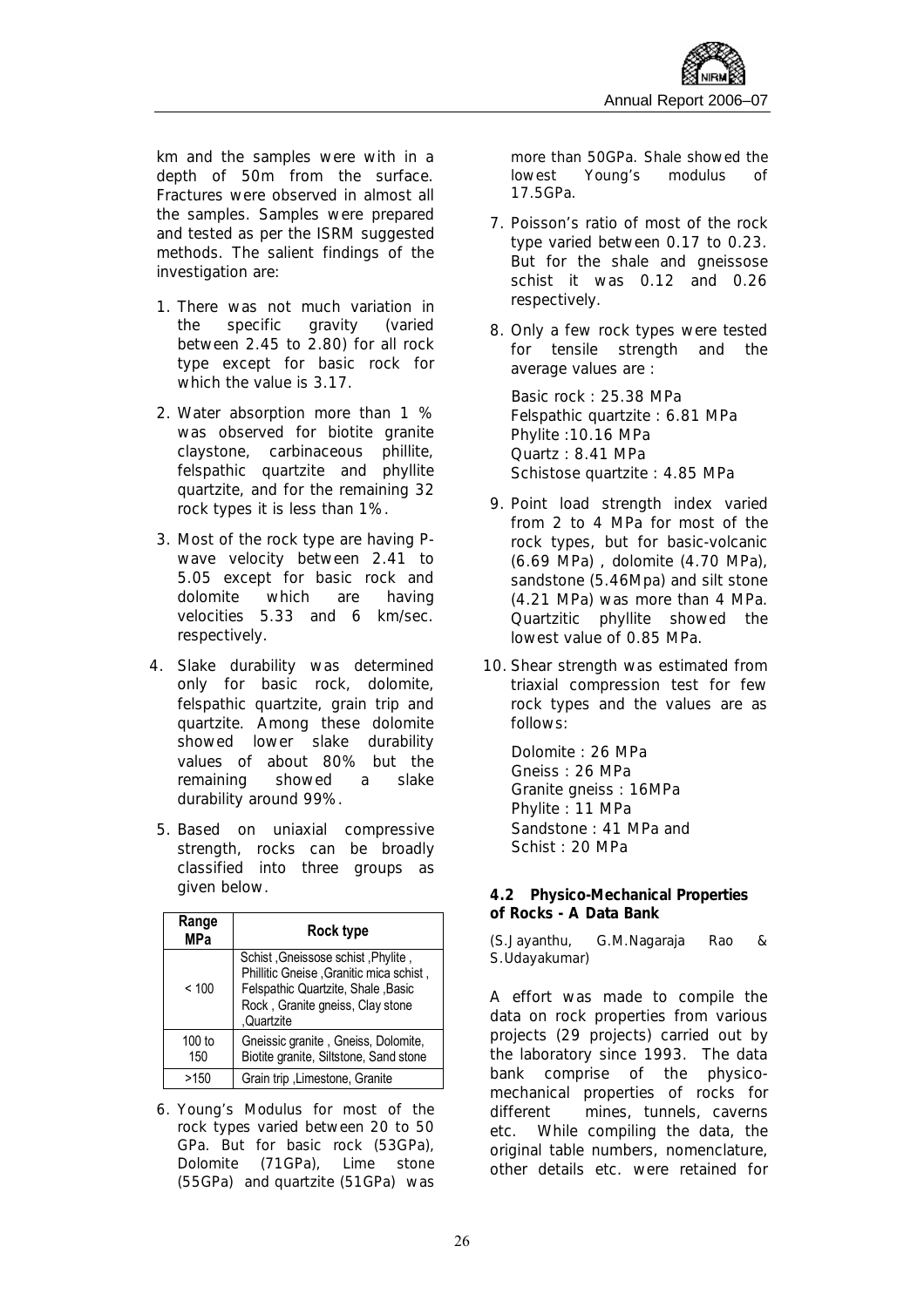km and the samples were with in a depth of 50m from the surface. Fractures were observed in almost all the samples. Samples were prepared and tested as per the ISRM suggested methods. The salient findings of the investigation are:

1. There was not much variation in the specific gravity (varied between 2.45 to 2.80) for all rock type except for basic rock for which the value is 3.17.

2. Water absorption more than 1 % was observed for biotite granite claystone, carbinaceous phillite, felspathic quartzite and phyllite quartzite, and for the remaining 32 rock types it is less than 1%.

3. Most of the rock type are having P-wave velocity between 2.41 to 5.05 except for basic rock and dolomite which are having velocities 5.33 and 6 km/sec. respectively.

4. Slake durability was determined only for basic rock, dolomite, felspathic quartzite, grain trip and quartzite. Among these dolomite showed lower slake durability values of about 80% but the remaining showed a slake durability around 99%.

5. Based on uniaxial compressive strength, rocks can be broadly classified into three groups as given below.

| Range MPa | Rock type |
|---|---|
| < 100 | Schist ,Gneissose schist ,Phylite , Phillitic Gneise ,Granitic mica schist , Felspathic Quartzite, Shale ,Basic Rock , Granite gneiss, Clay stone ,Quartzite |
| 100 to 150 | Gneissic granite , Gneiss, Dolomite, Biotite granite, Siltstone, Sand stone |
| >150 | Grain trip ,Limestone, Granite |

6. Young's Modulus for most of the rock types varied between 20 to 50 GPa. But for basic rock (53GPa), Dolomite (71GPa), Lime stone (55GPa) and quartzite (51GPa) was more than 50GPa. Shale showed the lowest Young's modulus of 17.5GPa.

7. Poisson's ratio of most of the rock type varied between 0.17 to 0.23. But for the shale and gneissose schist it was 0.12 and 0.26 respectively.

8. Only a few rock types were tested for tensile strength and the average values are :

   Basic rock : 25.38 MPa
   Felspathic quartzite : 6.81 MPa
   Phylite :10.16 MPa
   Quartz : 8.41 MPa
   Schistose quartzite : 4.85 MPa

9. Point load strength index varied from 2 to 4 MPa for most of the rock types, but for basic-volcanic (6.69 MPa) , dolomite (4.70 MPa), sandstone (5.46Mpa) and silt stone (4.21 MPa) was more than 4 MPa. Quartzitic phyllite showed the lowest value of 0.85 MPa.

10. Shear strength was estimated from triaxial compression test for few rock types and the values are as follows:

    Dolomite : 26 MPa
    Gneiss : 26 MPa
    Granite gneiss : 16MPa
    Phylite : 11 MPa
    Sandstone : 41 MPa and
    Schist : 20 MPa

### 4.2 Physico-Mechanical Properties of Rocks - A Data Bank

(S.Jayanthu, G.M.Nagaraja Rao & S.Udayakumar)

A effort was made to compile the data on rock properties from various projects (29 projects) carried out by the laboratory since 1993. The data bank comprise of the physico-mechanical properties of rocks for different mines, tunnels, caverns etc. While compiling the data, the original table numbers, nomenclature, other details etc. were retained for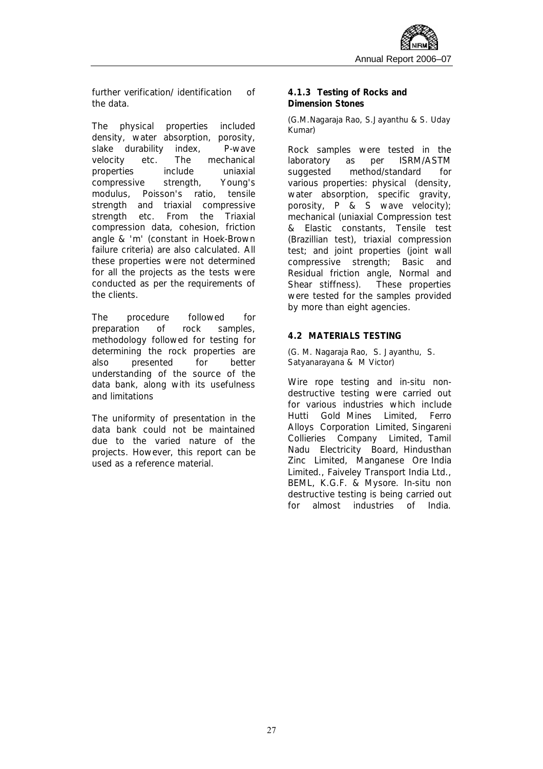further verification/ identification of the data.

The physical properties included density, water absorption, porosity, slake durability index, P-wave velocity etc. The mechanical properties include uniaxial compressive strength, Young's modulus, Poisson's ratio, tensile strength and triaxial compressive strength etc. From the Triaxial compression data, cohesion, friction angle & 'm' (constant in Hoek-Brown failure criteria) are also calculated. All these properties were not determined for all the projects as the tests were conducted as per the requirements of the clients.

The procedure followed for preparation of rock samples, methodology followed for testing for determining the rock properties are also presented for better understanding of the source of the data bank, along with its usefulness and limitations

The uniformity of presentation in the data bank could not be maintained due to the varied nature of the projects. However, this report can be used as a reference material.

#### 4.1.3 Testing of Rocks and Dimension Stones

(G.M.Nagaraja Rao, S.Jayanthu & S. Uday Kumar)

Rock samples were tested in the laboratory as per ISRM/ASTM suggested method/standard for various properties: physical (density, water absorption, specific gravity, porosity, P & S wave velocity); mechanical (uniaxial Compression test & Elastic constants, Tensile test (Brazillian test), triaxial compression test; and joint properties (joint wall compressive strength; Basic and Residual friction angle, Normal and Shear stiffness). These properties were tested for the samples provided by more than eight agencies.

### 4.2 MATERIALS TESTING

(G. M. Nagaraja Rao, S. Jayanthu, S. Satyanarayana & M Victor)

Wire rope testing and in-situ non-destructive testing were carried out for various industries which include Hutti Gold Mines Limited, Ferro Alloys Corporation Limited, Singareni Collieries Company Limited, Tamil Nadu Electricity Board, Hindusthan Zinc Limited, Manganese Ore India Limited., Faiveley Transport India Ltd., BEML, K.G.F. & Mysore. In-situ non destructive testing is being carried out for almost industries of India.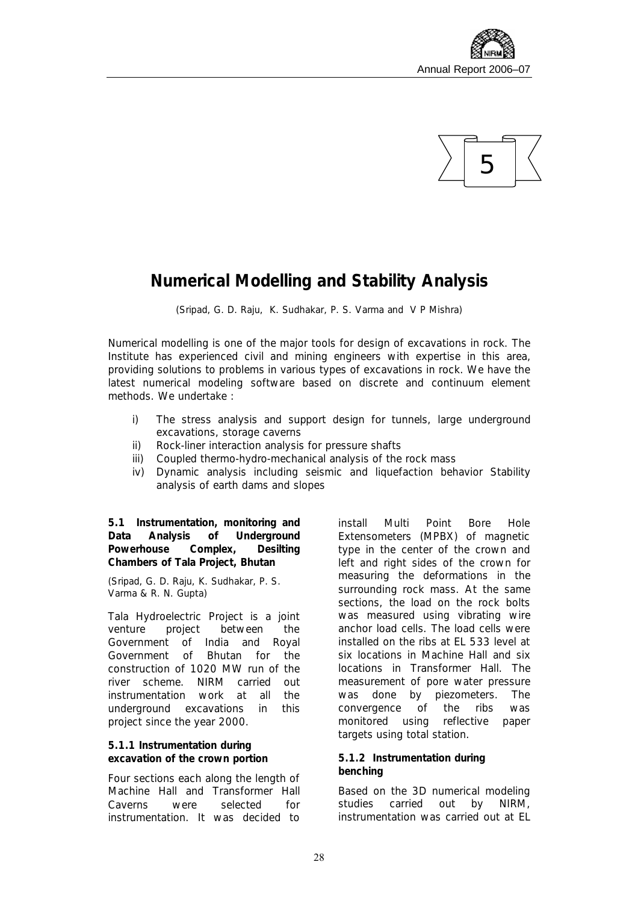# 5

# Numerical Modelling and Stability Analysis

(Sripad, G. D. Raju, K. Sudhakar, P. S. Varma and V P Mishra)

Numerical modelling is one of the major tools for design of excavations in rock. The Institute has experienced civil and mining engineers with expertise in this area, providing solutions to problems in various types of excavations in rock. We have the latest numerical modeling software based on discrete and continuum element methods. We undertake :

i) The stress analysis and support design for tunnels, large underground excavations, storage caverns
ii) Rock-liner interaction analysis for pressure shafts
iii) Coupled thermo-hydro-mechanical analysis of the rock mass
iv) Dynamic analysis including seismic and liquefaction behavior Stability analysis of earth dams and slopes

## 5.1 Instrumentation, monitoring and Data Analysis of Underground Powerhouse Complex, Desilting Chambers of Tala Project, Bhutan

(Sripad, G. D. Raju, K. Sudhakar, P. S. Varma & R. N. Gupta)

Tala Hydroelectric Project is a joint venture project between the Government of India and Royal Government of Bhutan for the construction of 1020 MW run of the river scheme. NIRM carried out instrumentation work at all the underground excavations in this project since the year 2000.

### 5.1.1 Instrumentation during excavation of the crown portion

Four sections each along the length of Machine Hall and Transformer Hall Caverns were selected for instrumentation. It was decided to install Multi Point Bore Hole Extensometers (MPBX) of magnetic type in the center of the crown and left and right sides of the crown for measuring the deformations in the surrounding rock mass. At the same sections, the load on the rock bolts was measured using vibrating wire anchor load cells. The load cells were installed on the ribs at EL 533 level at six locations in Machine Hall and six locations in Transformer Hall. The measurement of pore water pressure was done by piezometers. The convergence of the ribs was monitored using reflective paper targets using total station.

### 5.1.2 Instrumentation during benching

Based on the 3D numerical modeling studies carried out by NIRM, instrumentation was carried out at EL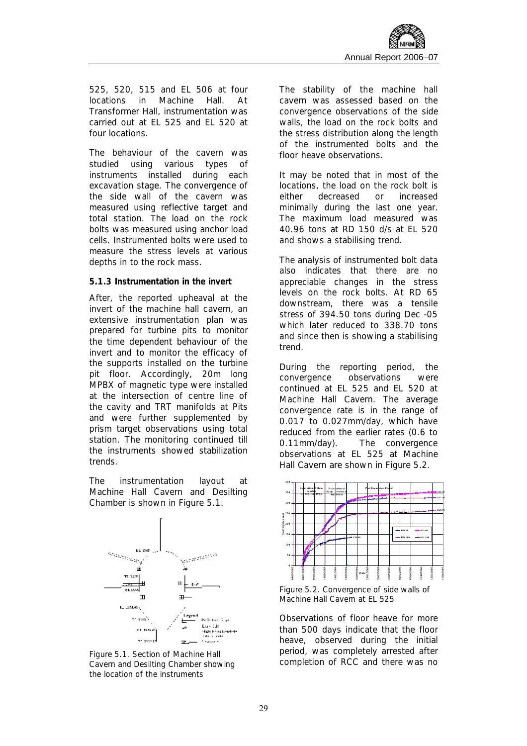525, 520, 515 and EL 506 at four locations in Machine Hall. At Transformer Hall, instrumentation was carried out at EL 525 and EL 520 at four locations.

The behaviour of the cavern was studied using various types of instruments installed during each excavation stage. The convergence of the side wall of the cavern was measured using reflective target and total station. The load on the rock bolts was measured using anchor load cells. Instrumented bolts were used to measure the stress levels at various depths in to the rock mass.

### 5.1.3 Instrumentation in the invert

After, the reported upheaval at the invert of the machine hall cavern, an extensive instrumentation plan was prepared for turbine pits to monitor the time dependent behaviour of the invert and to monitor the efficacy of the supports installed on the turbine pit floor. Accordingly, 20m long MPBX of magnetic type were installed at the intersection of centre line of the cavity and TRT manifolds at Pits and were further supplemented by prism target observations using total station. The monitoring continued till the instruments showed stabilization trends.

The instrumentation layout at Machine Hall Cavern and Desilting Chamber is shown in Figure 5.1.

Figure 5.1. Section of Machine Hall Cavern and Desilting Chamber showing the location of the instruments

The stability of the machine hall cavern was assessed based on the convergence observations of the side walls, the load on the rock bolts and the stress distribution along the length of the instrumented bolts and the floor heave observations.

It may be noted that in most of the locations, the load on the rock bolt is either decreased or increased minimally during the last one year. The maximum load measured was 40.96 tons at RD 150 d/s at EL 520 and shows a stabilising trend.

The analysis of instrumented bolt data also indicates that there are no appreciable changes in the stress levels on the rock bolts. At RD 65 downstream, there was a tensile stress of 394.50 tons during Dec -05 which later reduced to 338.70 tons and since then is showing a stabilising trend.

During the reporting period, the convergence observations were continued at EL 525 and EL 520 at Machine Hall Cavern. The average convergence rate is in the range of 0.017 to 0.027mm/day, which have reduced from the earlier rates (0.6 to 0.11mm/day). The convergence observations at EL 525 at Machine Hall Cavern are shown in Figure 5.2.

Figure 5.2. Convergence of side walls of Machine Hall Cavern at EL 525

Observations of floor heave for more than 500 days indicate that the floor heave, observed during the initial period, was completely arrested after completion of RCC and there was no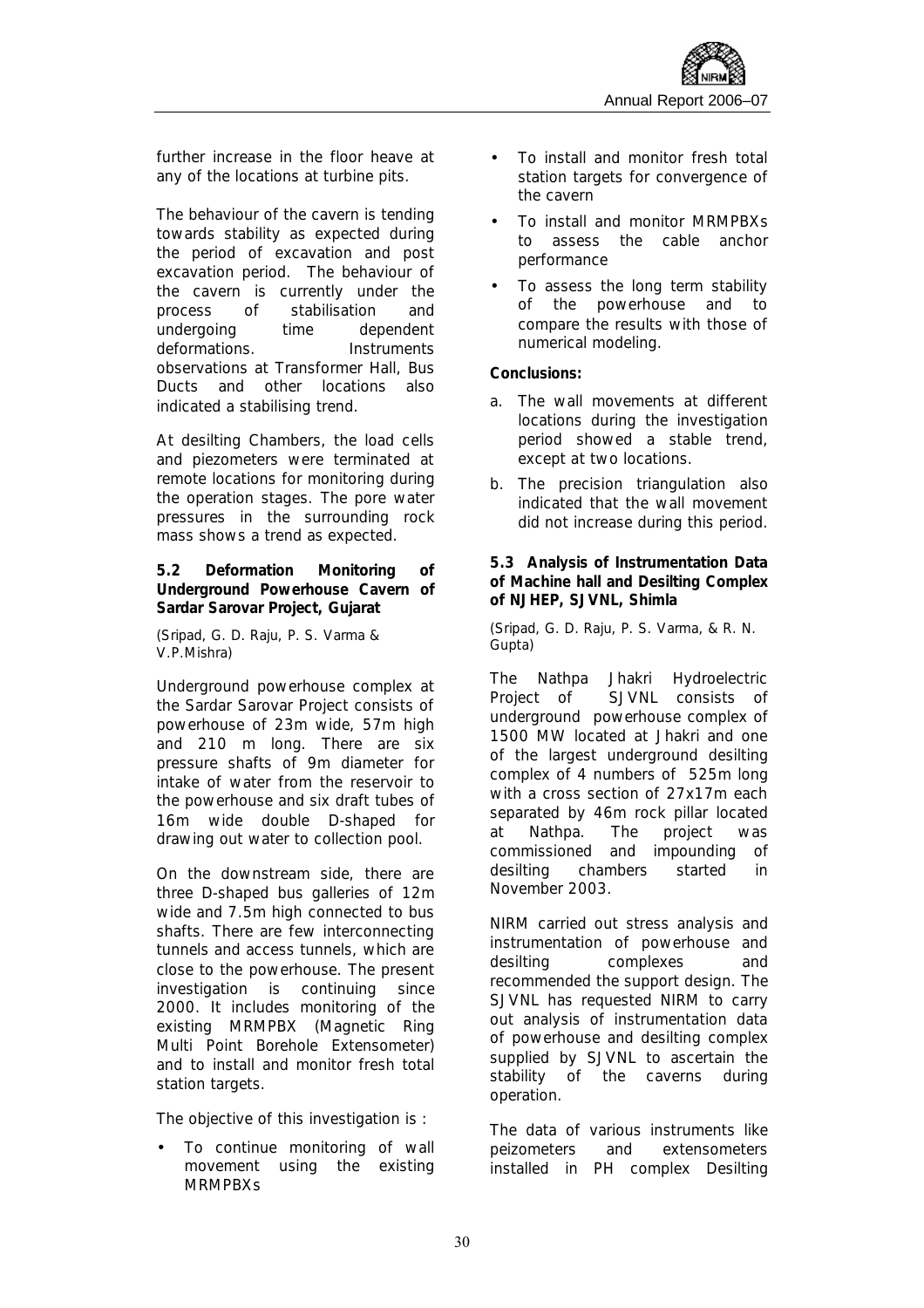further increase in the floor heave at any of the locations at turbine pits.

The behaviour of the cavern is tending towards stability as expected during the period of excavation and post excavation period. The behaviour of the cavern is currently under the process of stabilisation and undergoing time dependent deformations. Instruments observations at Transformer Hall, Bus Ducts and other locations also indicated a stabilising trend.

At desilting Chambers, the load cells and piezometers were terminated at remote locations for monitoring during the operation stages. The pore water pressures in the surrounding rock mass shows a trend as expected.

### 5.2 Deformation Monitoring of Underground Powerhouse Cavern of Sardar Sarovar Project, Gujarat

(Sripad, G. D. Raju, P. S. Varma & V.P.Mishra)

Underground powerhouse complex at the Sardar Sarovar Project consists of powerhouse of 23m wide, 57m high and 210 m long. There are six pressure shafts of 9m diameter for intake of water from the reservoir to the powerhouse and six draft tubes of 16m wide double D-shaped for drawing out water to collection pool.

On the downstream side, there are three D-shaped bus galleries of 12m wide and 7.5m high connected to bus shafts. There are few interconnecting tunnels and access tunnels, which are close to the powerhouse. The present investigation is continuing since 2000. It includes monitoring of the existing MRMPBX (Magnetic Ring Multi Point Borehole Extensometer) and to install and monitor fresh total station targets.

The objective of this investigation is :

- To continue monitoring of wall movement using the existing MRMPBXs
- To install and monitor fresh total station targets for convergence of the cavern
- To install and monitor MRMPBXs to assess the cable anchor performance
- To assess the long term stability of the powerhouse and to compare the results with those of numerical modeling.

**Conclusions:**

a. The wall movements at different locations during the investigation period showed a stable trend, except at two locations.

b. The precision triangulation also indicated that the wall movement did not increase during this period.

### 5.3 Analysis of Instrumentation Data of Machine hall and Desilting Complex of NJHEP, SJVNL, Shimla

(Sripad, G. D. Raju, P. S. Varma, & R. N. Gupta)

The Nathpa Jhakri Hydroelectric Project of SJVNL consists of underground powerhouse complex of 1500 MW located at Jhakri and one of the largest underground desilting complex of 4 numbers of 525m long with a cross section of 27x17m each separated by 46m rock pillar located at Nathpa. The project was commissioned and impounding of desilting chambers started in November 2003.

NIRM carried out stress analysis and instrumentation of powerhouse and desilting complexes and recommended the support design. The SJVNL has requested NIRM to carry out analysis of instrumentation data of powerhouse and desilting complex supplied by SJVNL to ascertain the stability of the caverns during operation.

The data of various instruments like peizometers and extensometers installed in PH complex Desilting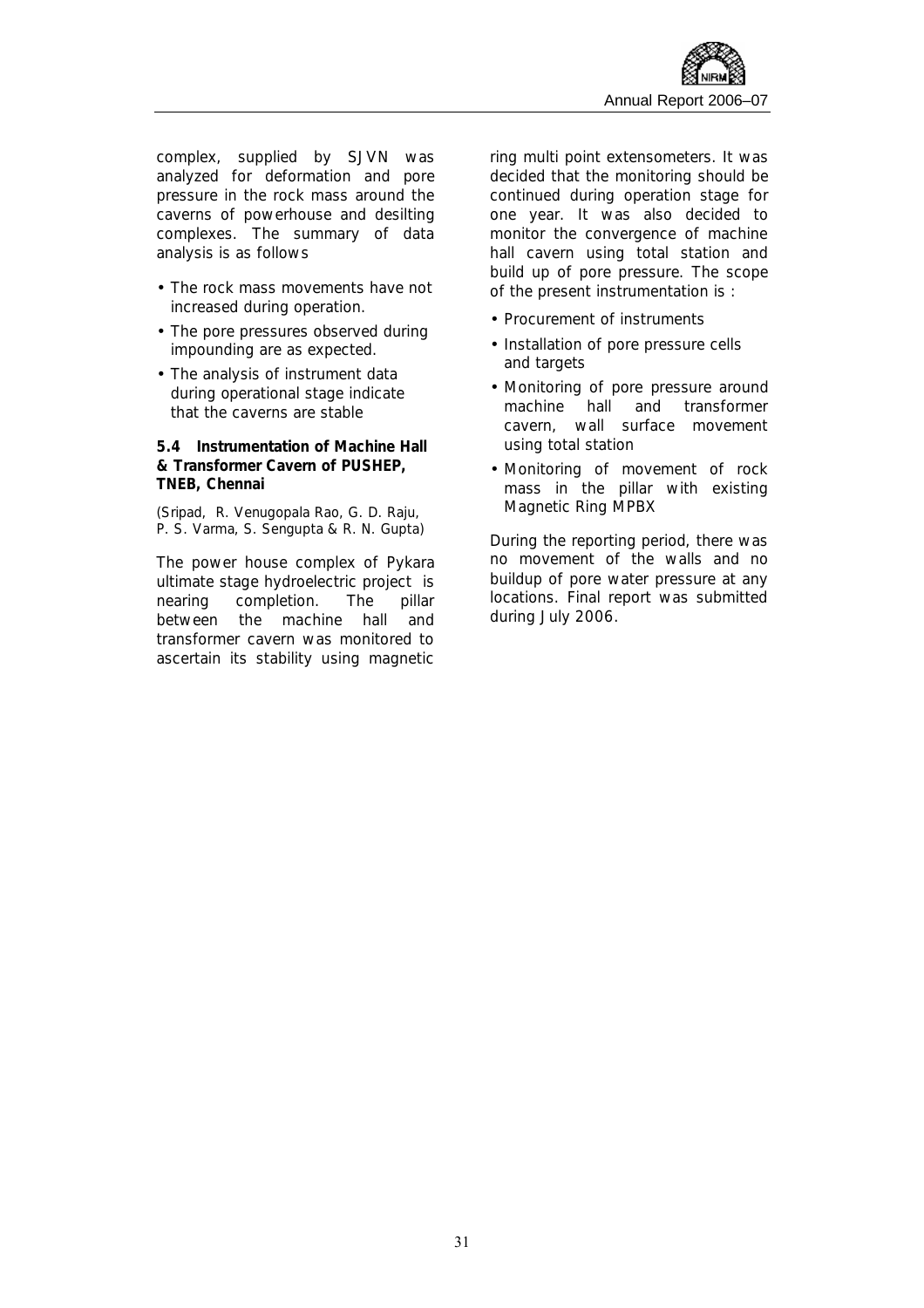complex, supplied by SJVN was analyzed for deformation and pore pressure in the rock mass around the caverns of powerhouse and desilting complexes. The summary of data analysis is as follows

- The rock mass movements have not increased during operation.
- The pore pressures observed during impounding are as expected.
- The analysis of instrument data during operational stage indicate that the caverns are stable

### 5.4 Instrumentation of Machine Hall & Transformer Cavern of PUSHEP, TNEB, Chennai

*(Sripad, R. Venugopala Rao, G. D. Raju, P. S. Varma, S. Sengupta & R. N. Gupta)*

The power house complex of Pykara ultimate stage hydroelectric project is nearing completion. The pillar between the machine hall and transformer cavern was monitored to ascertain its stability using magnetic ring multi point extensometers. It was decided that the monitoring should be continued during operation stage for one year. It was also decided to monitor the convergence of machine hall cavern using total station and build up of pore pressure. The scope of the present instrumentation is :

- Procurement of instruments
- Installation of pore pressure cells and targets
- Monitoring of pore pressure around machine hall and transformer cavern, wall surface movement using total station
- Monitoring of movement of rock mass in the pillar with existing Magnetic Ring MPBX

During the reporting period, there was no movement of the walls and no buildup of pore water pressure at any locations. Final report was submitted during July 2006.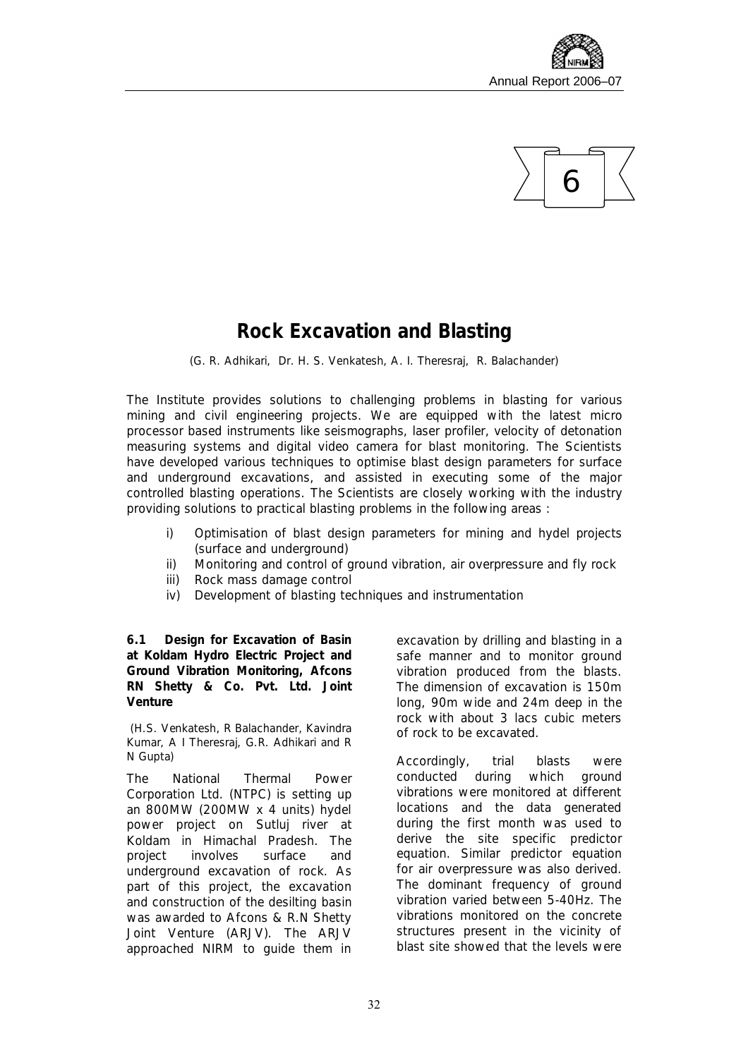# 6

# Rock Excavation and Blasting

(G. R. Adhikari, Dr. H. S. Venkatesh, A. I. Theresraj, R. Balachander)

The Institute provides solutions to challenging problems in blasting for various mining and civil engineering projects. We are equipped with the latest micro processor based instruments like seismographs, laser profiler, velocity of detonation measuring systems and digital video camera for blast monitoring. The Scientists have developed various techniques to optimise blast design parameters for surface and underground excavations, and assisted in executing some of the major controlled blasting operations. The Scientists are closely working with the industry providing solutions to practical blasting problems in the following areas :

i) Optimisation of blast design parameters for mining and hydel projects (surface and underground)
ii) Monitoring and control of ground vibration, air overpressure and fly rock
iii) Rock mass damage control
iv) Development of blasting techniques and instrumentation

### 6.1 Design for Excavation of Basin at Koldam Hydro Electric Project and Ground Vibration Monitoring, Afcons RN Shetty & Co. Pvt. Ltd. Joint Venture

(H.S. Venkatesh, R Balachander, Kavindra Kumar, A I Theresraj, G.R. Adhikari and R N Gupta)

The National Thermal Power Corporation Ltd. (NTPC) is setting up an 800MW (200MW x 4 units) hydel power project on Sutluj river at Koldam in Himachal Pradesh. The project involves surface and underground excavation of rock. As part of this project, the excavation and construction of the desilting basin was awarded to Afcons & R.N Shetty Joint Venture (ARJV). The ARJV approached NIRM to guide them in excavation by drilling and blasting in a safe manner and to monitor ground vibration produced from the blasts. The dimension of excavation is 150m long, 90m wide and 24m deep in the rock with about 3 lacs cubic meters of rock to be excavated.

Accordingly, trial blasts were conducted during which ground vibrations were monitored at different locations and the data generated during the first month was used to derive the site specific predictor equation. Similar predictor equation for air overpressure was also derived. The dominant frequency of ground vibration varied between 5-40Hz. The vibrations monitored on the concrete structures present in the vicinity of blast site showed that the levels were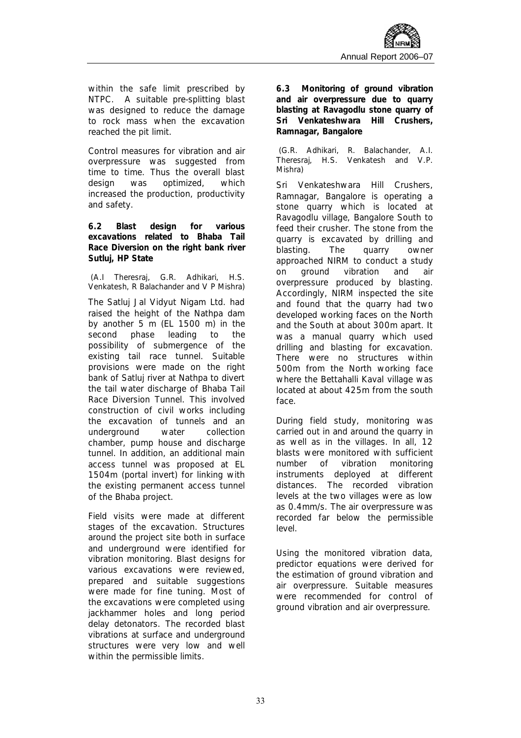within the safe limit prescribed by NTPC. A suitable pre-splitting blast was designed to reduce the damage to rock mass when the excavation reached the pit limit.

Control measures for vibration and air overpressure was suggested from time to time. Thus the overall blast design was optimized, which increased the production, productivity and safety.

### 6.2 Blast design for various excavations related to Bhaba Tail Race Diversion on the right bank river Sutluj, HP State

(A.I Theresraj, G.R. Adhikari, H.S. Venkatesh, R Balachander and V P Mishra)

The Satluj Jal Vidyut Nigam Ltd. had raised the height of the Nathpa dam by another 5 m (EL 1500 m) in the second phase leading to the possibility of submergence of the existing tail race tunnel. Suitable provisions were made on the right bank of Satluj river at Nathpa to divert the tail water discharge of Bhaba Tail Race Diversion Tunnel. This involved construction of civil works including the excavation of tunnels and an underground water collection chamber, pump house and discharge tunnel. In addition, an additional main access tunnel was proposed at EL 1504m (portal invert) for linking with the existing permanent access tunnel of the Bhaba project.

Field visits were made at different stages of the excavation. Structures around the project site both in surface and underground were identified for vibration monitoring. Blast designs for various excavations were reviewed, prepared and suitable suggestions were made for fine tuning. Most of the excavations were completed using jackhammer holes and long period delay detonators. The recorded blast vibrations at surface and underground structures were very low and well within the permissible limits.

### 6.3 Monitoring of ground vibration and air overpressure due to quarry blasting at Ravagodlu stone quarry of Sri Venkateshwara Hill Crushers, Ramnagar, Bangalore

(G.R. Adhikari, R. Balachander, A.I. Theresraj, H.S. Venkatesh and V.P. Mishra)

Sri Venkateshwara Hill Crushers, Ramnagar, Bangalore is operating a stone quarry which is located at Ravagodlu village, Bangalore South to feed their crusher. The stone from the quarry is excavated by drilling and blasting. The quarry owner approached NIRM to conduct a study on ground vibration and air overpressure produced by blasting. Accordingly, NIRM inspected the site and found that the quarry had two developed working faces on the North and the South at about 300m apart. It was a manual quarry which used drilling and blasting for excavation. There were no structures within 500m from the North working face where the Bettahalli Kaval village was located at about 425m from the south face.

During field study, monitoring was carried out in and around the quarry in as well as in the villages. In all, 12 blasts were monitored with sufficient number of vibration monitoring instruments deployed at different distances. The recorded vibration levels at the two villages were as low as 0.4mm/s. The air overpressure was recorded far below the permissible level.

Using the monitored vibration data, predictor equations were derived for the estimation of ground vibration and air overpressure. Suitable measures were recommended for control of ground vibration and air overpressure.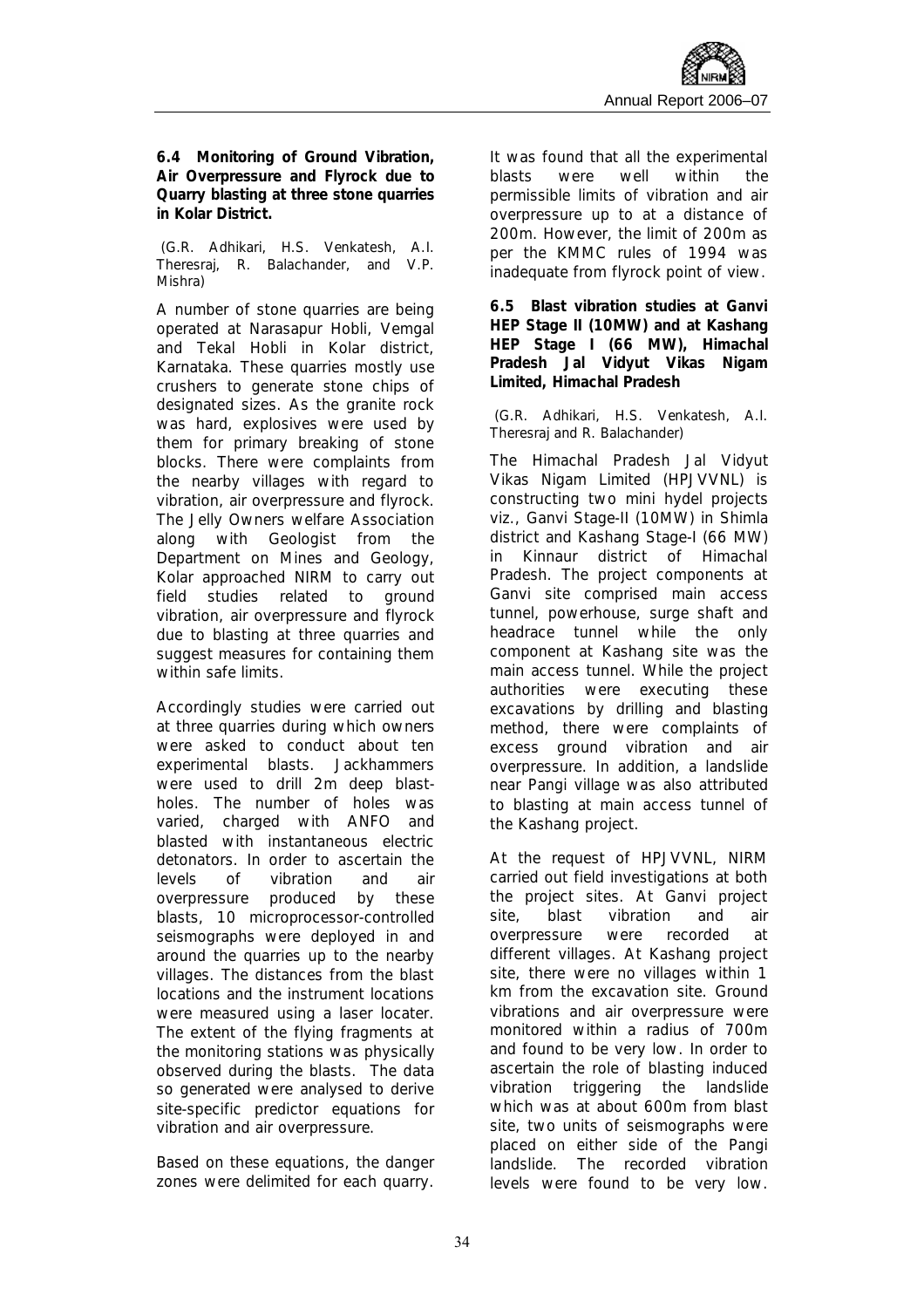### 6.4 Monitoring of Ground Vibration, Air Overpressure and Flyrock due to Quarry blasting at three stone quarries in Kolar District.

(G.R. Adhikari, H.S. Venkatesh, A.I. Theresraj, R. Balachander, and V.P. Mishra)

A number of stone quarries are being operated at Narasapur Hobli, Vemgal and Tekal Hobli in Kolar district, Karnataka. These quarries mostly use crushers to generate stone chips of designated sizes. As the granite rock was hard, explosives were used by them for primary breaking of stone blocks. There were complaints from the nearby villages with regard to vibration, air overpressure and flyrock. The Jelly Owners welfare Association along with Geologist from the Department on Mines and Geology, Kolar approached NIRM to carry out field studies related to ground vibration, air overpressure and flyrock due to blasting at three quarries and suggest measures for containing them within safe limits.

Accordingly studies were carried out at three quarries during which owners were asked to conduct about ten experimental blasts. Jackhammers were used to drill 2m deep blast-holes. The number of holes was varied, charged with ANFO and blasted with instantaneous electric detonators. In order to ascertain the levels of vibration and air overpressure produced by these blasts, 10 microprocessor-controlled seismographs were deployed in and around the quarries up to the nearby villages. The distances from the blast locations and the instrument locations were measured using a laser locater. The extent of the flying fragments at the monitoring stations was physically observed during the blasts. The data so generated were analysed to derive site-specific predictor equations for vibration and air overpressure.

Based on these equations, the danger zones were delimited for each quarry. It was found that all the experimental blasts were well within the permissible limits of vibration and air overpressure up to at a distance of 200m. However, the limit of 200m as per the KMMC rules of 1994 was inadequate from flyrock point of view.

### 6.5 Blast vibration studies at Ganvi HEP Stage II (10MW) and at Kashang HEP Stage I (66 MW), Himachal Pradesh Jal Vidyut Vikas Nigam Limited, Himachal Pradesh

(G.R. Adhikari, H.S. Venkatesh, A.I. Theresraj and R. Balachander)

The Himachal Pradesh Jal Vidyut Vikas Nigam Limited (HPJVVNL) is constructing two mini hydel projects viz., Ganvi Stage-II (10MW) in Shimla district and Kashang Stage-I (66 MW) in Kinnaur district of Himachal Pradesh. The project components at Ganvi site comprised main access tunnel, powerhouse, surge shaft and headrace tunnel while the only component at Kashang site was the main access tunnel. While the project authorities were executing these excavations by drilling and blasting method, there were complaints of excess ground vibration and air overpressure. In addition, a landslide near Pangi village was also attributed to blasting at main access tunnel of the Kashang project.

At the request of HPJVVNL, NIRM carried out field investigations at both the project sites. At Ganvi project site, blast vibration and air overpressure were recorded at different villages. At Kashang project site, there were no villages within 1 km from the excavation site. Ground vibrations and air overpressure were monitored within a radius of 700m and found to be very low. In order to ascertain the role of blasting induced vibration triggering the landslide which was at about 600m from blast site, two units of seismographs were placed on either side of the Pangi landslide. The recorded vibration levels were found to be very low.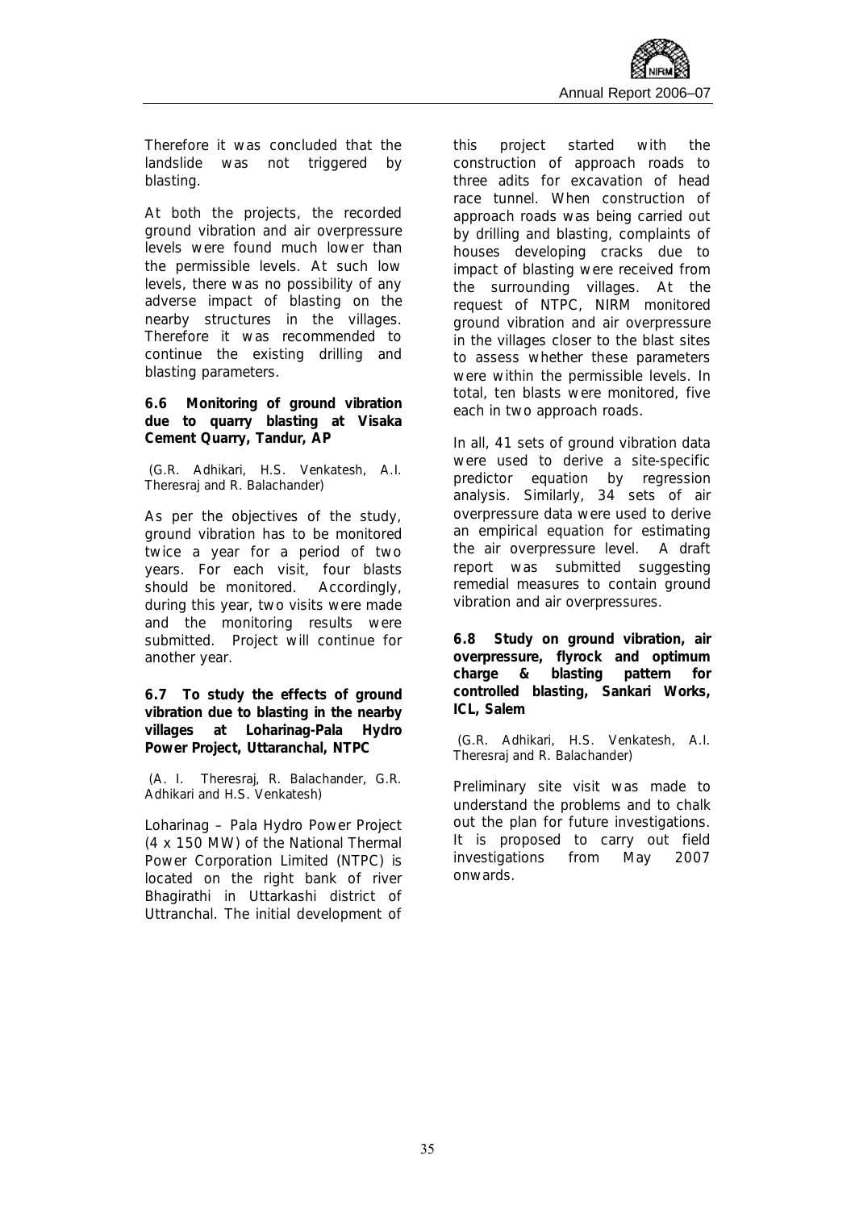Therefore it was concluded that the landslide was not triggered by blasting.

At both the projects, the recorded ground vibration and air overpressure levels were found much lower than the permissible levels. At such low levels, there was no possibility of any adverse impact of blasting on the nearby structures in the villages. Therefore it was recommended to continue the existing drilling and blasting parameters.

### 6.6 Monitoring of ground vibration due to quarry blasting at Visaka Cement Quarry, Tandur, AP

(G.R. Adhikari, H.S. Venkatesh, A.I. Theresraj and R. Balachander)

As per the objectives of the study, ground vibration has to be monitored twice a year for a period of two years. For each visit, four blasts should be monitored. Accordingly, during this year, two visits were made and the monitoring results were submitted. Project will continue for another year.

### 6.7 To study the effects of ground vibration due to blasting in the nearby villages at Loharinag-Pala Hydro Power Project, Uttaranchal, NTPC

(A. I. Theresraj, R. Balachander, G.R. Adhikari and H.S. Venkatesh)

Loharinag – Pala Hydro Power Project (4 x 150 MW) of the National Thermal Power Corporation Limited (NTPC) is located on the right bank of river Bhagirathi in Uttarkashi district of Uttranchal. The initial development of this project started with the construction of approach roads to three adits for excavation of head race tunnel. When construction of approach roads was being carried out by drilling and blasting, complaints of houses developing cracks due to impact of blasting were received from the surrounding villages. At the request of NTPC, NIRM monitored ground vibration and air overpressure in the villages closer to the blast sites to assess whether these parameters were within the permissible levels. In total, ten blasts were monitored, five each in two approach roads.

In all, 41 sets of ground vibration data were used to derive a site-specific predictor equation by regression analysis. Similarly, 34 sets of air overpressure data were used to derive an empirical equation for estimating the air overpressure level. A draft report was submitted suggesting remedial measures to contain ground vibration and air overpressures.

### 6.8 Study on ground vibration, air overpressure, flyrock and optimum charge & blasting pattern for controlled blasting, Sankari Works, ICL, Salem

(G.R. Adhikari, H.S. Venkatesh, A.I. Theresraj and R. Balachander)

Preliminary site visit was made to understand the problems and to chalk out the plan for future investigations. It is proposed to carry out field investigations from May 2007 onwards.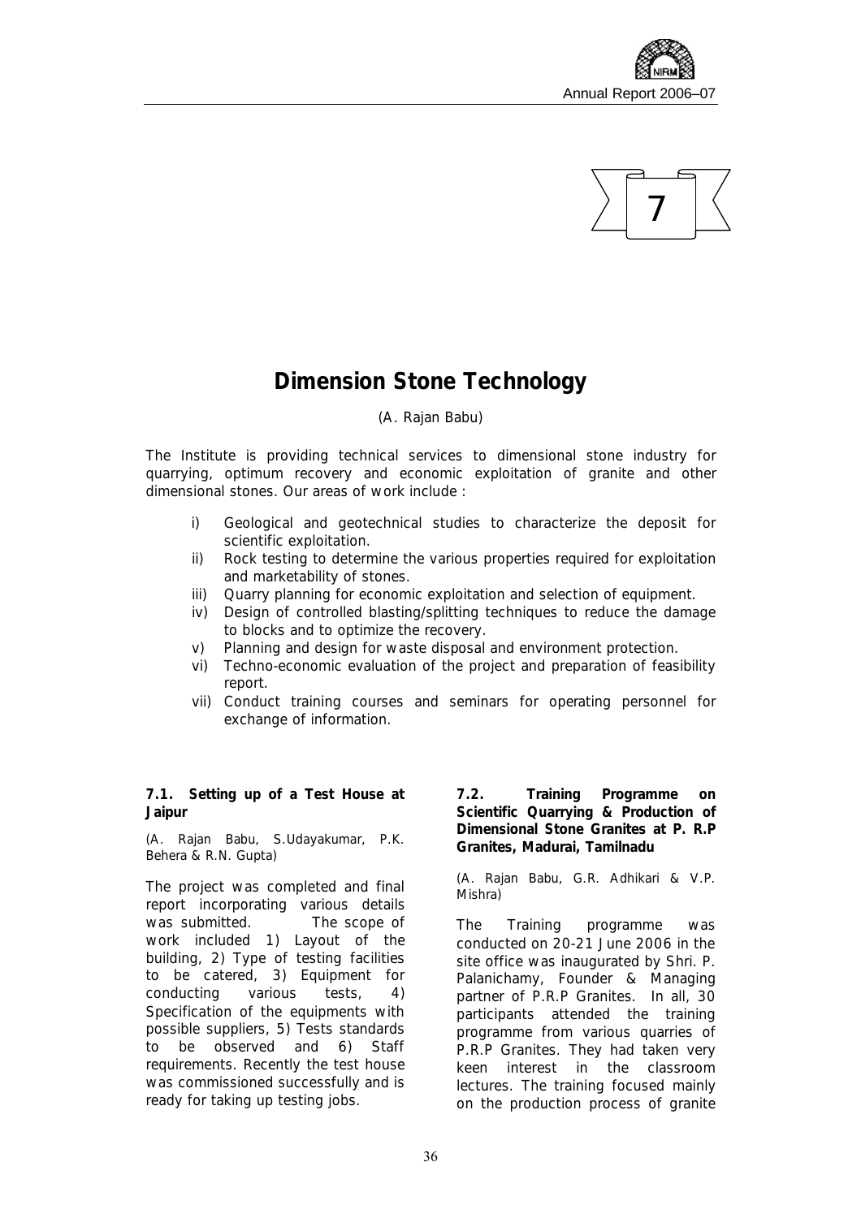# 7

# Dimension Stone Technology

(A. Rajan Babu)

The Institute is providing technical services to dimensional stone industry for quarrying, optimum recovery and economic exploitation of granite and other dimensional stones. Our areas of work include :

i) Geological and geotechnical studies to characterize the deposit for scientific exploitation.
ii) Rock testing to determine the various properties required for exploitation and marketability of stones.
iii) Quarry planning for economic exploitation and selection of equipment.
iv) Design of controlled blasting/splitting techniques to reduce the damage to blocks and to optimize the recovery.
v) Planning and design for waste disposal and environment protection.
vi) Techno-economic evaluation of the project and preparation of feasibility report.
vii) Conduct training courses and seminars for operating personnel for exchange of information.

## 7.1. Setting up of a Test House at Jaipur

(A. Rajan Babu, S.Udayakumar, P.K. Behera & R.N. Gupta)

The project was completed and final report incorporating various details was submitted. The scope of work included 1) Layout of the building, 2) Type of testing facilities to be catered, 3) Equipment for conducting various tests, 4) Specification of the equipments with possible suppliers, 5) Tests standards to be observed and 6) Staff requirements. Recently the test house was commissioned successfully and is ready for taking up testing jobs.

## 7.2. Training Programme on Scientific Quarrying & Production of Dimensional Stone Granites at P. R.P Granites, Madurai, Tamilnadu

(A. Rajan Babu, G.R. Adhikari & V.P. Mishra)

The Training programme was conducted on 20-21 June 2006 in the site office was inaugurated by Shri. P. Palanichamy, Founder & Managing partner of P.R.P Granites. In all, 30 participants attended the training programme from various quarries of P.R.P Granites. They had taken very keen interest in the classroom lectures. The training focused mainly on the production process of granite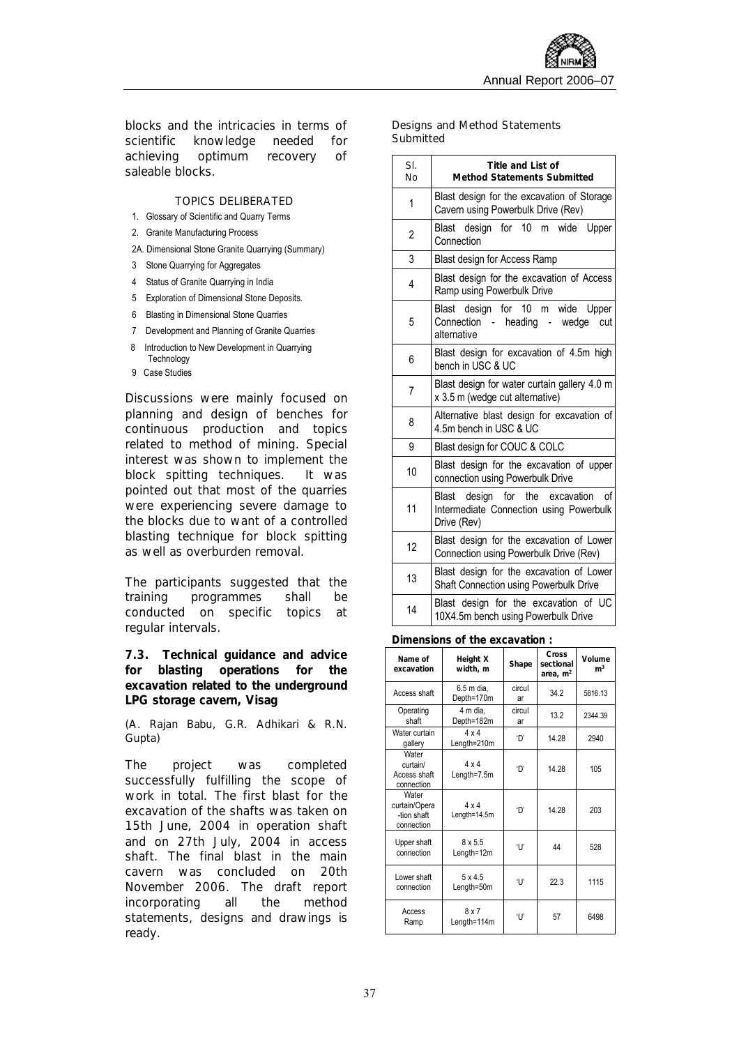blocks and the intricacies in terms of scientific knowledge needed for achieving optimum recovery of saleable blocks.

TOPICS DELIBERATED

1. Glossary of Scientific and Quarry Terms
2. Granite Manufacturing Process

2A. Dimensional Stone Granite Quarrying (Summary)

3. Stone Quarrying for Aggregates
4. Status of Granite Quarrying in India
5. Exploration of Dimensional Stone Deposits.
6. Blasting in Dimensional Stone Quarries
7. Development and Planning of Granite Quarries
8. Introduction to New Development in Quarrying Technology
9. Case Studies

Discussions were mainly focused on planning and design of benches for continuous production and topics related to method of mining. Special interest was shown to implement the block spitting techniques. It was pointed out that most of the quarries were experiencing severe damage to the blocks due to want of a controlled blasting technique for block spitting as well as overburden removal.

The participants suggested that the training programmes shall be conducted on specific topics at regular intervals.

### 7.3. Technical guidance and advice for blasting operations for the excavation related to the underground LPG storage cavern, Visag

(A. Rajan Babu, G.R. Adhikari & R.N. Gupta)

The project was completed successfully fulfilling the scope of work in total. The first blast for the excavation of the shafts was taken on 15th June, 2004 in operation shaft and on 27th July, 2004 in access shaft. The final blast in the main cavern was concluded on 20th November 2006. The draft report incorporating all the method statements, designs and drawings is ready.

Designs and Method Statements Submitted

| Sl. No | Title and List of Method Statements Submitted |
|---|---|
| 1 | Blast design for the excavation of Storage Cavern using Powerbulk Drive (Rev) |
| 2 | Blast design for 10 m wide Upper Connection |
| 3 | Blast design for Access Ramp |
| 4 | Blast design for the excavation of Access Ramp using Powerbulk Drive |
| 5 | Blast design for 10 m wide Upper Connection - heading - wedge cut alternative |
| 6 | Blast design for excavation of 4.5m high bench in USC & UC |
| 7 | Blast design for water curtain gallery 4.0 m x 3.5 m (wedge cut alternative) |
| 8 | Alternative blast design for excavation of 4.5m bench in USC & UC |
| 9 | Blast design for COUC & COLC |
| 10 | Blast design for the excavation of upper connection using Powerbulk Drive |
| 11 | Blast design for the excavation of Intermediate Connection using Powerbulk Drive (Rev) |
| 12 | Blast design for the excavation of Lower Connection using Powerbulk Drive (Rev) |
| 13 | Blast design for the excavation of Lower Shaft Connection using Powerbulk Drive |
| 14 | Blast design for the excavation of UC 10X4.5m bench using Powerbulk Drive |

**Dimensions of the excavation :**

| Name of excavation | Height X width, m | Shape | Cross sectional area, $m^2$ | Volume $m^3$ |
|---|---|---|---|---|
| Access shaft | 6.5 m dia, Depth=170m | circular | 34.2 | 5816.13 |
| Operating shaft | 4 m dia, Depth=182m | circular | 13.2 | 2344.39 |
| Water curtain gallery | 4 x 4 Length=210m | 'D' | 14.28 | 2940 |
| Water curtain/ Access shaft connection | 4 x 4 Length=7.5m | 'D' | 14.28 | 105 |
| Water curtain/Operation shaft connection | 4 x 4 Length=14.5m | 'D' | 14.28 | 203 |
| Upper shaft connection | 8 x 5.5 Length=12m | 'U' | 44 | 528 |
| Lower shaft connection | 5 x 4.5 Length=50m | 'U' | 22.3 | 1115 |
| Access Ramp | 8 x 7 Length=114m | 'U' | 57 | 6498 |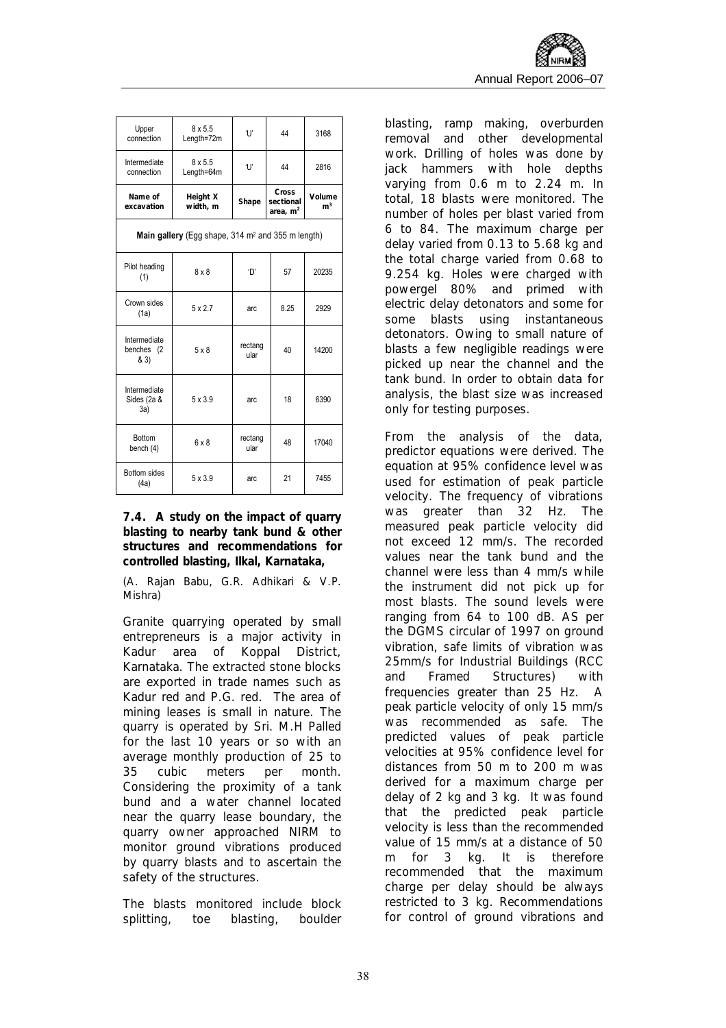| Name of excavation | Height X width, m | Shape | Cross sectional area, $m^2$ | Volume $m^3$ |
|---|---|---|---|---|
| Upper connection | 8 x 5.5 Length=72m | 'U' | 44 | 3168 |
| Intermediate connection | 8 x 5.5 Length=64m | 'U' | 44 | 2816 |
| **Main gallery** (Egg shape, 314 $m^2$ and 355 m length) | | | | |
| Pilot heading (1) | 8 x 8 | 'D' | 57 | 20235 |
| Crown sides (1a) | 5 x 2.7 | arc | 8.25 | 2929 |
| Intermediate benches (2 & 3) | 5 x 8 | rectangular | 40 | 14200 |
| Intermediate Sides (2a & 3a) | 5 x 3.9 | arc | 18 | 6390 |
| Bottom bench (4) | 6 x 8 | rectangular | 48 | 17040 |
| Bottom sides (4a) | 5 x 3.9 | arc | 21 | 7455 |

### 7.4. A study on the impact of quarry blasting to nearby tank bund & other structures and recommendations for controlled blasting, Ilkal, Karnataka,

(A. Rajan Babu, G.R. Adhikari & V.P. Mishra)

Granite quarrying operated by small entrepreneurs is a major activity in Kadur area of Koppal District, Karnataka. The extracted stone blocks are exported in trade names such as Kadur red and P.G. red. The area of mining leases is small in nature. The quarry is operated by Sri. M.H Palled for the last 10 years or so with an average monthly production of 25 to 35 cubic meters per month. Considering the proximity of a tank bund and a water channel located near the quarry lease boundary, the quarry owner approached NIRM to monitor ground vibrations produced by quarry blasts and to ascertain the safety of the structures.

The blasts monitored include block splitting, toe blasting, boulder blasting, ramp making, overburden removal and other developmental work. Drilling of holes was done by jack hammers with hole depths varying from 0.6 m to 2.24 m. In total, 18 blasts were monitored. The number of holes per blast varied from 6 to 84. The maximum charge per delay varied from 0.13 to 5.68 kg and the total charge varied from 0.68 to 9.254 kg. Holes were charged with powergel 80% and primed with electric delay detonators and some for some blasts using instantaneous detonators. Owing to small nature of blasts a few negligible readings were picked up near the channel and the tank bund. In order to obtain data for analysis, the blast size was increased only for testing purposes.

From the analysis of the data, predictor equations were derived. The equation at 95% confidence level was used for estimation of peak particle velocity. The frequency of vibrations was greater than 32 Hz. The measured peak particle velocity did not exceed 12 mm/s. The recorded values near the tank bund and the channel were less than 4 mm/s while the instrument did not pick up for most blasts. The sound levels were ranging from 64 to 100 dB. AS per the DGMS circular of 1997 on ground vibration, safe limits of vibration was 25mm/s for Industrial Buildings (RCC and Framed Structures) with frequencies greater than 25 Hz. A peak particle velocity of only 15 mm/s was recommended as safe. The predicted values of peak particle velocities at 95% confidence level for distances from 50 m to 200 m was derived for a maximum charge per delay of 2 kg and 3 kg. It was found that the predicted peak particle velocity is less than the recommended value of 15 mm/s at a distance of 50 m for 3 kg. It is therefore recommended that the maximum charge per delay should be always restricted to 3 kg. Recommendations for control of ground vibrations and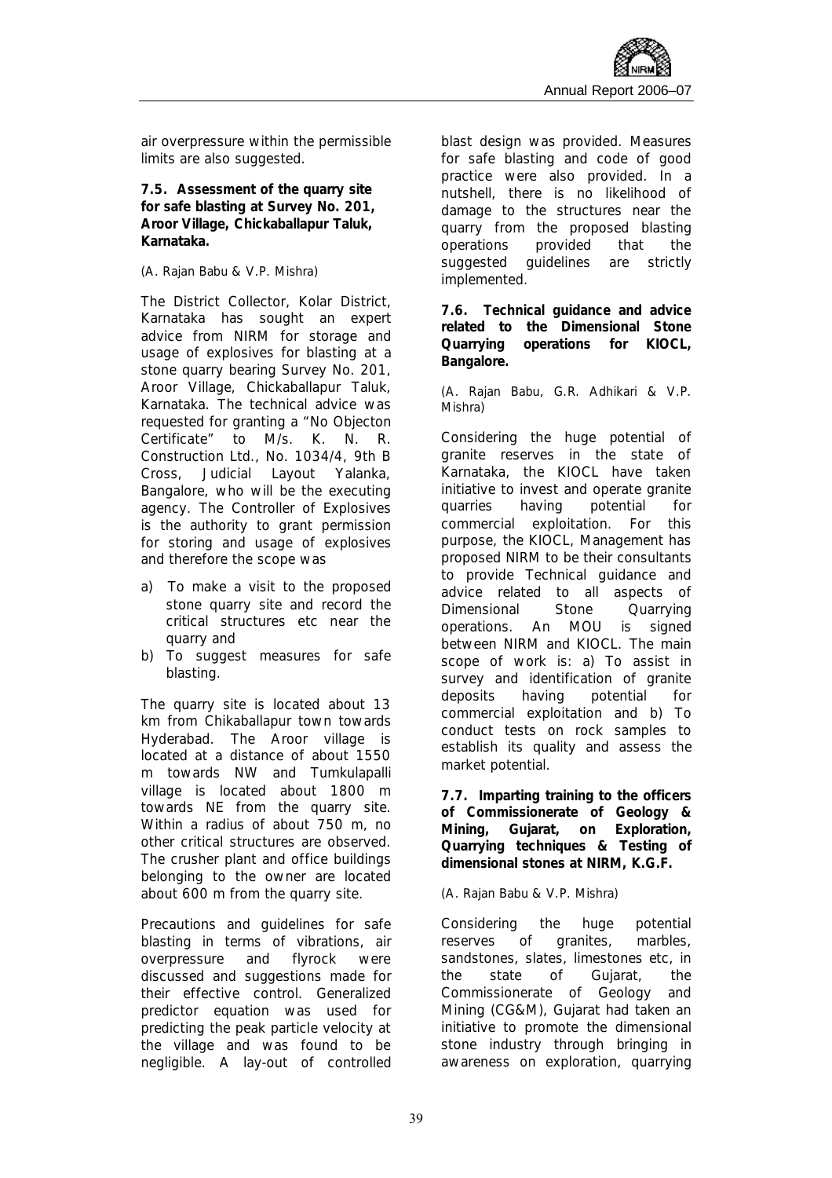air overpressure within the permissible limits are also suggested.

**7.5. Assessment of the quarry site for safe blasting at Survey No. 201, Aroor Village, Chickaballapur Taluk, Karnataka.**

(A. Rajan Babu & V.P. Mishra)

The District Collector, Kolar District, Karnataka has sought an expert advice from NIRM for storage and usage of explosives for blasting at a stone quarry bearing Survey No. 201, Aroor Village, Chickaballapur Taluk, Karnataka. The technical advice was requested for granting a "No Objecton Certificate" to M/s. K. N. R. Construction Ltd., No. 1034/4, 9th B Cross, Judicial Layout Yalanka, Bangalore, who will be the executing agency. The Controller of Explosives is the authority to grant permission for storing and usage of explosives and therefore the scope was

a) To make a visit to the proposed stone quarry site and record the critical structures etc near the quarry and
b) To suggest measures for safe blasting.

The quarry site is located about 13 km from Chikaballapur town towards Hyderabad. The Aroor village is located at a distance of about 1550 m towards NW and Tumkulapalli village is located about 1800 m towards NE from the quarry site. Within a radius of about 750 m, no other critical structures are observed. The crusher plant and office buildings belonging to the owner are located about 600 m from the quarry site.

Precautions and guidelines for safe blasting in terms of vibrations, air overpressure and flyrock were discussed and suggestions made for their effective control. Generalized predictor equation was used for predicting the peak particle velocity at the village and was found to be negligible. A lay-out of controlled blast design was provided. Measures for safe blasting and code of good practice were also provided. In a nutshell, there is no likelihood of damage to the structures near the quarry from the proposed blasting operations provided that the suggested guidelines are strictly implemented.

**7.6. Technical guidance and advice related to the Dimensional Stone Quarrying operations for KIOCL, Bangalore.**

(A. Rajan Babu, G.R. Adhikari & V.P. Mishra)

Considering the huge potential of granite reserves in the state of Karnataka, the KIOCL have taken initiative to invest and operate granite quarries having potential for commercial exploitation. For this purpose, the KIOCL, Management has proposed NIRM to be their consultants to provide Technical guidance and advice related to all aspects of Dimensional Stone Quarrying operations. An MOU is signed between NIRM and KIOCL. The main scope of work is: a) To assist in survey and identification of granite deposits having potential for commercial exploitation and b) To conduct tests on rock samples to establish its quality and assess the market potential.

**7.7. Imparting training to the officers of Commissionerate of Geology & Mining, Gujarat, on Exploration, Quarrying techniques & Testing of dimensional stones at NIRM, K.G.F.**

(A. Rajan Babu & V.P. Mishra)

Considering the huge potential reserves of granites, marbles, sandstones, slates, limestones etc, in the state of Gujarat, the Commissionerate of Geology and Mining (CG&M), Gujarat had taken an initiative to promote the dimensional stone industry through bringing in awareness on exploration, quarrying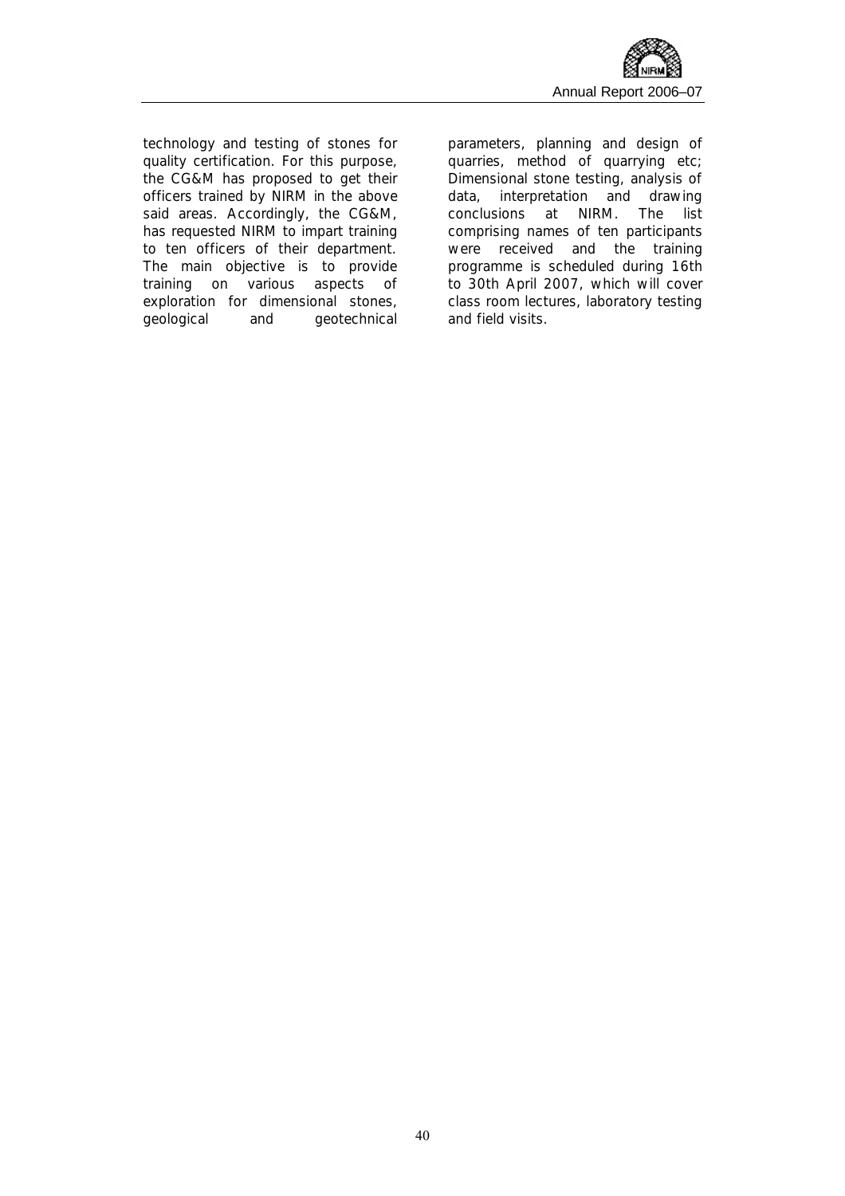technology and testing of stones for quality certification. For this purpose, the CG&M has proposed to get their officers trained by NIRM in the above said areas. Accordingly, the CG&M, has requested NIRM to impart training to ten officers of their department. The main objective is to provide training on various aspects of exploration for dimensional stones, geological and geotechnical parameters, planning and design of quarries, method of quarrying etc; Dimensional stone testing, analysis of data, interpretation and drawing conclusions at NIRM. The list comprising names of ten participants were received and the training programme is scheduled during 16th to 30th April 2007, which will cover class room lectures, laboratory testing and field visits.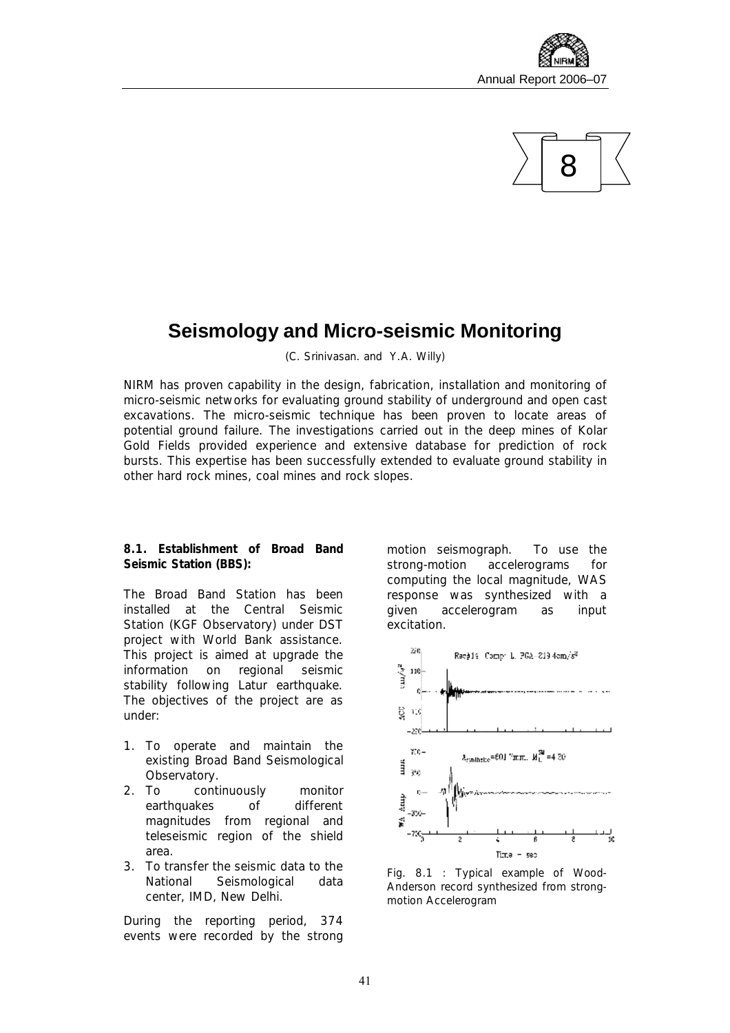# 8

## Seismology and Micro-seismic Monitoring

(C. Srinivasan. and Y.A. Willy)

NIRM has proven capability in the design, fabrication, installation and monitoring of micro-seismic networks for evaluating ground stability of underground and open cast excavations. The micro-seismic technique has been proven to locate areas of potential ground failure. The investigations carried out in the deep mines of Kolar Gold Fields provided experience and extensive database for prediction of rock bursts. This expertise has been successfully extended to evaluate ground stability in other hard rock mines, coal mines and rock slopes.

### 8.1. Establishment of Broad Band Seismic Station (BBS):

The Broad Band Station has been installed at the Central Seismic Station (KGF Observatory) under DST project with World Bank assistance. This project is aimed at upgrade the information on regional seismic stability following Latur earthquake. The objectives of the project are as under:

1. To operate and maintain the existing Broad Band Seismological Observatory.
2. To continuously monitor earthquakes of different magnitudes from regional and teleseismic region of the shield area.
3. To transfer the seismic data to the National Seismological data center, IMD, New Delhi.

During the reporting period, 374 events were recorded by the strong motion seismograph. To use the strong-motion accelerograms for computing the local magnitude, WAS response was synthesized with a given accelerogram as input excitation.

Fig. 8.1 : Typical example of Wood-Anderson record synthesized from strong-motion Accelerogram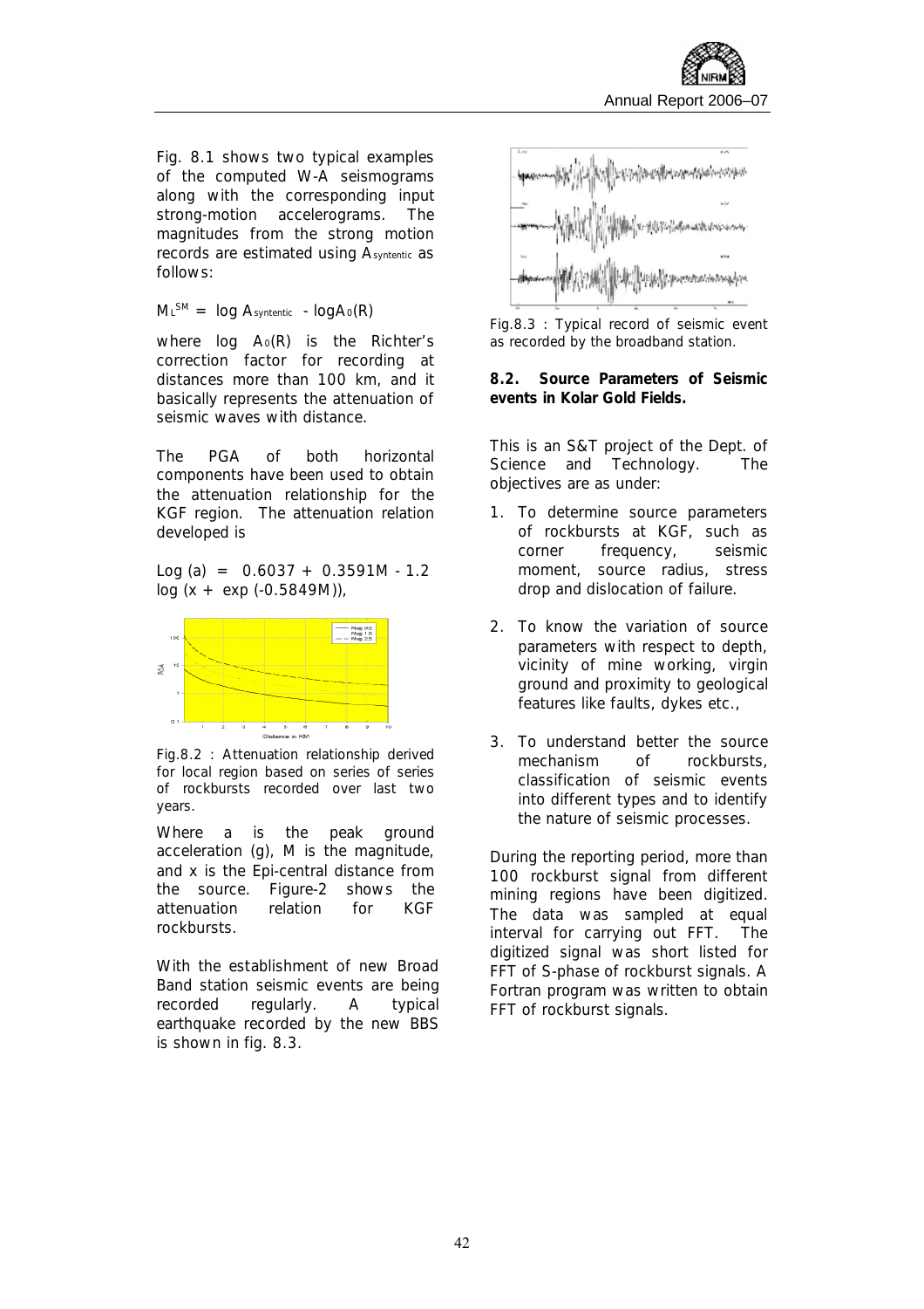Fig. 8.1 shows two typical examples of the computed W-A seismograms along with the corresponding input strong-motion accelerograms. The magnitudes from the strong motion records are estimated using $A_{syntentic}$ as follows:

$$M_L^{SM} = \log A_{syntentic} - \log A_0(R)$$

where $\log A_0(R)$ is the Richter's correction factor for recording at distances more than 100 km, and it basically represents the attenuation of seismic waves with distance.

The PGA of both horizontal components have been used to obtain the attenuation relationship for the KGF region. The attenuation relation developed is

$$\text{Log}(a) = 0.6037 + 0.3591M - 1.2 \log(x + \exp(-0.5849M)),$$

Fig.8.2 : Attenuation relationship derived for local region based on series of series of rockbursts recorded over last two years.

Where a is the peak ground acceleration (g), M is the magnitude, and x is the Epi-central distance from the source. Figure-2 shows the attenuation relation for KGF rockbursts.

With the establishment of new Broad Band station seismic events are being recorded regularly. A typical earthquake recorded by the new BBS is shown in fig. 8.3.

Fig.8.3 : Typical record of seismic event as recorded by the broadband station.

**8.2. Source Parameters of Seismic events in Kolar Gold Fields.**

This is an S&T project of the Dept. of Science and Technology. The objectives are as under:

1. To determine source parameters of rockbursts at KGF, such as corner frequency, seismic moment, source radius, stress drop and dislocation of failure.
2. To know the variation of source parameters with respect to depth, vicinity of mine working, virgin ground and proximity to geological features like faults, dykes etc.,
3. To understand better the source mechanism of rockbursts, classification of seismic events into different types and to identify the nature of seismic processes.

During the reporting period, more than 100 rockburst signal from different mining regions have been digitized. The data was sampled at equal interval for carrying out FFT. The digitized signal was short listed for FFT of S-phase of rockburst signals. A Fortran program was written to obtain FFT of rockburst signals.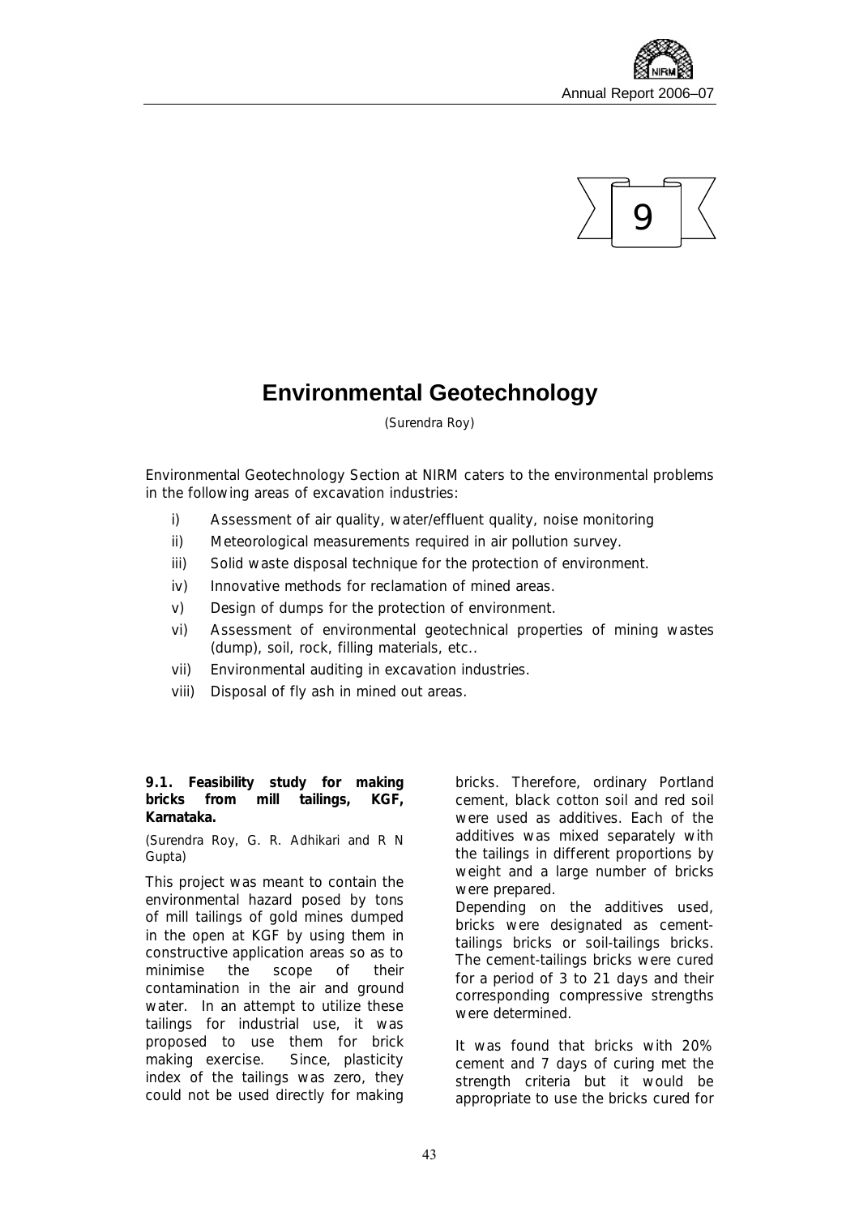# 9

# Environmental Geotechnology

(Surendra Roy)

Environmental Geotechnology Section at NIRM caters to the environmental problems in the following areas of excavation industries:

i) Assessment of air quality, water/effluent quality, noise monitoring

ii) Meteorological measurements required in air pollution survey.

iii) Solid waste disposal technique for the protection of environment.

iv) Innovative methods for reclamation of mined areas.

v) Design of dumps for the protection of environment.

vi) Assessment of environmental geotechnical properties of mining wastes (dump), soil, rock, filling materials, etc..

vii) Environmental auditing in excavation industries.

viii) Disposal of fly ash in mined out areas.

### 9.1. Feasibility study for making bricks from mill tailings, KGF, Karnataka.

*(Surendra Roy, G. R. Adhikari and R N Gupta)*

This project was meant to contain the environmental hazard posed by tons of mill tailings of gold mines dumped in the open at KGF by using them in constructive application areas so as to minimise the scope of their contamination in the air and ground water. In an attempt to utilize these tailings for industrial use, it was proposed to use them for brick making exercise. Since, plasticity index of the tailings was zero, they could not be used directly for making bricks. Therefore, ordinary Portland cement, black cotton soil and red soil were used as additives. Each of the additives was mixed separately with the tailings in different proportions by weight and a large number of bricks were prepared.

Depending on the additives used, bricks were designated as cement-tailings bricks or soil-tailings bricks. The cement-tailings bricks were cured for a period of 3 to 21 days and their corresponding compressive strengths were determined.

It was found that bricks with 20% cement and 7 days of curing met the strength criteria but it would be appropriate to use the bricks cured for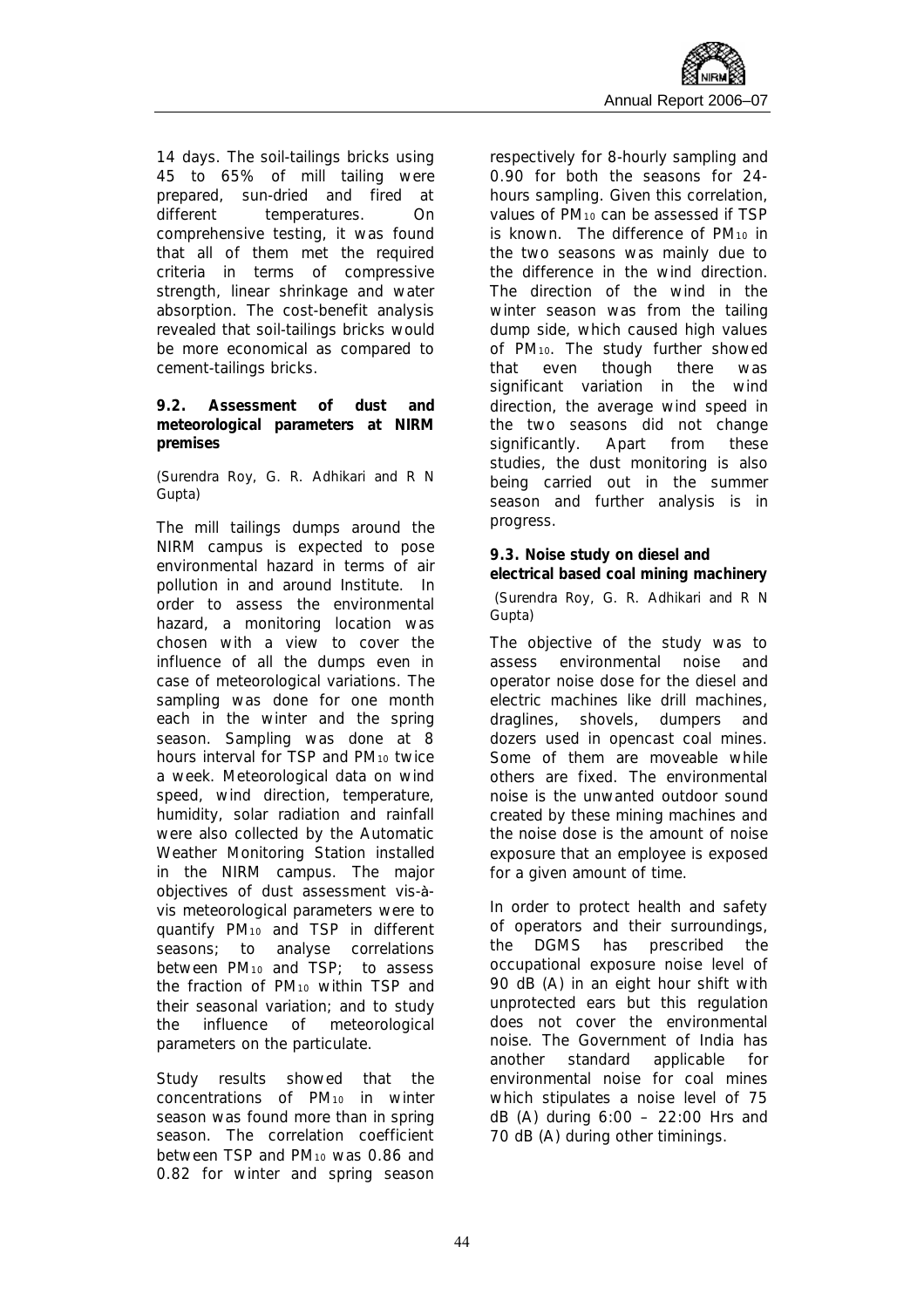14 days. The soil-tailings bricks using 45 to 65% of mill tailing were prepared, sun-dried and fired at different temperatures. On comprehensive testing, it was found that all of them met the required criteria in terms of compressive strength, linear shrinkage and water absorption. The cost-benefit analysis revealed that soil-tailings bricks would be more economical as compared to cement-tailings bricks.

### 9.2. Assessment of dust and meteorological parameters at NIRM premises

*(Surendra Roy, G. R. Adhikari and R N Gupta)*

The mill tailings dumps around the NIRM campus is expected to pose environmental hazard in terms of air pollution in and around Institute. In order to assess the environmental hazard, a monitoring location was chosen with a view to cover the influence of all the dumps even in case of meteorological variations. The sampling was done for one month each in the winter and the spring season. Sampling was done at 8 hours interval for TSP and $PM_{10}$ twice a week. Meteorological data on wind speed, wind direction, temperature, humidity, solar radiation and rainfall were also collected by the Automatic Weather Monitoring Station installed in the NIRM campus. The major objectives of dust assessment vis-à-vis meteorological parameters were to quantify $PM_{10}$ and TSP in different seasons; to analyse correlations between $PM_{10}$ and TSP; to assess the fraction of $PM_{10}$ within TSP and their seasonal variation; and to study the influence of meteorological parameters on the particulate.

Study results showed that the concentrations of $PM_{10}$ in winter season was found more than in spring season. The correlation coefficient between TSP and $PM_{10}$ was 0.86 and 0.82 for winter and spring season respectively for 8-hourly sampling and 0.90 for both the seasons for 24-hours sampling. Given this correlation, values of $PM_{10}$ can be assessed if TSP is known. The difference of $PM_{10}$ in the two seasons was mainly due to the difference in the wind direction. The direction of the wind in the winter season was from the tailing dump side, which caused high values of $PM_{10}$. The study further showed that even though there was significant variation in the wind direction, the average wind speed in the two seasons did not change significantly. Apart from these studies, the dust monitoring is also being carried out in the summer season and further analysis is in progress.

### 9.3. Noise study on diesel and electrical based coal mining machinery

*(Surendra Roy, G. R. Adhikari and R N Gupta)*

The objective of the study was to assess environmental noise and operator noise dose for the diesel and electric machines like drill machines, draglines, shovels, dumpers and dozers used in opencast coal mines. Some of them are moveable while others are fixed. The environmental noise is the unwanted outdoor sound created by these mining machines and the noise dose is the amount of noise exposure that an employee is exposed for a given amount of time.

In order to protect health and safety of operators and their surroundings, the DGMS has prescribed the occupational exposure noise level of 90 dB (A) in an eight hour shift with unprotected ears but this regulation does not cover the environmental noise. The Government of India has another standard applicable for environmental noise for coal mines which stipulates a noise level of 75 dB (A) during 6:00 – 22:00 Hrs and 70 dB (A) during other timinings.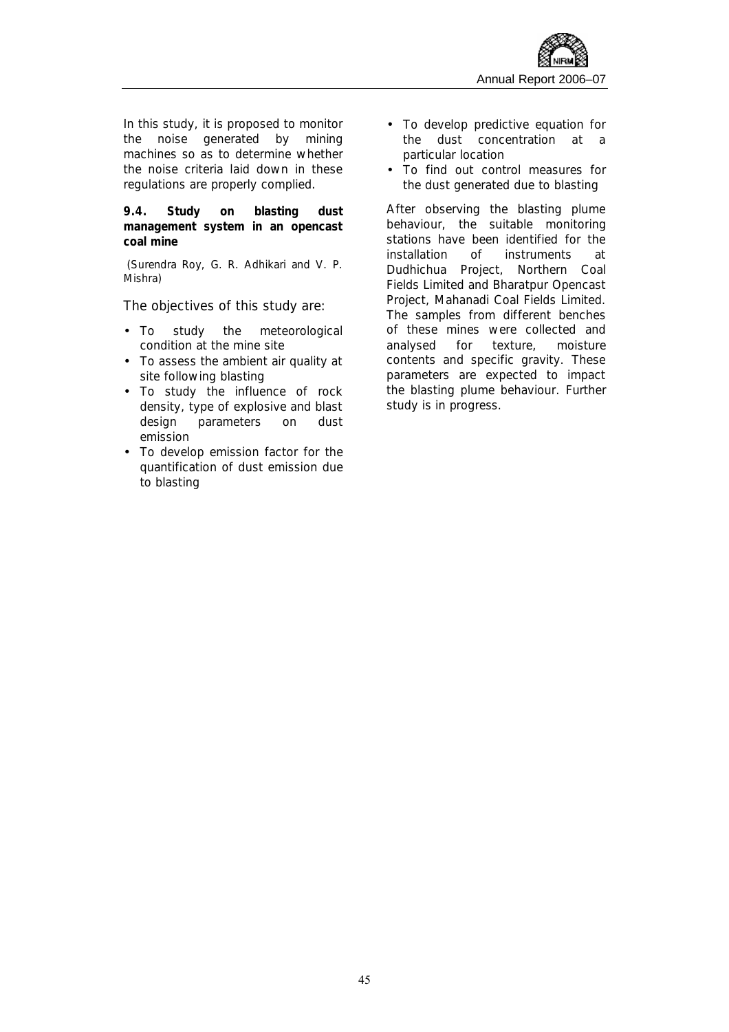In this study, it is proposed to monitor the noise generated by mining machines so as to determine whether the noise criteria laid down in these regulations are properly complied.

**9.4. Study on blasting dust management system in an opencast coal mine**

(Surendra Roy, G. R. Adhikari and V. P. Mishra)

The objectives of this study are:

- To study the meteorological condition at the mine site
- To assess the ambient air quality at site following blasting
- To study the influence of rock density, type of explosive and blast design parameters on dust emission
- To develop emission factor for the quantification of dust emission due to blasting
- To develop predictive equation for the dust concentration at a particular location
- To find out control measures for the dust generated due to blasting

After observing the blasting plume behaviour, the suitable monitoring stations have been identified for the installation of instruments at Dudhichua Project, Northern Coal Fields Limited and Bharatpur Opencast Project, Mahanadi Coal Fields Limited. The samples from different benches of these mines were collected and analysed for texture, moisture contents and specific gravity. These parameters are expected to impact the blasting plume behaviour. Further study is in progress.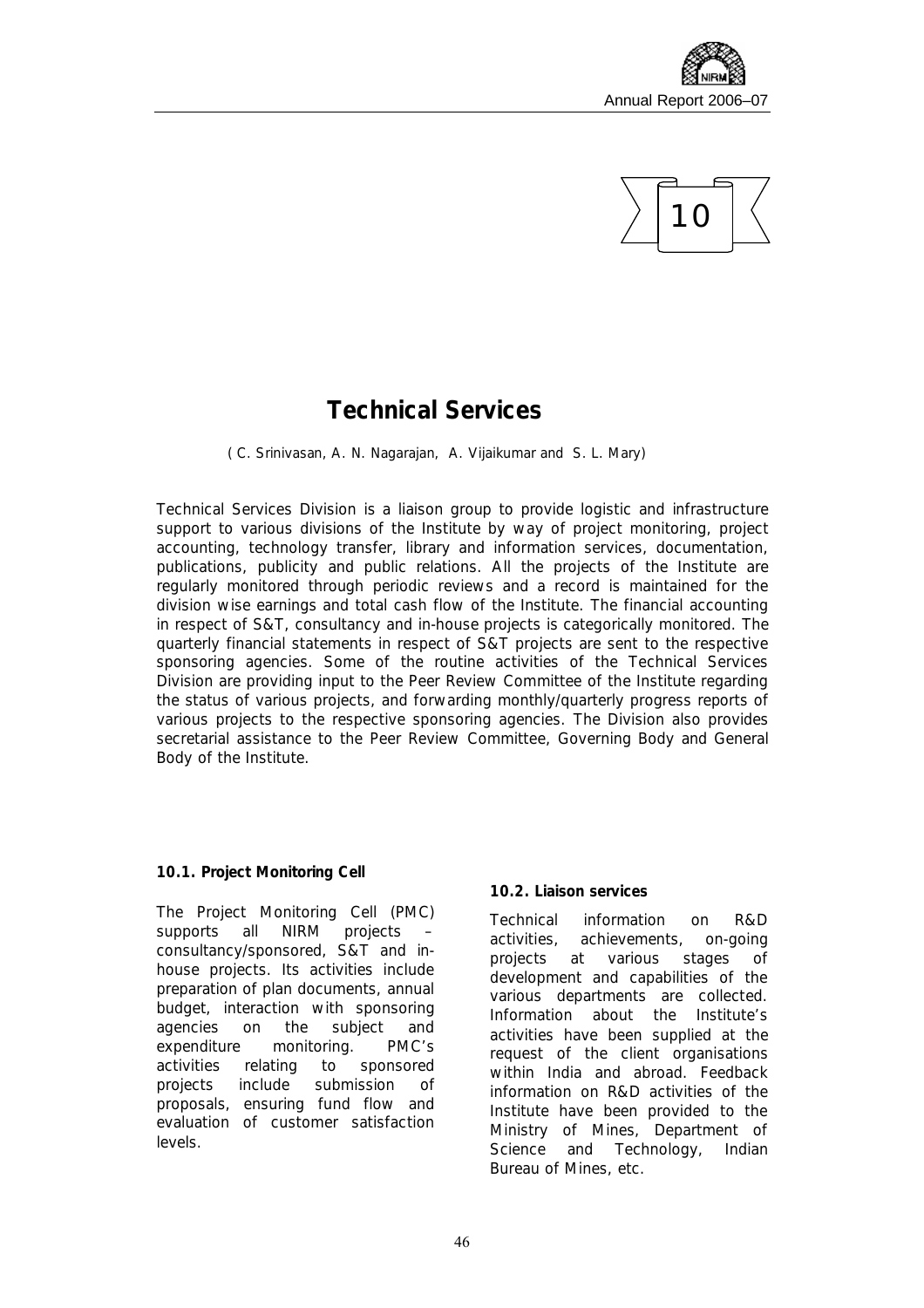# 10

## Technical Services

( C. Srinivasan, A. N. Nagarajan, A. Vijaikumar and S. L. Mary)

Technical Services Division is a liaison group to provide logistic and infrastructure support to various divisions of the Institute by way of project monitoring, project accounting, technology transfer, library and information services, documentation, publications, publicity and public relations. All the projects of the Institute are regularly monitored through periodic reviews and a record is maintained for the division wise earnings and total cash flow of the Institute. The financial accounting in respect of S&T, consultancy and in-house projects is categorically monitored. The quarterly financial statements in respect of S&T projects are sent to the respective sponsoring agencies. Some of the routine activities of the Technical Services Division are providing input to the Peer Review Committee of the Institute regarding the status of various projects, and forwarding monthly/quarterly progress reports of various projects to the respective sponsoring agencies. The Division also provides secretarial assistance to the Peer Review Committee, Governing Body and General Body of the Institute.

### 10.1. Project Monitoring Cell

The Project Monitoring Cell (PMC) supports all NIRM projects – consultancy/sponsored, S&T and in-house projects. Its activities include preparation of plan documents, annual budget, interaction with sponsoring agencies on the subject and expenditure monitoring. PMC's activities relating to sponsored projects include submission of proposals, ensuring fund flow and evaluation of customer satisfaction levels.

### 10.2. Liaison services

Technical information on R&D activities, achievements, on-going projects at various stages of development and capabilities of the various departments are collected. Information about the Institute's activities have been supplied at the request of the client organisations within India and abroad. Feedback information on R&D activities of the Institute have been provided to the Ministry of Mines, Department of Science and Technology, Indian Bureau of Mines, etc.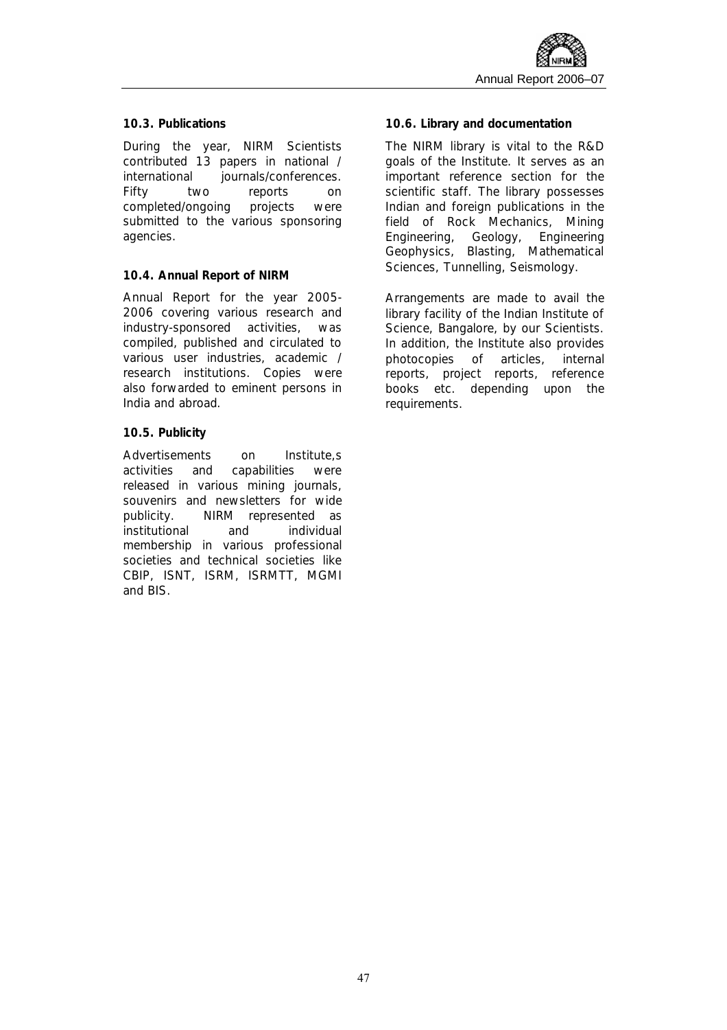### 10.3. Publications

During the year, NIRM Scientists contributed 13 papers in national / international journals/conferences. Fifty two reports on completed/ongoing projects were submitted to the various sponsoring agencies.

### 10.4. Annual Report of NIRM

Annual Report for the year 2005-2006 covering various research and industry-sponsored activities, was compiled, published and circulated to various user industries, academic / research institutions. Copies were also forwarded to eminent persons in India and abroad.

### 10.5. Publicity

Advertisements on Institute,s activities and capabilities were released in various mining journals, souvenirs and newsletters for wide publicity. NIRM represented as institutional and individual membership in various professional societies and technical societies like CBIP, ISNT, ISRM, ISRMTT, MGMI and BIS.

### 10.6. Library and documentation

The NIRM library is vital to the R&D goals of the Institute. It serves as an important reference section for the scientific staff. The library possesses Indian and foreign publications in the field of Rock Mechanics, Mining Engineering, Geology, Engineering Geophysics, Blasting, Mathematical Sciences, Tunnelling, Seismology.

Arrangements are made to avail the library facility of the Indian Institute of Science, Bangalore, by our Scientists. In addition, the Institute also provides photocopies of articles, internal reports, project reports, reference books etc. depending upon the requirements.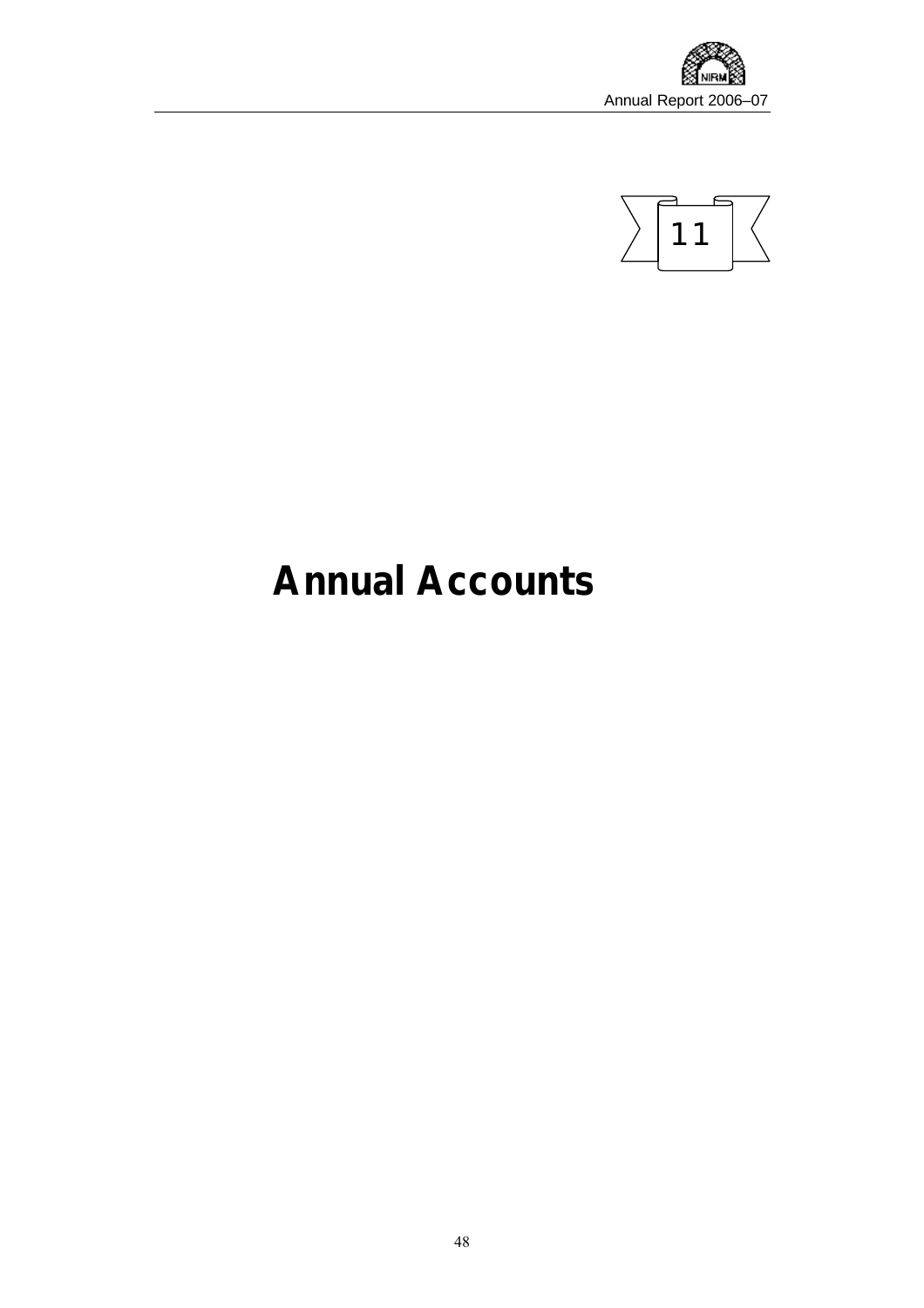11

# Annual Accounts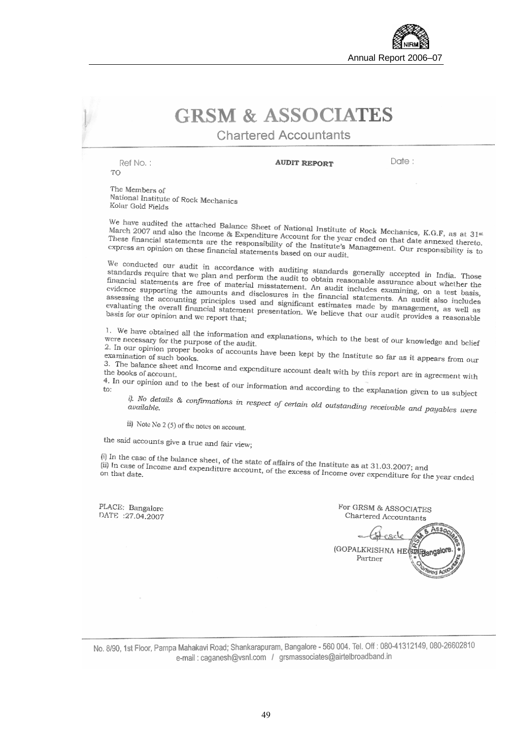# GRSM & ASSOCIATES

Chartered Accountants

Ref No. : **AUDIT REPORT** Date :

TO

The Members of
National Institute of Rock Mechanics
Kolar Gold Fields

We have audited the attached Balance Sheet of National Institute of Rock Mechanics, K.G.F, as at 31st March 2007 and also the Income & Expenditure Account for the year ended on that date annexed thereto. These financial statements are the responsibility of the Institute's Management. Our responsibility is to express an opinion on these financial statements based on our audit.

We conducted our audit in accordance with auditing standards generally accepted in India. Those standards require that we plan and perform the audit to obtain reasonable assurance about whether the financial statements are free of material misstatement. An audit includes examining, on a test basis, evidence supporting the amounts and disclosures in the financial statements. An audit also includes assessing the accounting principles used and significant estimates made by management, as well as evaluating the overall financial statement presentation. We believe that our audit provides a reasonable basis for our opinion and we report that;

1. We have obtained all the information and explanations, which to the best of our knowledge and belief were necessary for the purpose of the audit.
2. In our opinion proper books of accounts have been kept by the Institute so far as it appears from our examination of such books.
3. The balance sheet and Income and expenditure account dealt with by this report are in agreement with the books of account.
4. In our opinion and to the best of our information and according to the explanation given to us subject to:

   i). *No details & confirmations in respect of certain old outstanding receivable and payables were available.*

   ii) Note No 2 (5) of the notes on account.

the said accounts give a true and fair view;

(i) In the case of the balance sheet, of the state of affairs of the Institute as at 31.03.2007; and
(ii) In case of Income and expenditure account, of the excess of Income over expenditure for the year ended on that date.

PLACE: Bangalore
DATE :27.04.2007

For GRSM & ASSOCIATES
Chartered Accountants

(GOPALKRISHNA HEGDE)
Partner

No. 8/90, 1st Floor, Pampa Mahakavi Road; Shankarapuram, Bangalore - 560 004. Tel. Off : 080-41312149, 080-26602810
e-mail : caganesh@vsnl.com / grsmassociates@airtelbroadband.in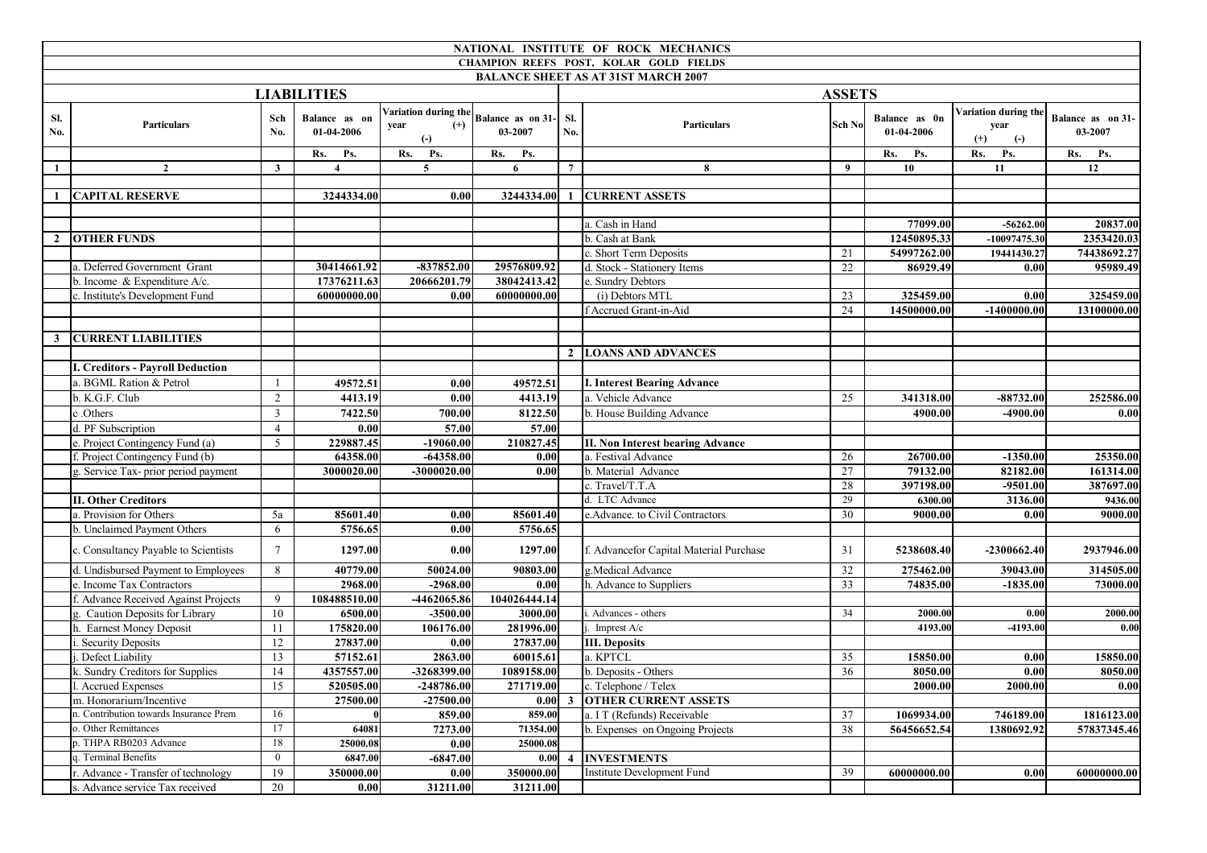# NATIONAL INSTITUTE OF ROCK MECHANICS

## CHAMPION REEFS POST, KOLAR GOLD FIELDS

### BALANCE SHEET AS AT 31ST MARCH 2007

| LIABILITIES | | | | | | ASSETS | | | | | |
|---|---|---|---|---|---|---|---|---|---|---|---|
| Sl. No. | Particulars | Sch No. | Balance as on 01-04-2006 | Variation during the year (+) (-) | Balance as on 31-03-2007 | Sl. No. | Particulars | Sch No | Balance as 0n 01-04-2006 | Variation during the year (+) (-) | Balance as on 31-03-2007 |
| | | | Rs. Ps. | Rs. Ps. | Rs. Ps. | | | | Rs. Ps. | Rs. Ps. | Rs. Ps. |
| 1 | 2 | 3 | 4 | 5 | 6 | 7 | 8 | 9 | 10 | 11 | 12 |
| 1 | **CAPITAL RESERVE** | | 3244334.00 | 0.00 | 3244334.00 | 1 | **CURRENT ASSETS** | | | | |
| | | | | | | | a. Cash in Hand | | 77099.00 | -56262.00 | 20837.00 |
| 2 | **OTHER FUNDS** | | | | | | b. Cash at Bank | | 12450895.33 | -10097475.30 | 2353420.03 |
| | | | | | | | c. Short Term Deposits | 21 | 54997262.00 | 19441430.27 | 74438692.27 |
| | a. Deferred Government Grant | | 30414661.92 | -837852.00 | 29576809.92 | | d. Stock - Stationery Items | 22 | 86929.49 | 0.00 | 95989.49 |
| | b. Income & Expenditure A/c. | | 17376211.63 | 20666201.79 | 38042413.42 | | e. Sundry Debtors | | | | |
| | c. Institute's Development Fund | | 60000000.00 | 0.00 | 60000000.00 | | (i) Debtors MTL | 23 | 325459.00 | 0.00 | 325459.00 |
| | | | | | | | f Accrued Grant-in-Aid | 24 | 14500000.00 | -1400000.00 | 13100000.00 |
| 3 | **CURRENT LIABILITIES** | | | | | | | | | | |
| | | | | | | 2 | **LOANS AND ADVANCES** | | | | |
| | **I. Creditors - Payroll Deduction** | | | | | | | | | | |
| | a. BGML Ration & Petrol | 1 | 49572.51 | 0.00 | 49572.51 | | **I. Interest Bearing Advance** | | | | |
| | b. K.G.F. Club | 2 | 4413.19 | 0.00 | 4413.19 | | a. Vehicle Advance | 25 | 341318.00 | -88732.00 | 252586.00 |
| | c .Others | 3 | 7422.50 | 700.00 | 8122.50 | | b. House Building Advance | | 4900.00 | -4900.00 | 0.00 |
| | d. PF Subscription | 4 | 0.00 | 57.00 | 57.00 | | | | | | |
| | e. Project Contingency Fund (a) | 5 | 229887.45 | -19060.00 | 210827.45 | | **II. Non Interest bearing Advance** | | | | |
| | f. Project Contingency Fund (b) | | 64358.00 | -64358.00 | 0.00 | | a. Festival Advance | 26 | 26700.00 | -1350.00 | 25350.00 |
| | g. Service Tax- prior period payment | | 3000020.00 | -3000020.00 | 0.00 | | b. Material Advance | 27 | 79132.00 | 82182.00 | 161314.00 |
| | | | | | | | c. Travel/T.T.A | 28 | 397198.00 | -9501.00 | 387697.00 |
| | **II. Other Creditors** | | | | | | d. LTC Advance | 29 | 6300.00 | 3136.00 | 9436.00 |
| | a. Provision for Others | 5a | 85601.40 | 0.00 | 85601.40 | | e.Advance. to Civil Contractors | 30 | 9000.00 | 0.00 | 9000.00 |
| | b. Unclaimed Payment Others | 6 | 5756.65 | 0.00 | 5756.65 | | | | | | |
| | c. Consultancy Payable to Scientists | 7 | 1297.00 | 0.00 | 1297.00 | | f. Advancefor Capital Material Purchase | 31 | 5238608.40 | -2300662.40 | 2937946.00 |
| | d. Undisbursed Payment to Employees | 8 | 40779.00 | 50024.00 | 90803.00 | | g.Medical Advance | 32 | 275462.00 | 39043.00 | 314505.00 |
| | e. Income Tax Contractors | | 2968.00 | -2968.00 | 0.00 | | h. Advance to Suppliers | 33 | 74835.00 | -1835.00 | 73000.00 |
| | f. Advance Received Against Projects | 9 | 108488510.00 | -4462065.86 | 104026444.14 | | | | | | |
| | g. Caution Deposits for Library | 10 | 6500.00 | -3500.00 | 3000.00 | | i. Advances - others | 34 | 2000.00 | 0.00 | 2000.00 |
| | h. Earnest Money Deposit | 11 | 175820.00 | 106176.00 | 281996.00 | | j. Imprest A/c | | 4193.00 | -4193.00 | 0.00 |
| | i. Security Deposits | 12 | 27837.00 | 0.00 | 27837.00 | | **III. Deposits** | | | | |
| | j. Defect Liability | 13 | 57152.61 | 2863.00 | 60015.61 | | a. KPTCL | 35 | 15850.00 | 0.00 | 15850.00 |
| | k. Sundry Creditors for Supplies | 14 | 4357557.00 | -3268399.00 | 1089158.00 | | b. Deposits - Others | 36 | 8050.00 | 0.00 | 8050.00 |
| | l. Accrued Expenses | 15 | 520505.00 | -248786.00 | 271719.00 | | c. Telephone / Telex | | 2000.00 | 2000.00 | 0.00 |
| | m. Honorarium/Incentive | | 27500.00 | -27500.00 | 0.00 | 3 | **OTHER CURRENT ASSETS** | | | | |
| | n. Contribution towards Insurance Prem | 16 | 0 | 859.00 | 859.00 | | a. I T (Refunds) Receivable | 37 | 1069934.00 | 746189.00 | 1816123.00 |
| | o. Other Remittances | 17 | 64081 | 7273.00 | 71354.00 | | b. Expenses on Ongoing Projects | 38 | 56456652.54 | 1380692.92 | 57837345.46 |
| | p. THPA RB0203 Advance | 18 | 25000.08 | 0.00 | 25000.08 | | | | | | |
| | q. Terminal Benefits | 0 | 6847.00 | -6847.00 | 0.00 | 4 | **INVESTMENTS** | | | | |
| | r. Advance - Transfer of technology | 19 | 350000.00 | 0.00 | 350000.00 | | Institute Development Fund | 39 | 60000000.00 | 0.00 | 60000000.00 |
| | s. Advance service Tax received | 20 | 0.00 | 31211.00 | 31211.00 | | | | | | |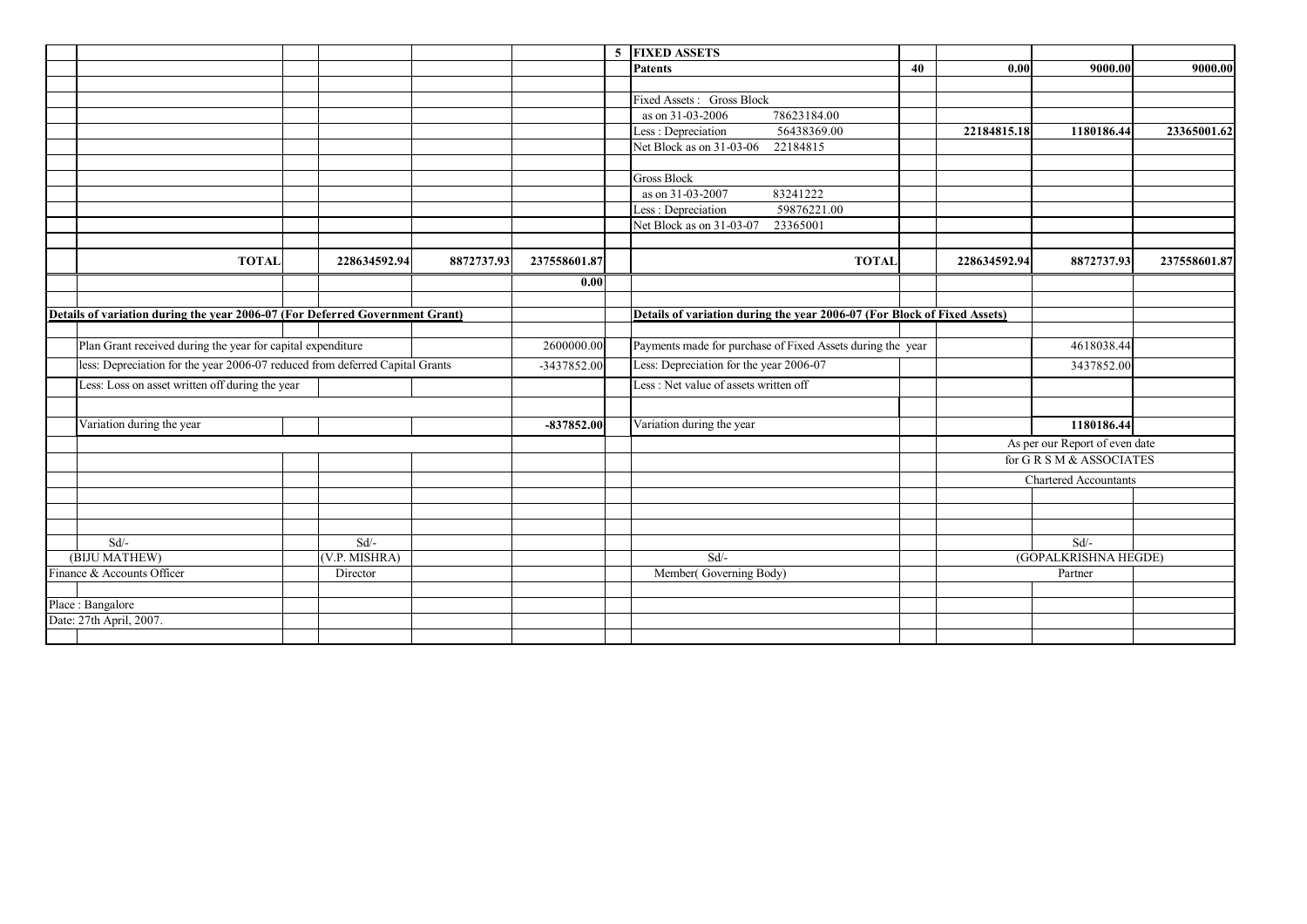| | | | | | | | | | |
|---|---|---|---|---|---|---|---|---|---|
| | | | | | 5 | **FIXED ASSETS** | | | | |
| | | | | | | **Patents** | 40 | **0.00** | **9000.00** | **9000.00** |
| | | | | | | | | | | |
| | | | | | | Fixed Assets : Gross Block | | | | |
| | | | | | | as on 31-03-2006 78623184.00 | | | | |
| | | | | | | Less : Depreciation 56438369.00 | | **22184815.18** | **1180186.44** | **23365001.62** |
| | | | | | | Net Block as on 31-03-06 22184815 | | | | |
| | | | | | | | | | | |
| | | | | | | Gross Block | | | | |
| | | | | | | as on 31-03-2007 83241222 | | | | |
| | | | | | | Less : Depreciation 59876221.00 | | | | |
| | | | | | | Net Block as on 31-03-07 23365001 | | | | |
| | | | | | | | | | | |
| | **TOTAL** | | **228634592.94** | **8872737.93** | **237558601.87** | | **TOTAL** | | **228634592.94** | **8872737.93** | **237558601.87** |
| | | | | | **0.00** | | | | | |

**Details of variation during the year 2006-07 (For Deferred Government Grant)**

| | |
|---|---|
| Plan Grant received during the year for capital expenditure | 2600000.00 |
| less: Depreciation for the year 2006-07 reduced from deferred Capital Grants | -3437852.00 |
| Less: Loss on asset written off during the year | |
| Variation during the year | **-837852.00** |

**Details of variation during the year 2006-07 (For Block of Fixed Assets)**

| | |
|---|---|
| Payments made for purchase of Fixed Assets during the year | 4618038.44 |
| Less: Depreciation for the year 2006-07 | 3437852.00 |
| Less : Net value of assets written off | |
| Variation during the year | **1180186.44** |

As per our Report of even date
for G R S M & ASSOCIATES
Chartered Accountants

| | | | |
|---|---|---|---|
| Sd/- | Sd/- | Sd/- | Sd/- |
| (BIJU MATHEW) | (V.P. MISHRA) | | (GOPALKRISHNA HEGDE) |
| Finance & Accounts Officer | Director | Member( Governing Body) | Partner |

Place : Bangalore
Date: 27th April, 2007.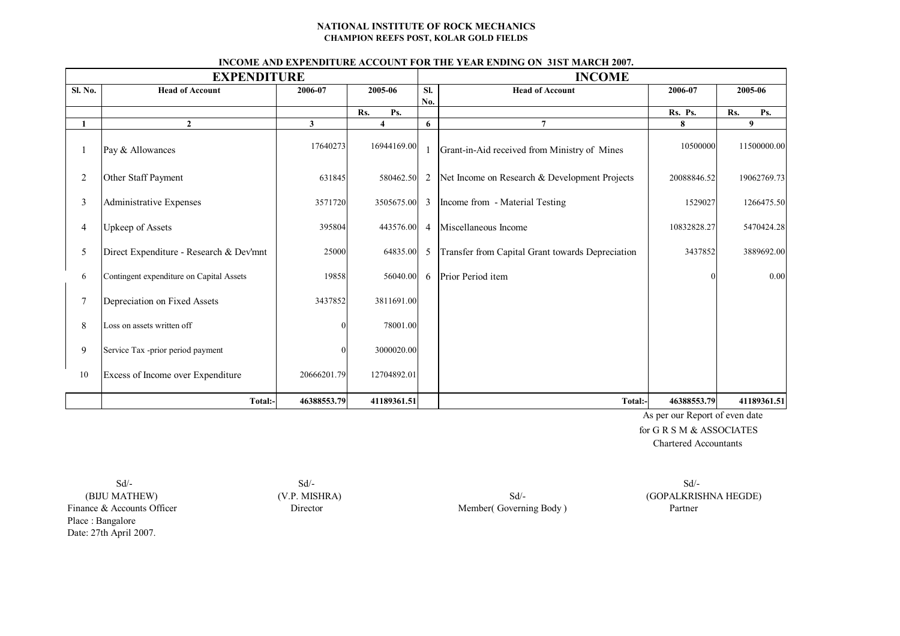**NATIONAL INSTITUTE OF ROCK MECHANICS**
**CHAMPION REEFS POST, KOLAR GOLD FIELDS**

**INCOME AND EXPENDITURE ACCOUNT FOR THE YEAR ENDING ON 31ST MARCH 2007.**

| EXPENDITURE | | | | INCOME | | | |
|---|---|---|---|---|---|---|---|
| **Sl. No.** | **Head of Account** | **2006-07** | **2005-06** | **Sl. No.** | **Head of Account** | **2006-07** | **2005-06** |
| | | | Rs. Ps. | | | Rs. Ps. | Rs. Ps. |
| **1** | **2** | **3** | **4** | **6** | **7** | **8** | **9** |
| 1 | Pay & Allowances | 17640273 | 16944169.00 | 1 | Grant-in-Aid received from Ministry of Mines | 10500000 | 11500000.00 |
| 2 | Other Staff Payment | 631845 | 580462.50 | 2 | Net Income on Research & Development Projects | 20088846.52 | 19062769.73 |
| 3 | Administrative Expenses | 3571720 | 3505675.00 | 3 | Income from - Material Testing | 1529027 | 1266475.50 |
| 4 | Upkeep of Assets | 395804 | 443576.00 | 4 | Miscellaneous Income | 10832828.27 | 5470424.28 |
| 5 | Direct Expenditure - Research & Dev'mnt | 25000 | 64835.00 | 5 | Transfer from Capital Grant towards Depreciation | 3437852 | 3889692.00 |
| 6 | Contingent expenditure on Capital Assets | 19858 | 56040.00 | 6 | Prior Period item | 0 | 0.00 |
| 7 | Depreciation on Fixed Assets | 3437852 | 3811691.00 | | | | |
| 8 | Loss on assets written off | 0 | 78001.00 | | | | |
| 9 | Service Tax -prior period payment | 0 | 3000020.00 | | | | |
| 10 | Excess of Income over Expenditure | 20666201.79 | 12704892.01 | | | | |
| | **Total:-** | **46388553.79** | **41189361.51** | | **Total:-** | **46388553.79** | **41189361.51** |

As per our Report of even date
for G R S M & ASSOCIATES
Chartered Accountants

Sd/-
(BIJU MATHEW)
Finance & Accounts Officer

Sd/-
(V.P. MISHRA)
Director

Sd/-
Member( Governing Body )

Sd/-
(GOPALKRISHNA HEGDE)
Partner

Place : Bangalore
Date: 27th April 2007.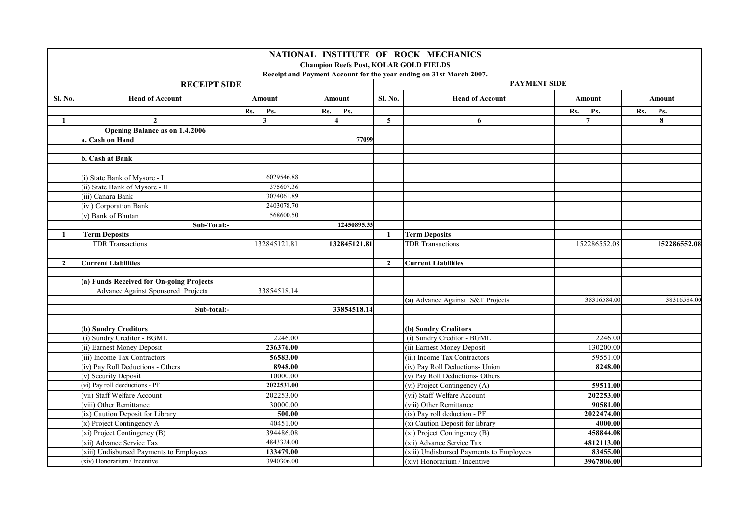# NATIONAL INSTITUTE OF ROCK MECHANICS

**Champion Reefs Post, KOLAR GOLD FIELDS**

**Receipt and Payment Account for the year ending on 31st March 2007.**

| RECEIPT SIDE | | | | PAYMENT SIDE | | | |
|---|---|---|---|---|---|---|---|
| **Sl. No.** | **Head of Account** | **Amount** | **Amount** | **Sl. No.** | **Head of Account** | **Amount** | **Amount** |
| | | **Rs. Ps.** | **Rs. Ps.** | | | **Rs. Ps.** | **Rs. Ps.** |
| **1** | **2** | **3** | **4** | **5** | **6** | **7** | **8** |
| | **Opening Balance as on 1.4.2006** | | | | | | |
| | **a. Cash on Hand** | | 77099 | | | | |
| | | | | | | | |
| | **b. Cash at Bank** | | | | | | |
| | | | | | | | |
| | (i) State Bank of Mysore - I | 6029546.88 | | | | | |
| | (ii) State Bank of Mysore - II | 375607.36 | | | | | |
| | (iii) Canara Bank | 3074061.89 | | | | | |
| | (iv ) Corporation Bank | 2403078.70 | | | | | |
| | (v) Bank of Bhutan | 568600.50 | | | | | |
| | **Sub-Total:-** | | 12450895.33 | | | | |
| **1** | **Term Deposits** | | | **1** | **Term Deposits** | | |
| | TDR Transactions | 132845121.81 | **132845121.81** | | TDR Transactions | 152286552.08 | **152286552.08** |
| | | | | | | | |
| **2** | **Current Liabilities** | | | **2** | **Current Liabilities** | | |
| | | | | | | | |
| | **(a) Funds Received for On-going Projects** | | | | | | |
| | Advance Against Sponsored Projects | 33854518.14 | | | | | |
| | | | | | **(a)** Advance Against S&T Projects | 38316584.00 | 38316584.00 |
| | **Sub-total:-** | | **33854518.14** | | | | |
| | | | | | | | |
| | **(b) Sundry Creditors** | | | | **(b) Sundry Creditors** | | |
| | (i) Sundry Creditor - BGML | 2246.00 | | | (i) Sundry Creditor - BGML | 2246.00 | |
| | (ii) Earnest Money Deposit | **236376.00** | | | (ii) Earnest Money Deposit | 130200.00 | |
| | (iii) Income Tax Contractors | **56583.00** | | | (iii) Income Tax Contractors | 59551.00 | |
| | (iv) Pay Roll Deductions - Others | **8948.00** | | | (iv) Pay Roll Deductions- Union | **8248.00** | |
| | (v) Security Deposit | 10000.00 | | | (v) Pay Roll Deductions- Others | | |
| | (vi) Pay roll decductions - PF | **2022531.00** | | | (vi) Project Contingency (A) | **59511.00** | |
| | (vii) Staff Welfare Account | 202253.00 | | | (vii) Staff Welfare Account | **202253.00** | |
| | (viii) Other Remittance | 30000.00 | | | (viii) Other Remittance | **90581.00** | |
| | (ix) Caution Deposit for Library | **500.00** | | | (ix) Pay roll deduction - PF | **2022474.00** | |
| | (x) Project Contingency A | 40451.00 | | | (x) Caution Deposit for library | **4000.00** | |
| | (xi) Project Contingency (B) | 394486.08 | | | (xi) Project Contingency (B) | **458844.08** | |
| | (xii) Advance Service Tax | 4843324.00 | | | (xii) Advance Service Tax | **4812113.00** | |
| | (xiii) Undisbursed Payments to Employees | **133479.00** | | | (xiii) Undisbursed Payments to Employees | **83455.00** | |
| | (xiv) Honorarium / Incentive | 3940306.00 | | | (xiv) Honorarium / Incentive | **3967806.00** | |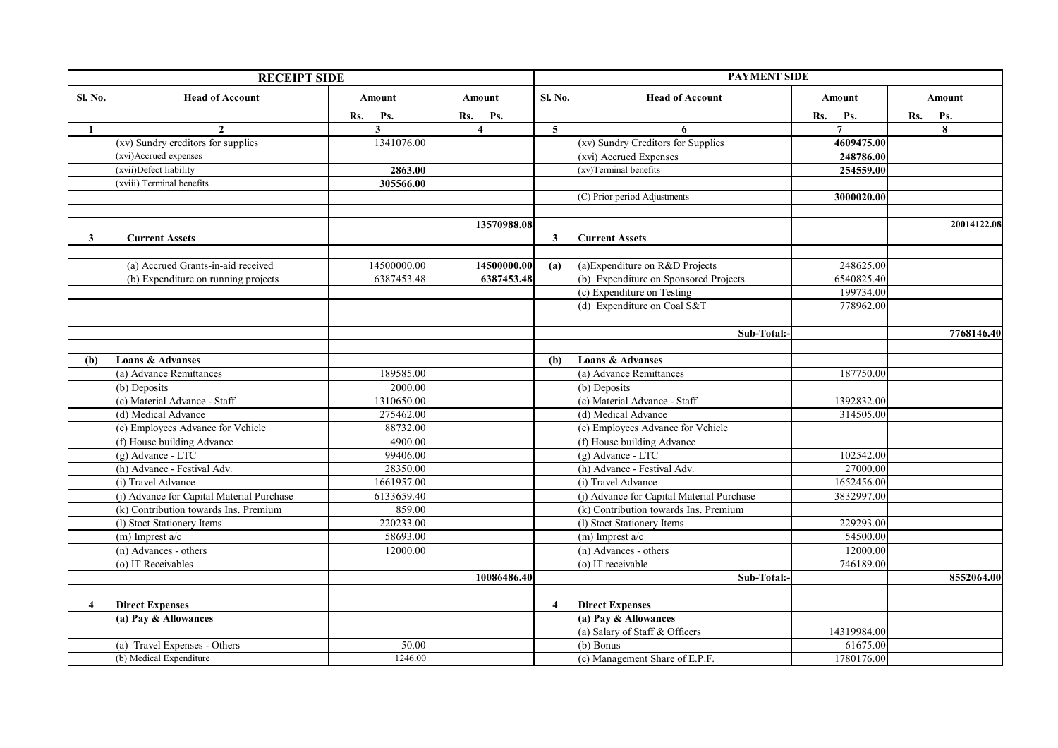| RECEIPT SIDE | | | | PAYMENT SIDE | | | |
|---|---|---|---|---|---|---|---|
| Sl. No. | Head of Account | Amount | Amount | Sl. No. | Head of Account | Amount | Amount |
| | | Rs. Ps. | Rs. Ps. | | | Rs. Ps. | Rs. Ps. |
| 1 | 2 | 3 | 4 | 5 | 6 | 7 | 8 |
| | (xv) Sundry creditors for supplies | 1341076.00 | | | (xv) Sundry Creditors for Supplies | **4609475.00** | |
| | (xvi)Accrued expenses | | | | (xvi) Accrued Expenses | **248786.00** | |
| | (xvii)Defect liability | **2863.00** | | | (xv)Terminal benefits | **254559.00** | |
| | (xviii) Terminal benefits | **305566.00** | | | | | |
| | | | | | (C) Prior period Adjustments | **3000020.00** | |
| | | | | | | | |
| | | | **13570988.08** | | | | **20014122.08** |
| **3** | **Current Assets** | | | **3** | **Current Assets** | | |
| | | | | | | | |
| | (a) Accrued Grants-in-aid received | 14500000.00 | **14500000.00** | **(a)** | (a)Expenditure on R&D Projects | 248625.00 | |
| | (b) Expenditure on running projects | 6387453.48 | **6387453.48** | | (b) Expenditure on Sponsored Projects | 6540825.40 | |
| | | | | | (c) Expenditure on Testing | 199734.00 | |
| | | | | | (d) Expenditure on Coal S&T | 778962.00 | |
| | | | | | | | |
| | | | | | **Sub-Total:-** | | **7768146.40** |
| | | | | | | | |
| **(b)** | **Loans & Advanses** | | | **(b)** | **Loans & Advanses** | | |
| | (a) Advance Remittances | 189585.00 | | | (a) Advance Remittances | 187750.00 | |
| | (b) Deposits | 2000.00 | | | (b) Deposits | | |
| | (c) Material Advance - Staff | 1310650.00 | | | (c) Material Advance - Staff | 1392832.00 | |
| | (d) Medical Advance | 275462.00 | | | (d) Medical Advance | 314505.00 | |
| | (e) Employees Advance for Vehicle | 88732.00 | | | (e) Employees Advance for Vehicle | | |
| | (f) House building Advance | 4900.00 | | | (f) House building Advance | | |
| | (g) Advance - LTC | 99406.00 | | | (g) Advance - LTC | 102542.00 | |
| | (h) Advance - Festival Adv. | 28350.00 | | | (h) Advance - Festival Adv. | 27000.00 | |
| | (i) Travel Advance | 1661957.00 | | | (i) Travel Advance | 1652456.00 | |
| | (j) Advance for Capital Material Purchase | 6133659.40 | | | (j) Advance for Capital Material Purchase | 3832997.00 | |
| | (k) Contribution towards Ins. Premium | 859.00 | | | (k) Contribution towards Ins. Premium | | |
| | (l) Stoct Stationery Items | 220233.00 | | | (l) Stoct Stationery Items | 229293.00 | |
| | (m) Imprest a/c | 58693.00 | | | (m) Imprest a/c | 54500.00 | |
| | (n) Advances - others | 12000.00 | | | (n) Advances - others | 12000.00 | |
| | (o) IT Receivables | | | | (o) IT receivable | 746189.00 | |
| | | | 10086486.40 | | **Sub-Total:-** | | **8552064.00** |
| | | | | | | | |
| **4** | **Direct Expenses** | | | **4** | **Direct Expenses** | | |
| | **(a) Pay & Allowances** | | | | **(a) Pay & Allowances** | | |
| | | | | | (a) Salary of Staff & Officers | 14319984.00 | |
| | (a) Travel Expenses - Others | 50.00 | | | (b) Bonus | 61675.00 | |
| | (b) Medical Expenditure | 1246.00 | | | (c) Management Share of E.P.F. | 1780176.00 | |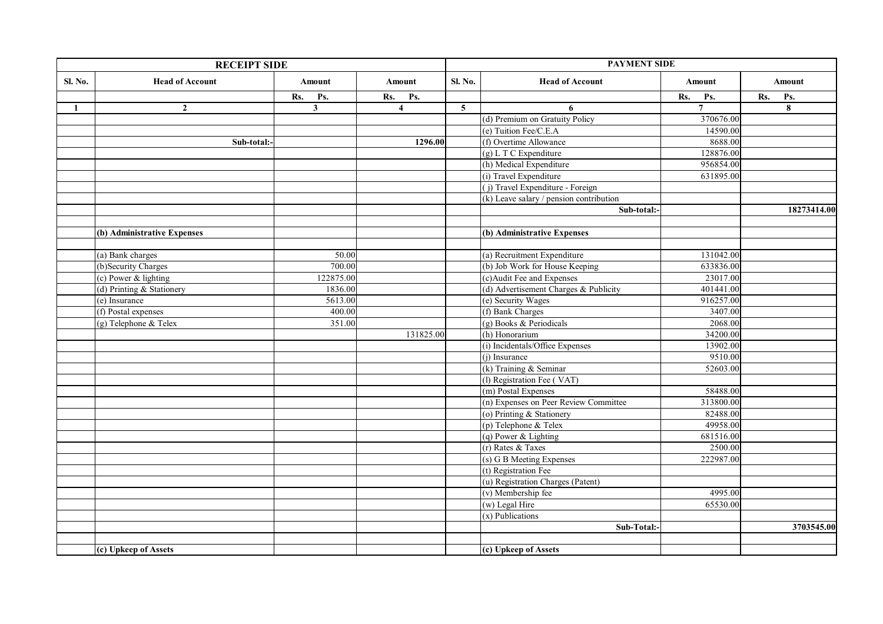| RECEIPT SIDE | | | | PAYMENT SIDE | | | |
|---|---|---|---|---|---|---|---|
| Sl. No. | Head of Account | Amount | Amount | Sl. No. | Head of Account | Amount | Amount |
| | | Rs. Ps. | Rs. Ps. | | | Rs. Ps. | Rs. Ps. |
| 1 | 2 | 3 | 4 | 5 | 6 | 7 | 8 |
| | | | | | (d) Premium on Gratuity Policy | 370676.00 | |
| | | | | | (e) Tuition Fee/C.E.A | 14590.00 | |
| | Sub-total:- | | 1296.00 | | (f) Overtime Allowance | 8688.00 | |
| | | | | | (g) L T C Expenditure | 128876.00 | |
| | | | | | (h) Medical Expenditure | 956854.00 | |
| | | | | | (i) Travel Expenditure | 631895.00 | |
| | | | | | ( j) Travel Expenditure - Foreign | | |
| | | | | | (k) Leave salary / pension contribution | | |
| | | | | | Sub-total:- | | 18273414.00 |
| | | | | | | | |
| | (b) Administrative Expenses | | | | (b) Administrative Expenses | | |
| | | | | | | | |
| | (a) Bank charges | 50.00 | | | (a) Recruitment Expenditure | 131042.00 | |
| | (b)Security Charges | 700.00 | | | (b) Job Work for House Keeping | 633836.00 | |
| | (c) Power & lighting | 122875.00 | | | (c)Audit Fee and Expenses | 23017.00 | |
| | (d) Printing & Stationery | 1836.00 | | | (d) Advertisement Charges & Publicity | 401441.00 | |
| | (e) Insurance | 5613.00 | | | (e) Security Wages | 916257.00 | |
| | (f) Postal expenses | 400.00 | | | (f) Bank Charges | 3407.00 | |
| | (g) Telephone & Telex | 351.00 | | | (g) Books & Periodicals | 2068.00 | |
| | | | 131825.00 | | (h) Honorarium | 34200.00 | |
| | | | | | (i) Incidentals/Office Expenses | 13902.00 | |
| | | | | | (j) Insurance | 9510.00 | |
| | | | | | (k) Training & Seminar | 52603.00 | |
| | | | | | (l) Registration Fee ( VAT) | | |
| | | | | | (m) Postal Expenses | 58488.00 | |
| | | | | | (n) Expenses on Peer Review Committee | 313800.00 | |
| | | | | | (o) Printing & Stationery | 82488.00 | |
| | | | | | (p) Telephone & Telex | 49958.00 | |
| | | | | | (q) Power & Lighting | 681516.00 | |
| | | | | | (r) Rates & Taxes | 2500.00 | |
| | | | | | (s) G B Meeting Expenses | 222987.00 | |
| | | | | | (t) Registration Fee | | |
| | | | | | (u) Registration Charges (Patent) | | |
| | | | | | (v) Membership fee | 4995.00 | |
| | | | | | (w) Legal Hire | 65530.00 | |
| | | | | | (x) Publications | | |
| | | | | | Sub-Total:- | | 3703545.00 |
| | | | | | | | |
| | (c) Upkeep of Assets | | | | (c) Upkeep of Assets | | |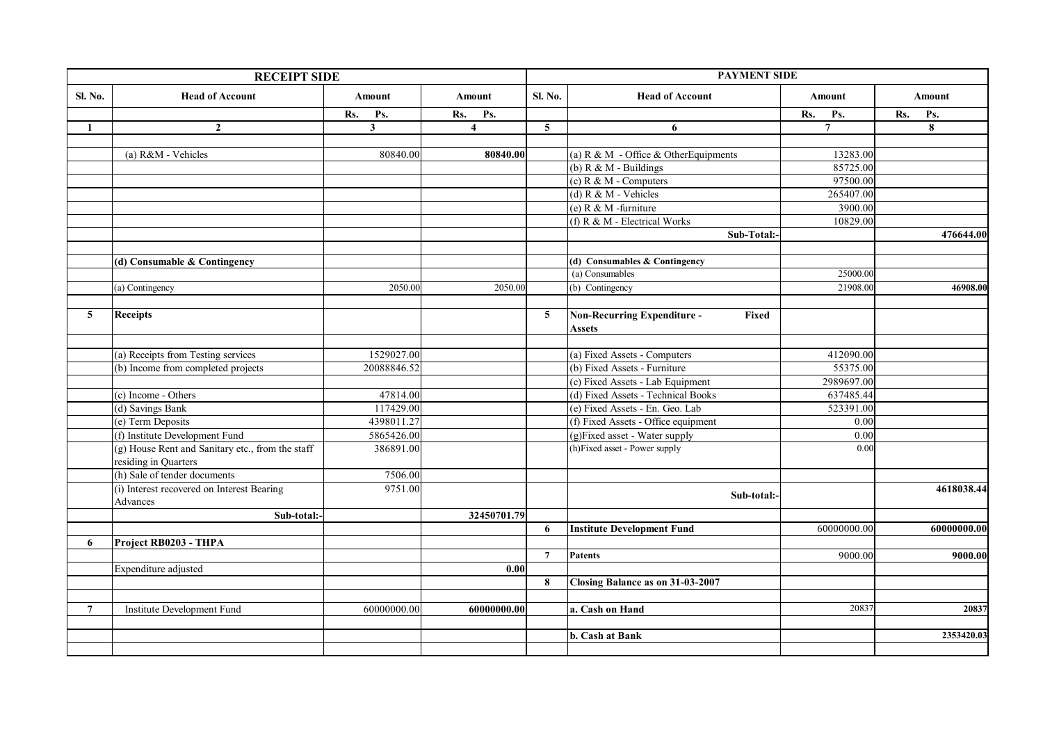| RECEIPT SIDE | | | | PAYMENT SIDE | | | |
|---|---|---|---|---|---|---|---|
| Sl. No. | Head of Account | Amount | Amount | Sl. No. | Head of Account | Amount | Amount |
| | | Rs. Ps. | Rs. Ps. | | | Rs. Ps. | Rs. Ps. |
| 1 | 2 | 3 | 4 | 5 | 6 | 7 | 8 |
| | (a) R&M - Vehicles | 80840.00 | **80840.00** | | (a) R & M - Office & OtherEquipments | 13283.00 | |
| | | | | | (b) R & M - Buildings | 85725.00 | |
| | | | | | (c) R & M - Computers | 97500.00 | |
| | | | | | (d) R & M - Vehicles | 265407.00 | |
| | | | | | (e) R & M -furniture | 3900.00 | |
| | | | | | (f) R & M - Electrical Works | 10829.00 | |
| | | | | | **Sub-Total:-** | | **476644.00** |
| | **(d) Consumable & Contingency** | | | | **(d) Consumables & Contingency** | | |
| | | | | | (a) Consumables | 25000.00 | |
| | (a) Contingency | 2050.00 | 2050.00 | | (b) Contingency | 21908.00 | **46908.00** |
| **5** | **Receipts** | | | **5** | **Non-Recurring Expenditure - Fixed Assets** | | |
| | (a) Receipts from Testing services | 1529027.00 | | | (a) Fixed Assets - Computers | 412090.00 | |
| | (b) Income from completed projects | 20088846.52 | | | (b) Fixed Assets - Furniture | 55375.00 | |
| | | | | | (c) Fixed Assets - Lab Equipment | 2989697.00 | |
| | (c) Income - Others | 47814.00 | | | (d) Fixed Assets - Technical Books | 637485.44 | |
| | (d) Savings Bank | 117429.00 | | | (e) Fixed Assets - En. Geo. Lab | 523391.00 | |
| | (e) Term Deposits | 4398011.27 | | | (f) Fixed Assets - Office equipment | 0.00 | |
| | (f) Institute Development Fund | 5865426.00 | | | (g)Fixed asset - Water supply | 0.00 | |
| | (g) House Rent and Sanitary etc., from the staff residing in Quarters | 386891.00 | | | (h)Fixed asset - Power supply | 0.00 | |
| | (h) Sale of tender documents | 7506.00 | | | | | |
| | (i) Interest recovered on Interest Bearing Advances | 9751.00 | | | **Sub-total:-** | | **4618038.44** |
| | **Sub-total:-** | | **32450701.79** | | | | |
| | | | | **6** | **Institute Development Fund** | 60000000.00 | **60000000.00** |
| **6** | **Project RB0203 - THPA** | | | | | | |
| | | | | **7** | **Patents** | 9000.00 | **9000.00** |
| | Expenditure adjusted | | **0.00** | | | | |
| | | | | **8** | **Closing Balance as on 31-03-2007** | | |
| **7** | Institute Development Fund | 60000000.00 | **60000000.00** | | **a. Cash on Hand** | 20837 | **20837** |
| | | | | | **b. Cash at Bank** | | **2353420.03** |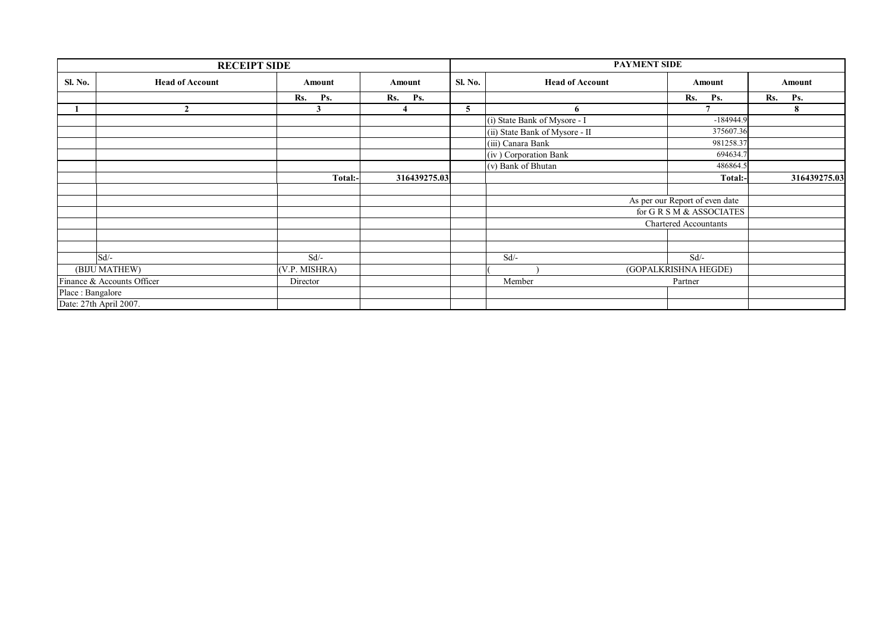| RECEIPT SIDE | | | | PAYMENT SIDE | | | |
|---|---|---|---|---|---|---|---|
| Sl. No. | Head of Account | Amount | Amount | Sl. No. | Head of Account | Amount | Amount |
| | | Rs. Ps. | Rs. Ps. | | | Rs. Ps. | Rs. Ps. |
| 1 | 2 | 3 | 4 | 5 | 6 | 7 | 8 |
| | | | | | (i) State Bank of Mysore - I | -184944.9 | |
| | | | | | (ii) State Bank of Mysore - II | 375607.36 | |
| | | | | | (iii) Canara Bank | 981258.37 | |
| | | | | | (iv ) Corporation Bank | 694634.7 | |
| | | | | | (v) Bank of Bhutan | 486864.5 | |
| | | Total:- | 316439275.03 | | | Total:- | 316439275.03 |

As per our Report of even date
for G R S M & ASSOCIATES
Chartered Accountants

| Sd/- | Sd/- | Sd/- | Sd/- |
|---|---|---|---|
| (BIJU MATHEW) | (V.P. MISHRA) | (                    ) | (GOPALKRISHNA HEGDE) |
| Finance & Accounts Officer | Director | Member | Partner |

Place : Bangalore

Date: 27th April 2007.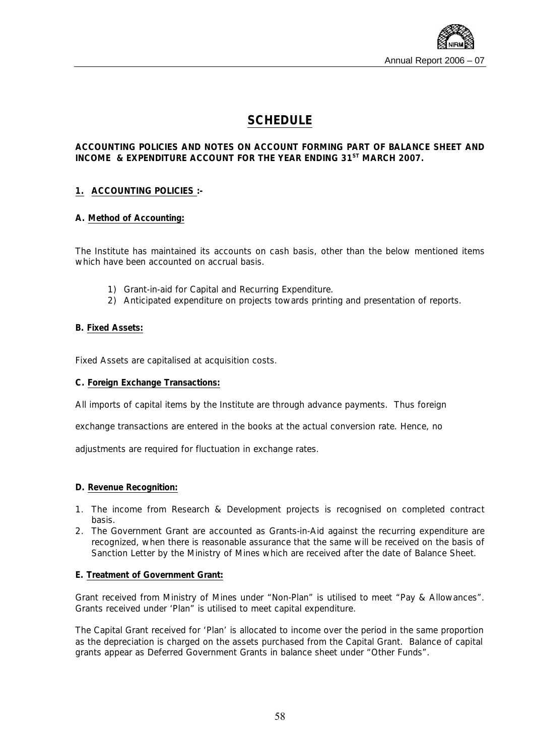# SCHEDULE

**ACCOUNTING POLICIES AND NOTES ON ACCOUNT FORMING PART OF BALANCE SHEET AND INCOME & EXPENDITURE ACCOUNT FOR THE YEAR ENDING 31ST MARCH 2007.**

## 1. ACCOUNTING POLICIES :-

### A. Method of Accounting:

The Institute has maintained its accounts on cash basis, other than the below mentioned items which have been accounted on accrual basis.

1) Grant-in-aid for Capital and Recurring Expenditure.
2) Anticipated expenditure on projects towards printing and presentation of reports.

### B. Fixed Assets:

Fixed Assets are capitalised at acquisition costs.

### C. Foreign Exchange Transactions:

All imports of capital items by the Institute are through advance payments. Thus foreign exchange transactions are entered in the books at the actual conversion rate. Hence, no adjustments are required for fluctuation in exchange rates.

### D. Revenue Recognition:

1. The income from Research & Development projects is recognised on completed contract basis.
2. The Government Grant are accounted as Grants-in-Aid against the recurring expenditure are recognized, when there is reasonable assurance that the same will be received on the basis of Sanction Letter by the Ministry of Mines which are received after the date of Balance Sheet.

### E. Treatment of Government Grant:

Grant received from Ministry of Mines under "Non-Plan" is utilised to meet "Pay & Allowances". Grants received under 'Plan" is utilised to meet capital expenditure.

The Capital Grant received for 'Plan' is allocated to income over the period in the same proportion as the depreciation is charged on the assets purchased from the Capital Grant. Balance of capital grants appear as Deferred Government Grants in balance sheet under "Other Funds".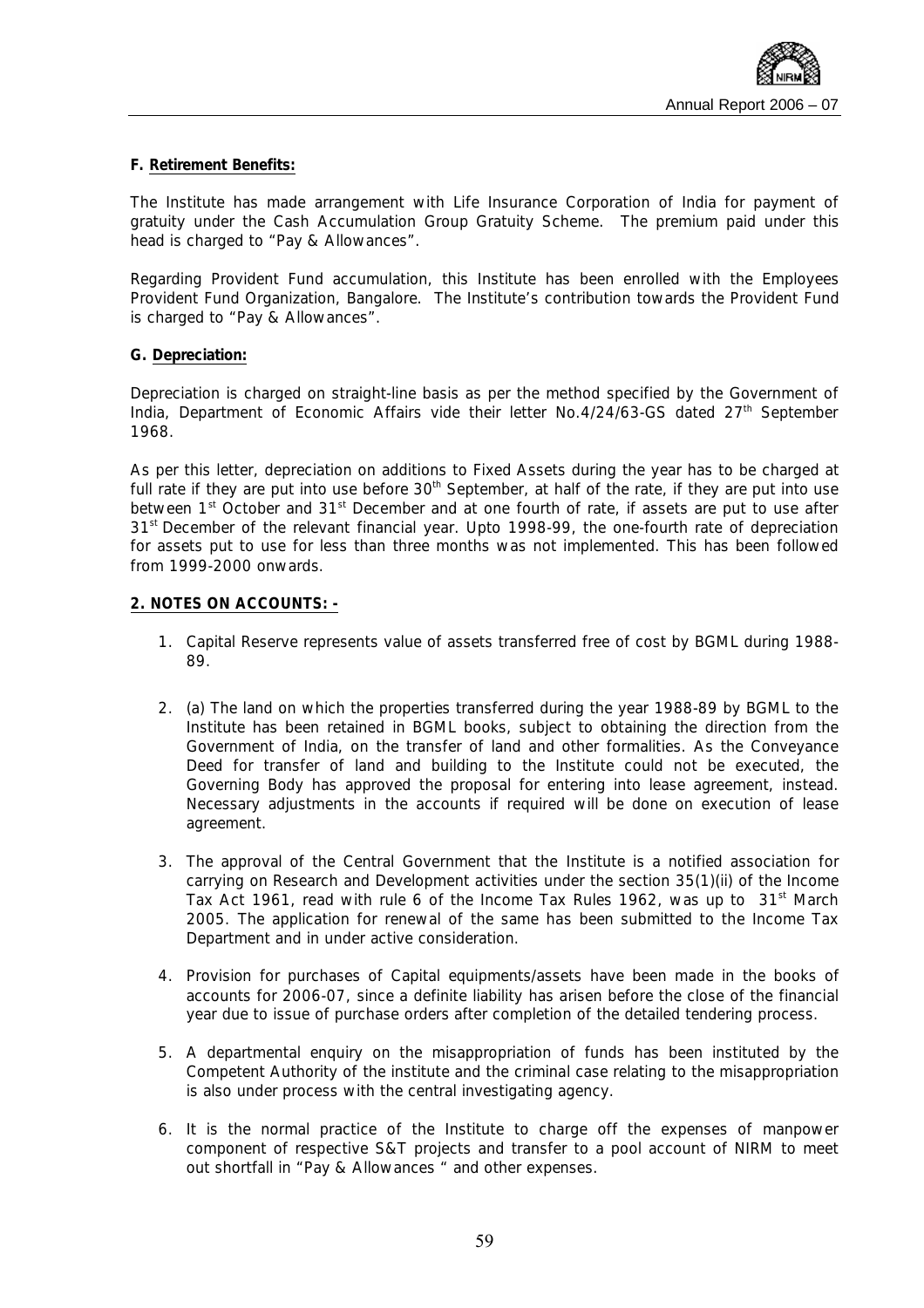**F. Retirement Benefits:**

The Institute has made arrangement with Life Insurance Corporation of India for payment of gratuity under the Cash Accumulation Group Gratuity Scheme. The premium paid under this head is charged to "Pay & Allowances".

Regarding Provident Fund accumulation, this Institute has been enrolled with the Employees Provident Fund Organization, Bangalore. The Institute's contribution towards the Provident Fund is charged to "Pay & Allowances".

**G. Depreciation:**

Depreciation is charged on straight-line basis as per the method specified by the Government of India, Department of Economic Affairs vide their letter No.4/24/63-GS dated 27th September 1968.

As per this letter, depreciation on additions to Fixed Assets during the year has to be charged at full rate if they are put into use before 30th September, at half of the rate, if they are put into use between 1st October and 31st December and at one fourth of rate, if assets are put to use after 31st December of the relevant financial year. Upto 1998-99, the one-fourth rate of depreciation for assets put to use for less than three months was not implemented. This has been followed from 1999-2000 onwards.

**2. NOTES ON ACCOUNTS: -**

1. Capital Reserve represents value of assets transferred free of cost by BGML during 1988-89.

2. (a) The land on which the properties transferred during the year 1988-89 by BGML to the Institute has been retained in BGML books, subject to obtaining the direction from the Government of India, on the transfer of land and other formalities. As the Conveyance Deed for transfer of land and building to the Institute could not be executed, the Governing Body has approved the proposal for entering into lease agreement, instead. Necessary adjustments in the accounts if required will be done on execution of lease agreement.

3. The approval of the Central Government that the Institute is a notified association for carrying on Research and Development activities under the section 35(1)(ii) of the Income Tax Act 1961, read with rule 6 of the Income Tax Rules 1962, was up to 31st March 2005. The application for renewal of the same has been submitted to the Income Tax Department and in under active consideration.

4. Provision for purchases of Capital equipments/assets have been made in the books of accounts for 2006-07, since a definite liability has arisen before the close of the financial year due to issue of purchase orders after completion of the detailed tendering process.

5. A departmental enquiry on the misappropriation of funds has been instituted by the Competent Authority of the institute and the criminal case relating to the misappropriation is also under process with the central investigating agency.

6. It is the normal practice of the Institute to charge off the expenses of manpower component of respective S&T projects and transfer to a pool account of NIRM to meet out shortfall in "Pay & Allowances " and other expenses.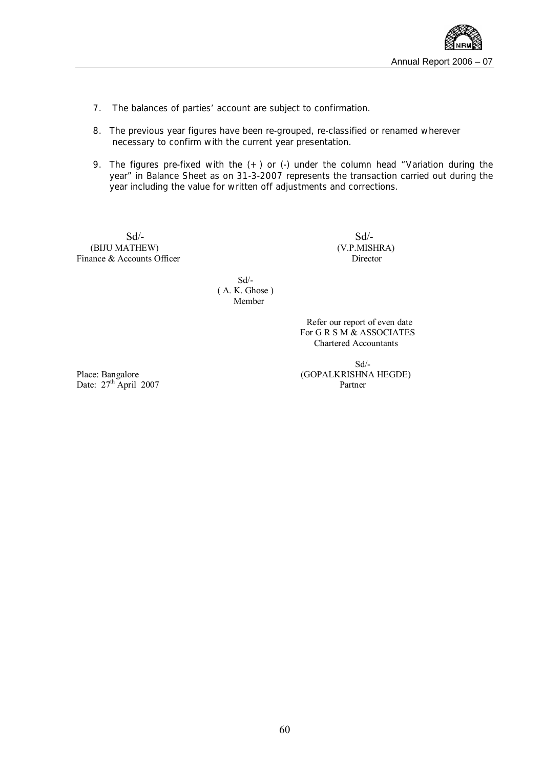7. The balances of parties' account are subject to confirmation.

8. The previous year figures have been re-grouped, re-classified or renamed wherever necessary to confirm with the current year presentation.

9. The figures pre-fixed with the (+) or (-) under the column head "Variation during the year" in Balance Sheet as on 31-3-2007 represents the transaction carried out during the year including the value for written off adjustments and corrections.

Sd/-
(BIJU MATHEW)
Finance & Accounts Officer

Sd/-
(V.P.MISHRA)
Director

Sd/-
( A. K. Ghose )
Member

Refer our report of even date
For G R S M & ASSOCIATES
Chartered Accountants

Sd/-
(GOPALKRISHNA HEGDE)
Partner

Place: Bangalore
Date: 27th April 2007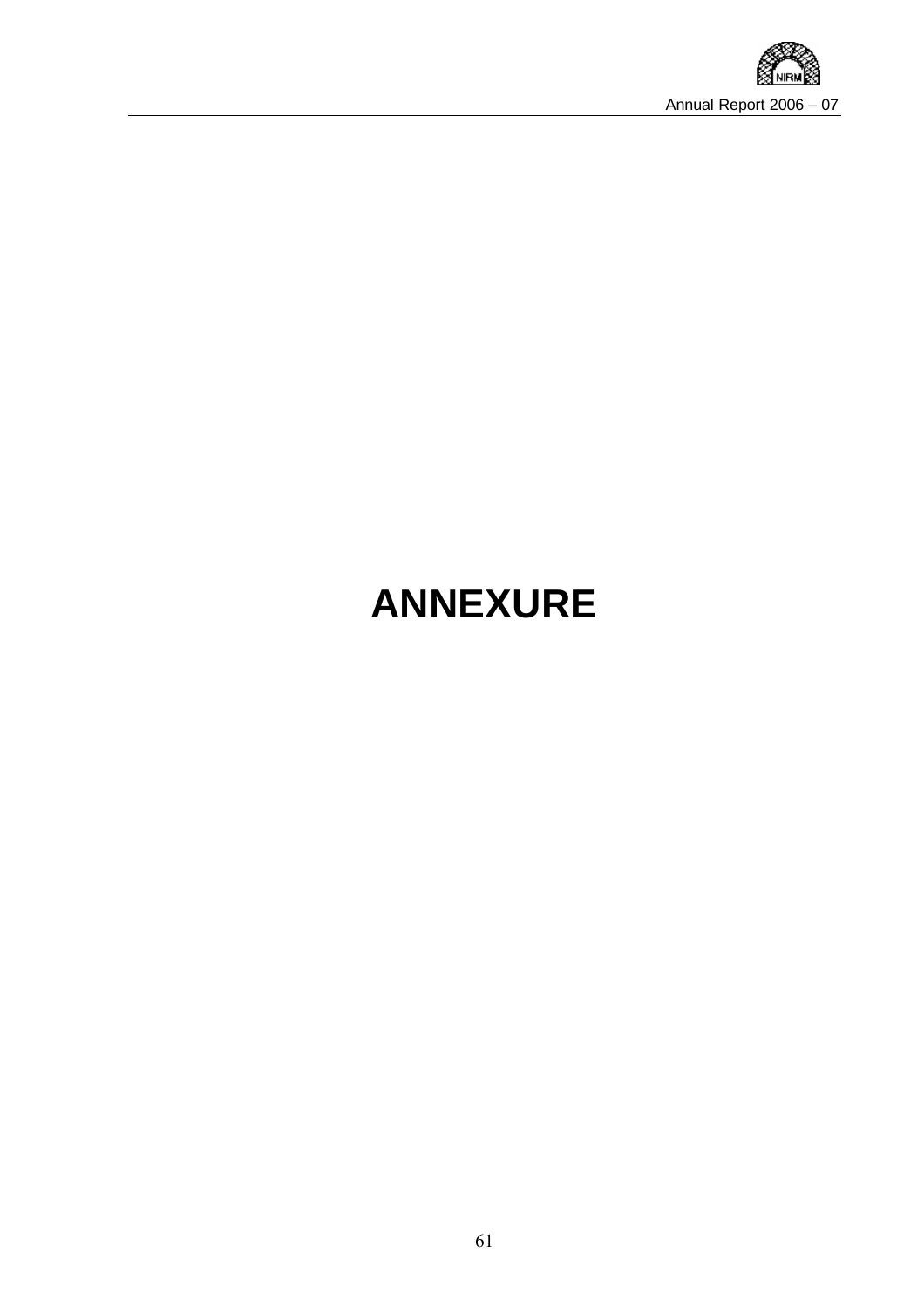# ANNEXURE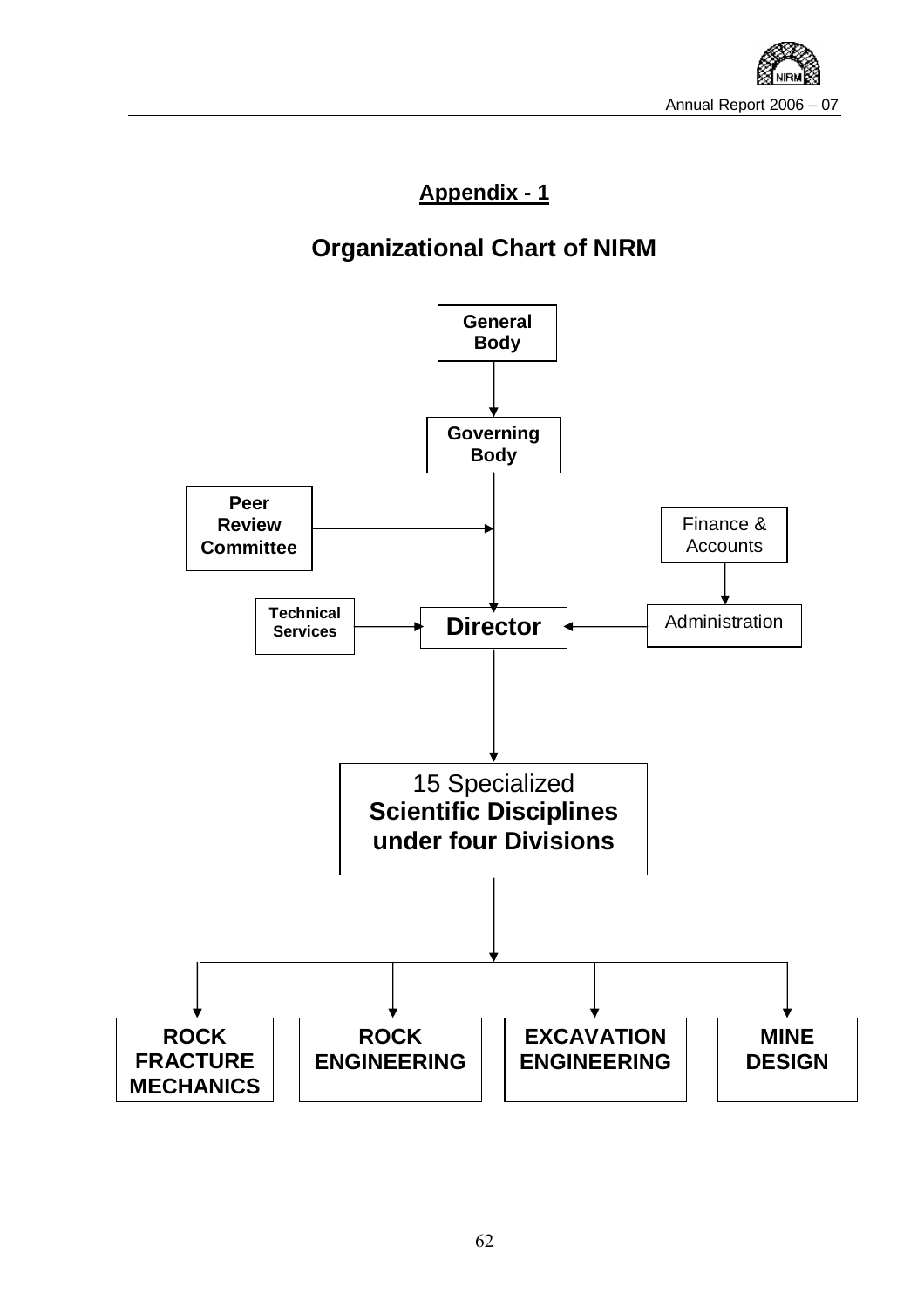## Appendix - 1

# Organizational Chart of NIRM

**General Body**

↓

**Governing Body**

**Peer Review Committee** →

Finance & Accounts → Administration

**Technical Services** → **Director** ← Administration

↓

15 Specialized **Scientific Disciplines under four Divisions**

↓

- **ROCK FRACTURE MECHANICS**
- **ROCK ENGINEERING**
- **EXCAVATION ENGINEERING**
- **MINE DESIGN**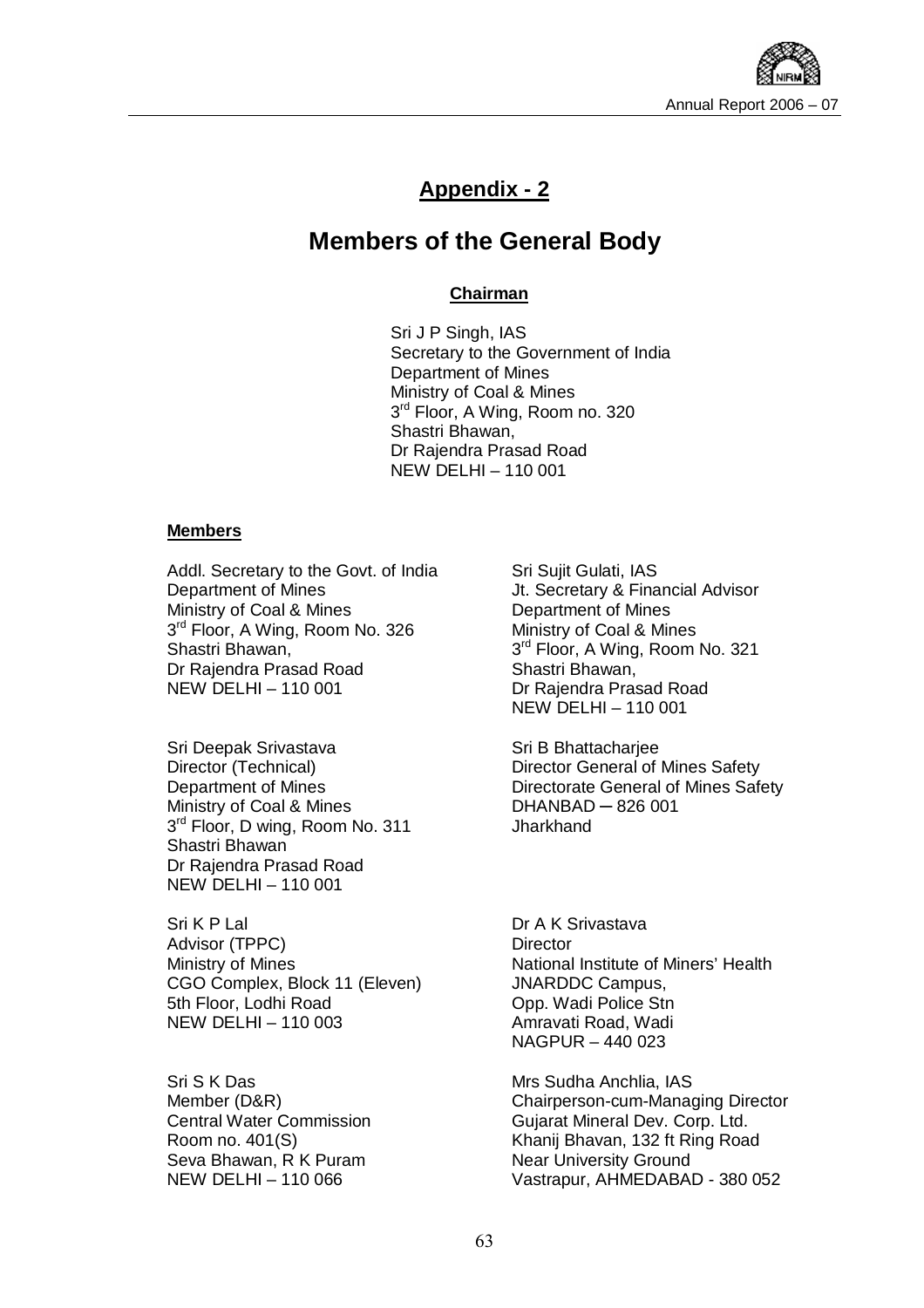## Appendix - 2

# Members of the General Body

### Chairman

Sri J P Singh, IAS
Secretary to the Government of India
Department of Mines
Ministry of Coal & Mines
3rd Floor, A Wing, Room no. 320
Shastri Bhawan,
Dr Rajendra Prasad Road
NEW DELHI – 110 001

### Members

Addl. Secretary to the Govt. of India
Department of Mines
Ministry of Coal & Mines
3rd Floor, A Wing, Room No. 326
Shastri Bhawan,
Dr Rajendra Prasad Road
NEW DELHI – 110 001

Sri Sujit Gulati, IAS
Jt. Secretary & Financial Advisor
Department of Mines
Ministry of Coal & Mines
3rd Floor, A Wing, Room No. 321
Shastri Bhawan,
Dr Rajendra Prasad Road
NEW DELHI – 110 001

Sri Deepak Srivastava
Director (Technical)
Department of Mines
Ministry of Coal & Mines
3rd Floor, D wing, Room No. 311
Shastri Bhawan
Dr Rajendra Prasad Road
NEW DELHI – 110 001

Sri B Bhattacharjee
Director General of Mines Safety
Directorate General of Mines Safety
DHANBAD – 826 001
Jharkhand

Sri K P Lal
Advisor (TPPC)
Ministry of Mines
CGO Complex, Block 11 (Eleven)
5th Floor, Lodhi Road
NEW DELHI – 110 003

Dr A K Srivastava
Director
National Institute of Miners' Health
JNARDDC Campus,
Opp. Wadi Police Stn
Amravati Road, Wadi
NAGPUR – 440 023

Sri S K Das
Member (D&R)
Central Water Commission
Room no. 401(S)
Seva Bhawan, R K Puram
NEW DELHI – 110 066

Mrs Sudha Anchlia, IAS
Chairperson-cum-Managing Director
Gujarat Mineral Dev. Corp. Ltd.
Khanij Bhavan, 132 ft Ring Road
Near University Ground
Vastrapur, AHMEDABAD - 380 052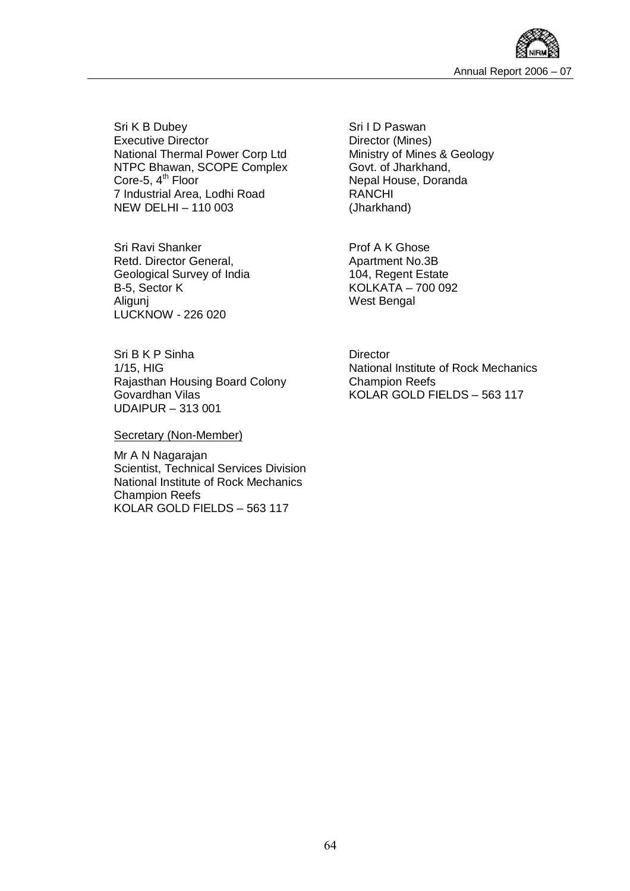Sri K B Dubey
Executive Director
National Thermal Power Corp Ltd
NTPC Bhawan, SCOPE Complex
Core-5, 4th Floor
7 Industrial Area, Lodhi Road
NEW DELHI – 110 003

Sri I D Paswan
Director (Mines)
Ministry of Mines & Geology
Govt. of Jharkhand,
Nepal House, Doranda
RANCHI
(Jharkhand)

Sri Ravi Shanker
Retd. Director General,
Geological Survey of India
B-5, Sector K
Aligunj
LUCKNOW - 226 020

Prof A K Ghose
Apartment No.3B
104, Regent Estate
KOLKATA – 700 092
West Bengal

Sri B K P Sinha
1/15, HIG
Rajasthan Housing Board Colony
Govardhan Vilas
UDAIPUR – 313 001

Director
National Institute of Rock Mechanics
Champion Reefs
KOLAR GOLD FIELDS – 563 117

Secretary (Non-Member)

Mr A N Nagarajan
Scientist, Technical Services Division
National Institute of Rock Mechanics
Champion Reefs
KOLAR GOLD FIELDS – 563 117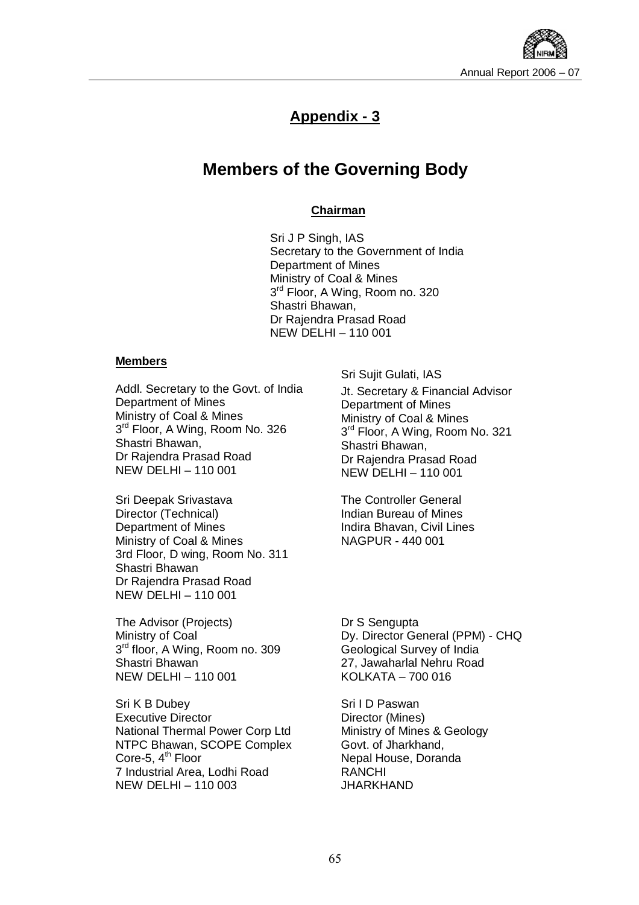## Appendix - 3

# Members of the Governing Body

### Chairman

Sri J P Singh, IAS
Secretary to the Government of India
Department of Mines
Ministry of Coal & Mines
3rd Floor, A Wing, Room no. 320
Shastri Bhawan,
Dr Rajendra Prasad Road
NEW DELHI – 110 001

### Members

Addl. Secretary to the Govt. of India
Department of Mines
Ministry of Coal & Mines
3rd Floor, A Wing, Room No. 326
Shastri Bhawan,
Dr Rajendra Prasad Road
NEW DELHI – 110 001

Sri Sujit Gulati, IAS
Jt. Secretary & Financial Advisor
Department of Mines
Ministry of Coal & Mines
3rd Floor, A Wing, Room No. 321
Shastri Bhawan,
Dr Rajendra Prasad Road
NEW DELHI – 110 001

Sri Deepak Srivastava
Director (Technical)
Department of Mines
Ministry of Coal & Mines
3rd Floor, D wing, Room No. 311
Shastri Bhawan
Dr Rajendra Prasad Road
NEW DELHI – 110 001

The Controller General
Indian Bureau of Mines
Indira Bhavan, Civil Lines
NAGPUR - 440 001

The Advisor (Projects)
Ministry of Coal
3rd floor, A Wing, Room no. 309
Shastri Bhawan
NEW DELHI – 110 001

Dr S Sengupta
Dy. Director General (PPM) - CHQ
Geological Survey of India
27, Jawaharlal Nehru Road
KOLKATA – 700 016

Sri K B Dubey
Executive Director
National Thermal Power Corp Ltd
NTPC Bhawan, SCOPE Complex
Core-5, 4th Floor
7 Industrial Area, Lodhi Road
NEW DELHI – 110 003

Sri I D Paswan
Director (Mines)
Ministry of Mines & Geology
Govt. of Jharkhand,
Nepal House, Doranda
RANCHI
JHARKHAND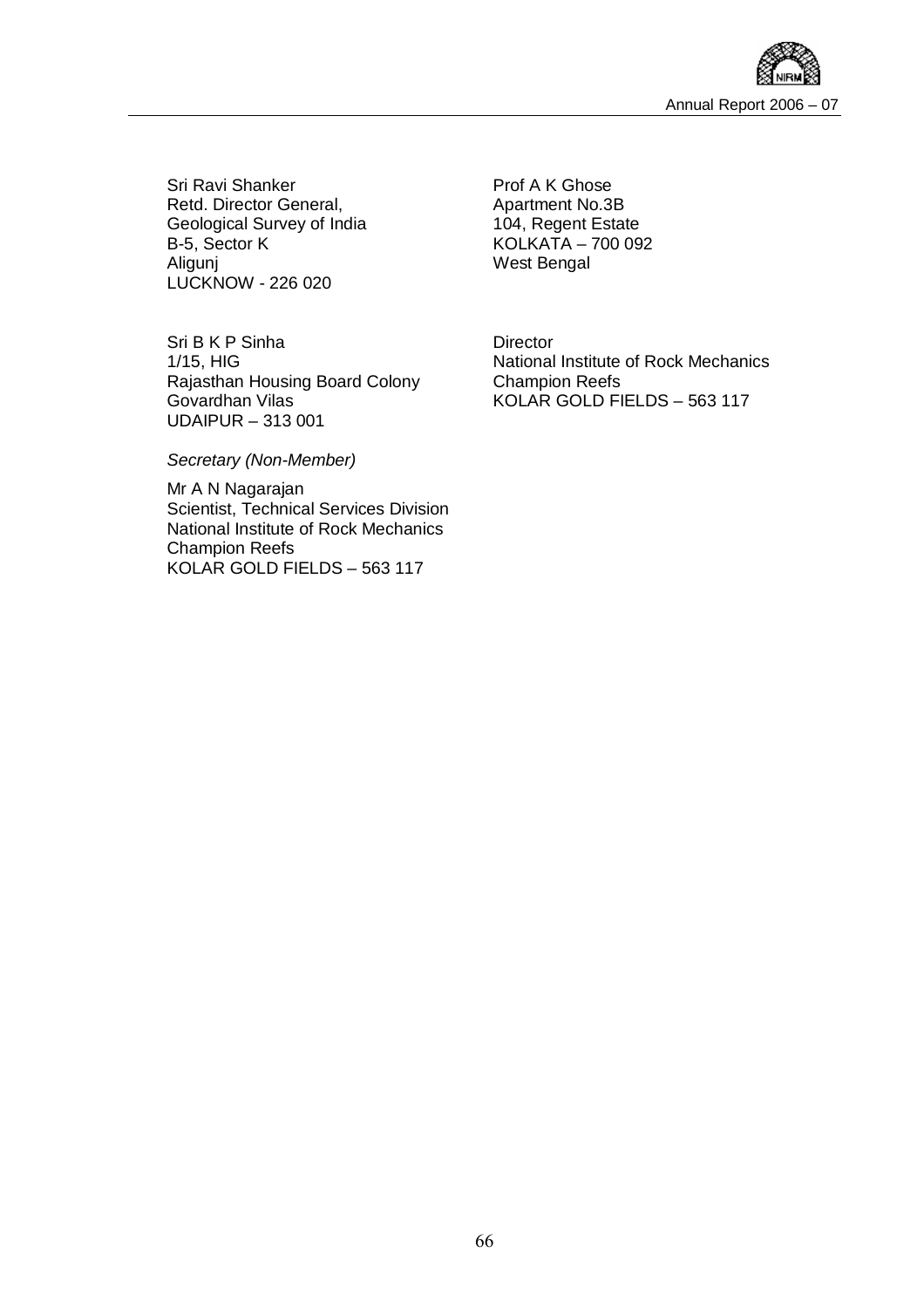Sri Ravi Shanker
Retd. Director General,
Geological Survey of India
B-5, Sector K
Aligunj
LUCKNOW - 226 020

Prof A K Ghose
Apartment No.3B
104, Regent Estate
KOLKATA – 700 092
West Bengal

Sri B K P Sinha
1/15, HIG
Rajasthan Housing Board Colony
Govardhan Vilas
UDAIPUR – 313 001

Director
National Institute of Rock Mechanics
Champion Reefs
KOLAR GOLD FIELDS – 563 117

*Secretary (Non-Member)*

Mr A N Nagarajan
Scientist, Technical Services Division
National Institute of Rock Mechanics
Champion Reefs
KOLAR GOLD FIELDS – 563 117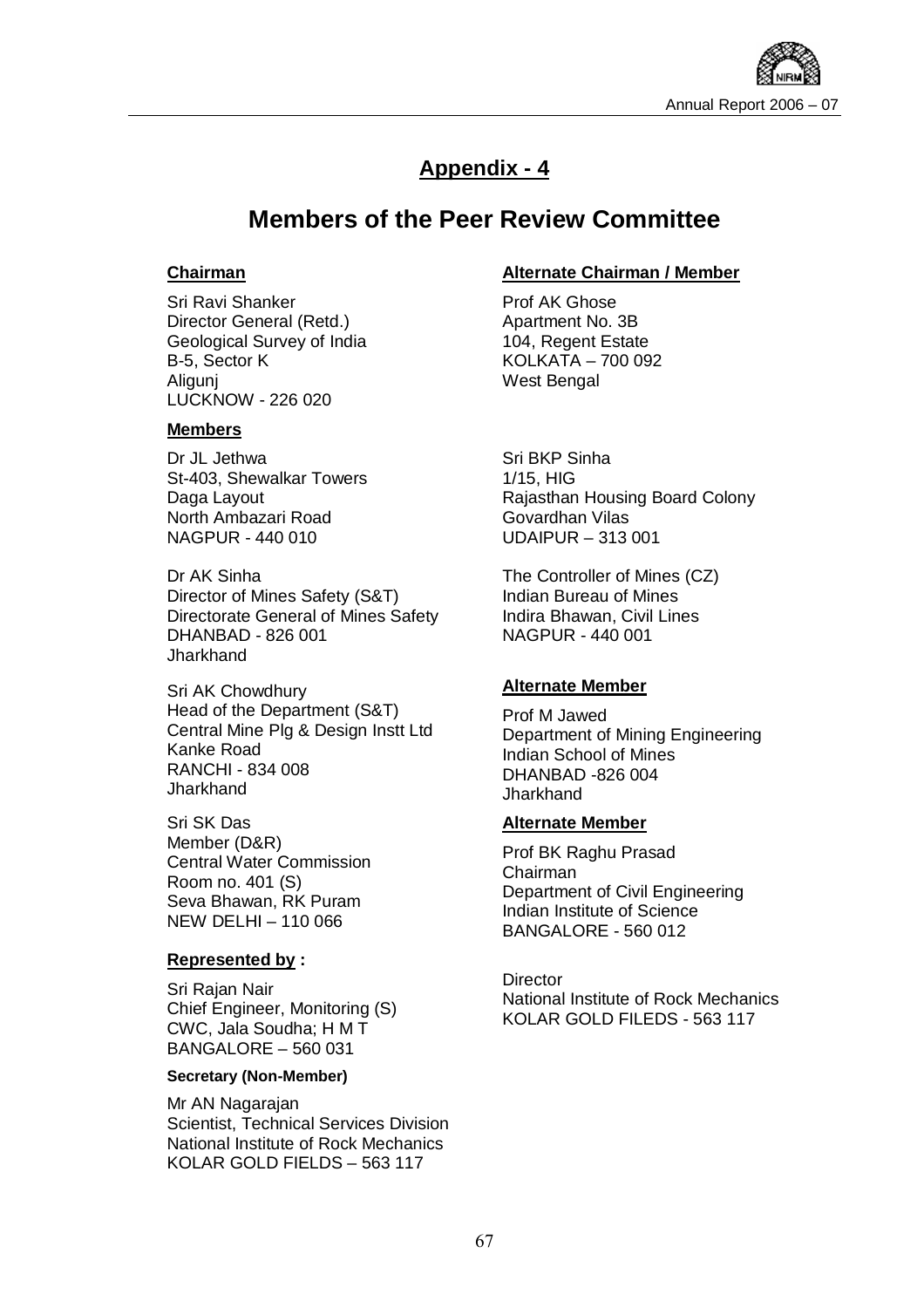## Appendix - 4

# Members of the Peer Review Committee

**Chairman**

Sri Ravi Shanker
Director General (Retd.)
Geological Survey of India
B-5, Sector K
Aligunj
LUCKNOW - 226 020

**Alternate Chairman / Member**

Prof AK Ghose
Apartment No. 3B
104, Regent Estate
KOLKATA – 700 092
West Bengal

**Members**

Dr JL Jethwa
St-403, Shewalkar Towers
Daga Layout
North Ambazari Road
NAGPUR - 440 010

Sri BKP Sinha
1/15, HIG
Rajasthan Housing Board Colony
Govardhan Vilas
UDAIPUR – 313 001

Dr AK Sinha
Director of Mines Safety (S&T)
Directorate General of Mines Safety
DHANBAD - 826 001
Jharkhand

The Controller of Mines (CZ)
Indian Bureau of Mines
Indira Bhawan, Civil Lines
NAGPUR - 440 001

Sri AK Chowdhury
Head of the Department (S&T)
Central Mine Plg & Design Instt Ltd
Kanke Road
RANCHI - 834 008
Jharkhand

**Alternate Member**

Prof M Jawed
Department of Mining Engineering
Indian School of Mines
DHANBAD -826 004
Jharkhand

Sri SK Das
Member (D&R)
Central Water Commission
Room no. 401 (S)
Seva Bhawan, RK Puram
NEW DELHI – 110 066

**Alternate Member**

Prof BK Raghu Prasad
Chairman
Department of Civil Engineering
Indian Institute of Science
BANGALORE - 560 012

**Represented by :**

Sri Rajan Nair
Chief Engineer, Monitoring (S)
CWC, Jala Soudha; H M T
BANGALORE – 560 031

Director
National Institute of Rock Mechanics
KOLAR GOLD FILEDS - 563 117

**Secretary (Non-Member)**

Mr AN Nagarajan
Scientist, Technical Services Division
National Institute of Rock Mechanics
KOLAR GOLD FIELDS – 563 117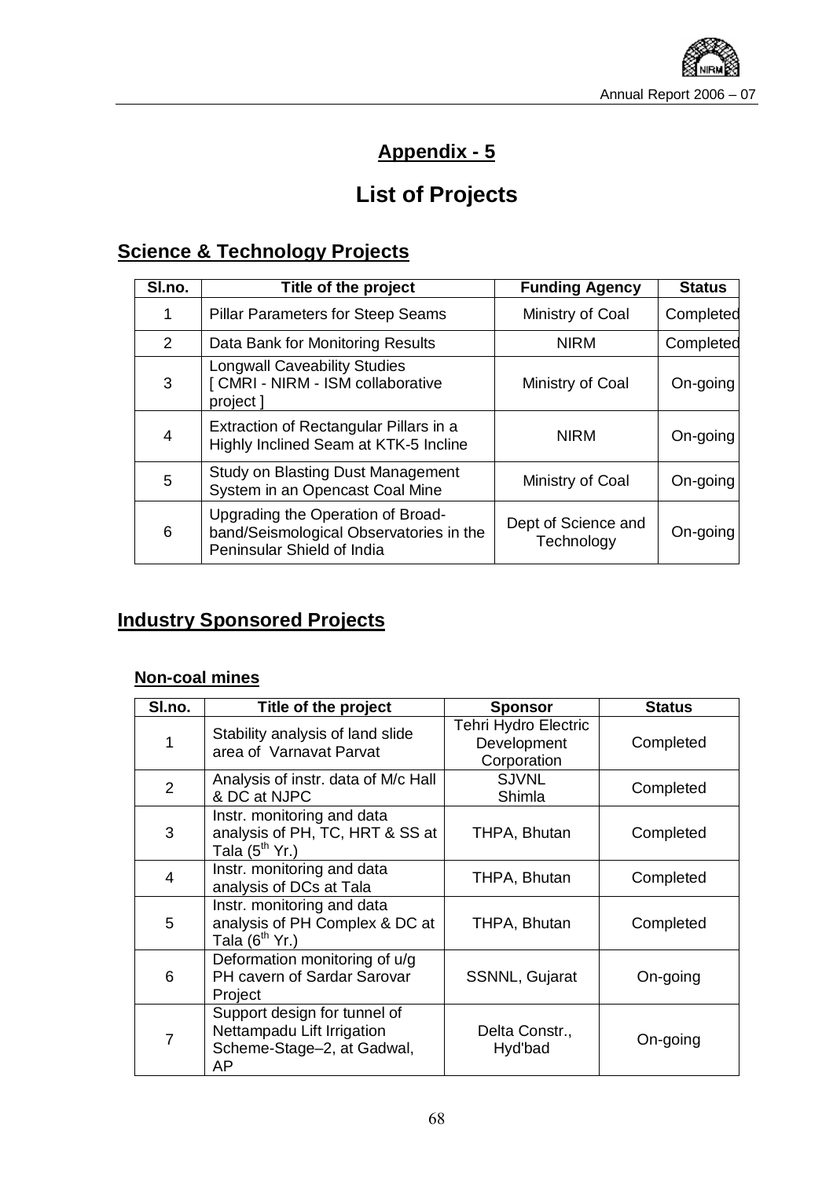## Appendix - 5

# List of Projects

## Science & Technology Projects

| Sl.no. | Title of the project | Funding Agency | Status |
|---|---|---|---|
| 1 | Pillar Parameters for Steep Seams | Ministry of Coal | Completed |
| 2 | Data Bank for Monitoring Results | NIRM | Completed |
| 3 | Longwall Caveability Studies [ CMRI - NIRM - ISM collaborative project ] | Ministry of Coal | On-going |
| 4 | Extraction of Rectangular Pillars in a Highly Inclined Seam at KTK-5 Incline | NIRM | On-going |
| 5 | Study on Blasting Dust Management System in an Opencast Coal Mine | Ministry of Coal | On-going |
| 6 | Upgrading the Operation of Broad-band/Seismological Observatories in the Peninsular Shield of India | Dept of Science and Technology | On-going |

## Industry Sponsored Projects

### Non-coal mines

| Sl.no. | Title of the project | Sponsor | Status |
|---|---|---|---|
| 1 | Stability analysis of land slide area of Varnavat Parvat | Tehri Hydro Electric Development Corporation | Completed |
| 2 | Analysis of instr. data of M/c Hall & DC at NJPC | SJVNL Shimla | Completed |
| 3 | Instr. monitoring and data analysis of PH, TC, HRT & SS at Tala ($5^{th}$ Yr.) | THPA, Bhutan | Completed |
| 4 | Instr. monitoring and data analysis of DCs at Tala | THPA, Bhutan | Completed |
| 5 | Instr. monitoring and data analysis of PH Complex & DC at Tala ($6^{th}$ Yr.) | THPA, Bhutan | Completed |
| 6 | Deformation monitoring of u/g PH cavern of Sardar Sarovar Project | SSNNL, Gujarat | On-going |
| 7 | Support design for tunnel of Nettampadu Lift Irrigation Scheme-Stage–2, at Gadwal, AP | Delta Constr., Hyd'bad | On-going |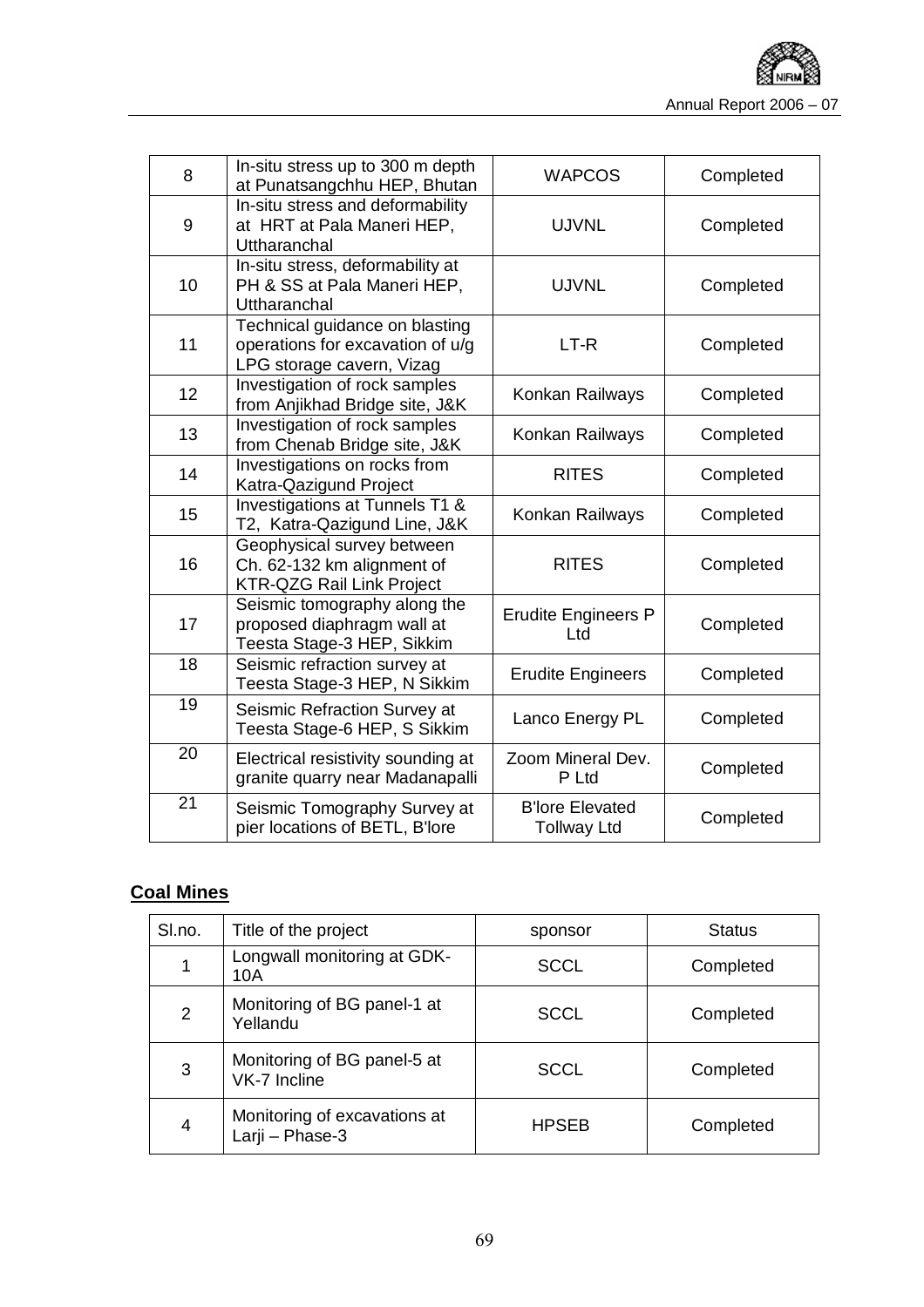| 8 | In-situ stress up to 300 m depth at Punatsangchhu HEP, Bhutan | WAPCOS | Completed |
|---|---|---|---|
| 9 | In-situ stress and deformability at HRT at Pala Maneri HEP, Uttharanchal | UJVNL | Completed |
| 10 | In-situ stress, deformability at PH & SS at Pala Maneri HEP, Uttharanchal | UJVNL | Completed |
| 11 | Technical guidance on blasting operations for excavation of u/g LPG storage cavern, Vizag | LT-R | Completed |
| 12 | Investigation of rock samples from Anjikhad Bridge site, J&K | Konkan Railways | Completed |
| 13 | Investigation of rock samples from Chenab Bridge site, J&K | Konkan Railways | Completed |
| 14 | Investigations on rocks from Katra-Qazigund Project | RITES | Completed |
| 15 | Investigations at Tunnels T1 & T2, Katra-Qazigund Line, J&K | Konkan Railways | Completed |
| 16 | Geophysical survey between Ch. 62-132 km alignment of KTR-QZG Rail Link Project | RITES | Completed |
| 17 | Seismic tomography along the proposed diaphragm wall at Teesta Stage-3 HEP, Sikkim | Erudite Engineers P Ltd | Completed |
| 18 | Seismic refraction survey at Teesta Stage-3 HEP, N Sikkim | Erudite Engineers | Completed |
| 19 | Seismic Refraction Survey at Teesta Stage-6 HEP, S Sikkim | Lanco Energy PL | Completed |
| 20 | Electrical resistivity sounding at granite quarry near Madanapalli | Zoom Mineral Dev. P Ltd | Completed |
| 21 | Seismic Tomography Survey at pier locations of BETL, B'lore | B'lore Elevated Tollway Ltd | Completed |

## **Coal Mines**

| Sl.no. | Title of the project | sponsor | Status |
|---|---|---|---|
| 1 | Longwall monitoring at GDK-10A | SCCL | Completed |
| 2 | Monitoring of BG panel-1 at Yellandu | SCCL | Completed |
| 3 | Monitoring of BG panel-5 at VK-7 Incline | SCCL | Completed |
| 4 | Monitoring of excavations at Larji – Phase-3 | HPSEB | Completed |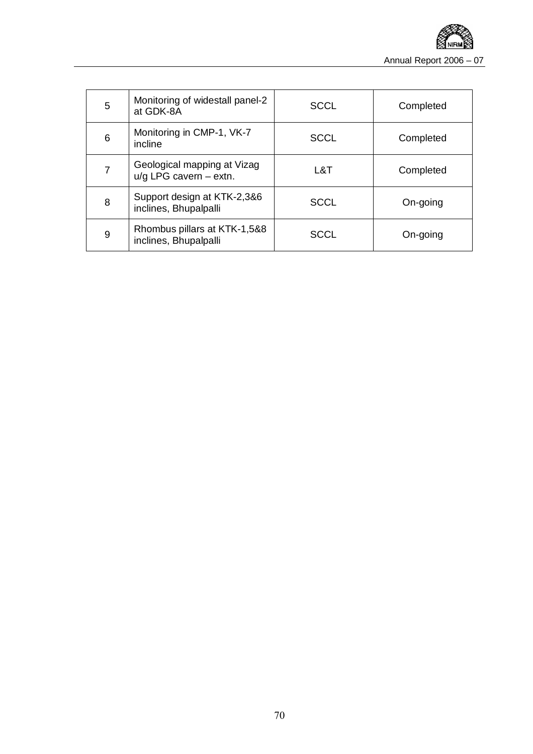| 5 | Monitoring of widestall panel-2 at GDK-8A | SCCL | Completed |
|---|---|---|---|
| 6 | Monitoring in CMP-1, VK-7 incline | SCCL | Completed |
| 7 | Geological mapping at Vizag u/g LPG cavern – extn. | L&T | Completed |
| 8 | Support design at KTK-2,3&6 inclines, Bhupalpalli | SCCL | On-going |
| 9 | Rhombus pillars at KTK-1,5&8 inclines, Bhupalpalli | SCCL | On-going |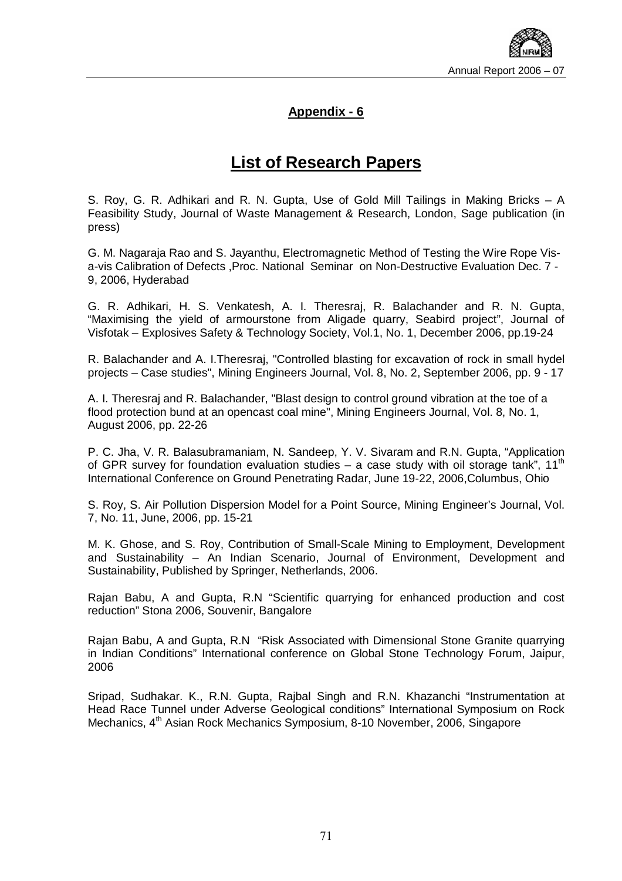## Appendix - 6

# List of Research Papers

S. Roy, G. R. Adhikari and R. N. Gupta, Use of Gold Mill Tailings in Making Bricks – A Feasibility Study, Journal of Waste Management & Research, London, Sage publication (in press)

G. M. Nagaraja Rao and S. Jayanthu, Electromagnetic Method of Testing the Wire Rope Vis-a-vis Calibration of Defects ,Proc. National Seminar on Non-Destructive Evaluation Dec. 7 - 9, 2006, Hyderabad

G. R. Adhikari, H. S. Venkatesh, A. I. Theresraj, R. Balachander and R. N. Gupta, "Maximising the yield of armourstone from Aligade quarry, Seabird project", Journal of Visfotak – Explosives Safety & Technology Society, Vol.1, No. 1, December 2006, pp.19-24

R. Balachander and A. I.Theresraj, "Controlled blasting for excavation of rock in small hydel projects – Case studies", Mining Engineers Journal, Vol. 8, No. 2, September 2006, pp. 9 - 17

A. I. Theresraj and R. Balachander, "Blast design to control ground vibration at the toe of a flood protection bund at an opencast coal mine", Mining Engineers Journal, Vol. 8, No. 1, August 2006, pp. 22-26

P. C. Jha, V. R. Balasubramaniam, N. Sandeep, Y. V. Sivaram and R.N. Gupta, "Application of GPR survey for foundation evaluation studies – a case study with oil storage tank", 11th International Conference on Ground Penetrating Radar, June 19-22, 2006,Columbus, Ohio

S. Roy, S. Air Pollution Dispersion Model for a Point Source, Mining Engineer's Journal, Vol. 7, No. 11, June, 2006, pp. 15-21

M. K. Ghose, and S. Roy, Contribution of Small-Scale Mining to Employment, Development and Sustainability – An Indian Scenario, Journal of Environment, Development and Sustainability, Published by Springer, Netherlands, 2006.

Rajan Babu, A and Gupta, R.N "Scientific quarrying for enhanced production and cost reduction" Stona 2006, Souvenir, Bangalore

Rajan Babu, A and Gupta, R.N "Risk Associated with Dimensional Stone Granite quarrying in Indian Conditions" International conference on Global Stone Technology Forum, Jaipur, 2006

Sripad, Sudhakar. K., R.N. Gupta, Rajbal Singh and R.N. Khazanchi "Instrumentation at Head Race Tunnel under Adverse Geological conditions" International Symposium on Rock Mechanics, 4th Asian Rock Mechanics Symposium, 8-10 November, 2006, Singapore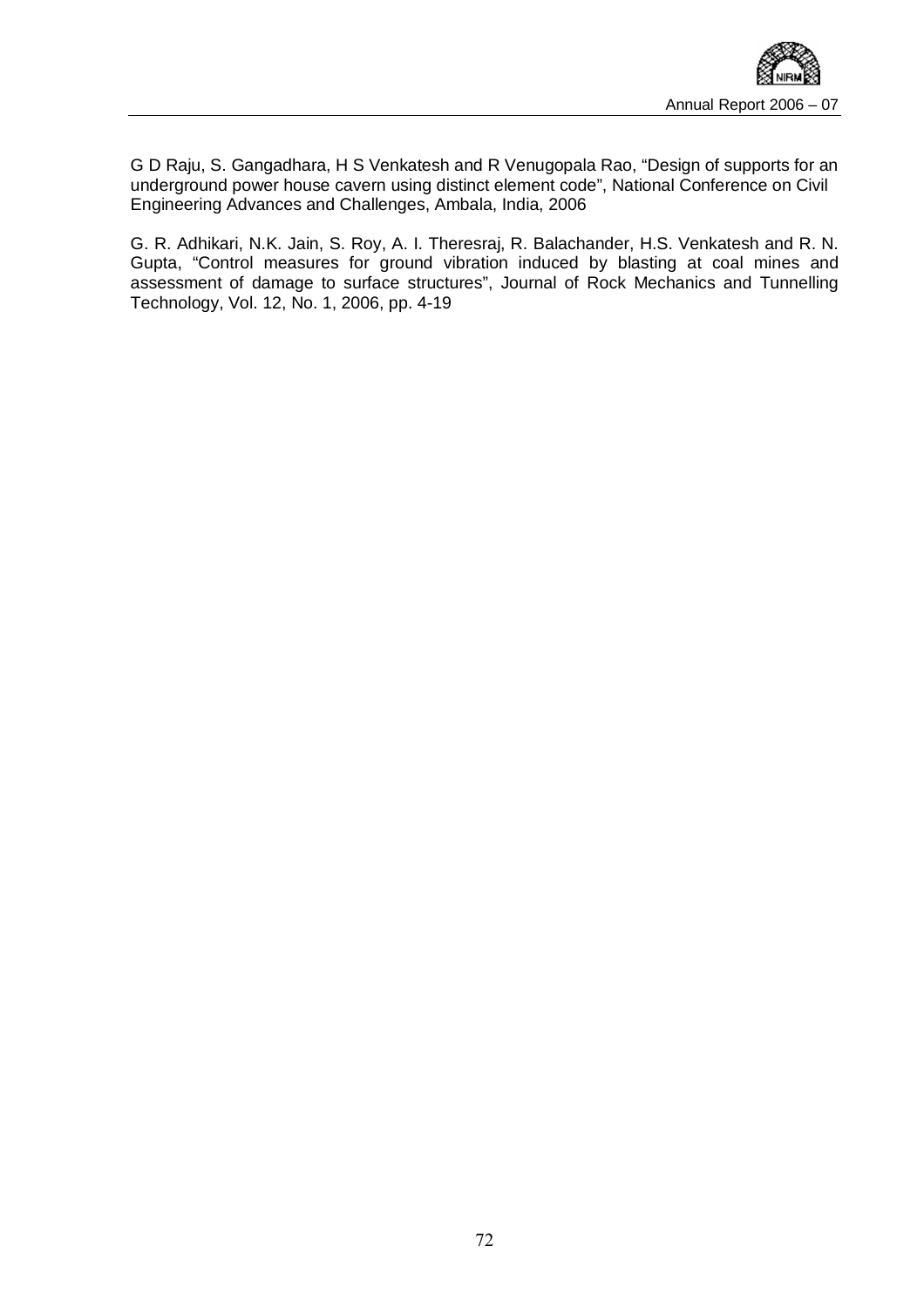G D Raju, S. Gangadhara, H S Venkatesh and R Venugopala Rao, "Design of supports for an underground power house cavern using distinct element code", National Conference on Civil Engineering Advances and Challenges, Ambala, India, 2006

G. R. Adhikari, N.K. Jain, S. Roy, A. I. Theresraj, R. Balachander, H.S. Venkatesh and R. N. Gupta, "Control measures for ground vibration induced by blasting at coal mines and assessment of damage to surface structures", Journal of Rock Mechanics and Tunnelling Technology, Vol. 12, No. 1, 2006, pp. 4-19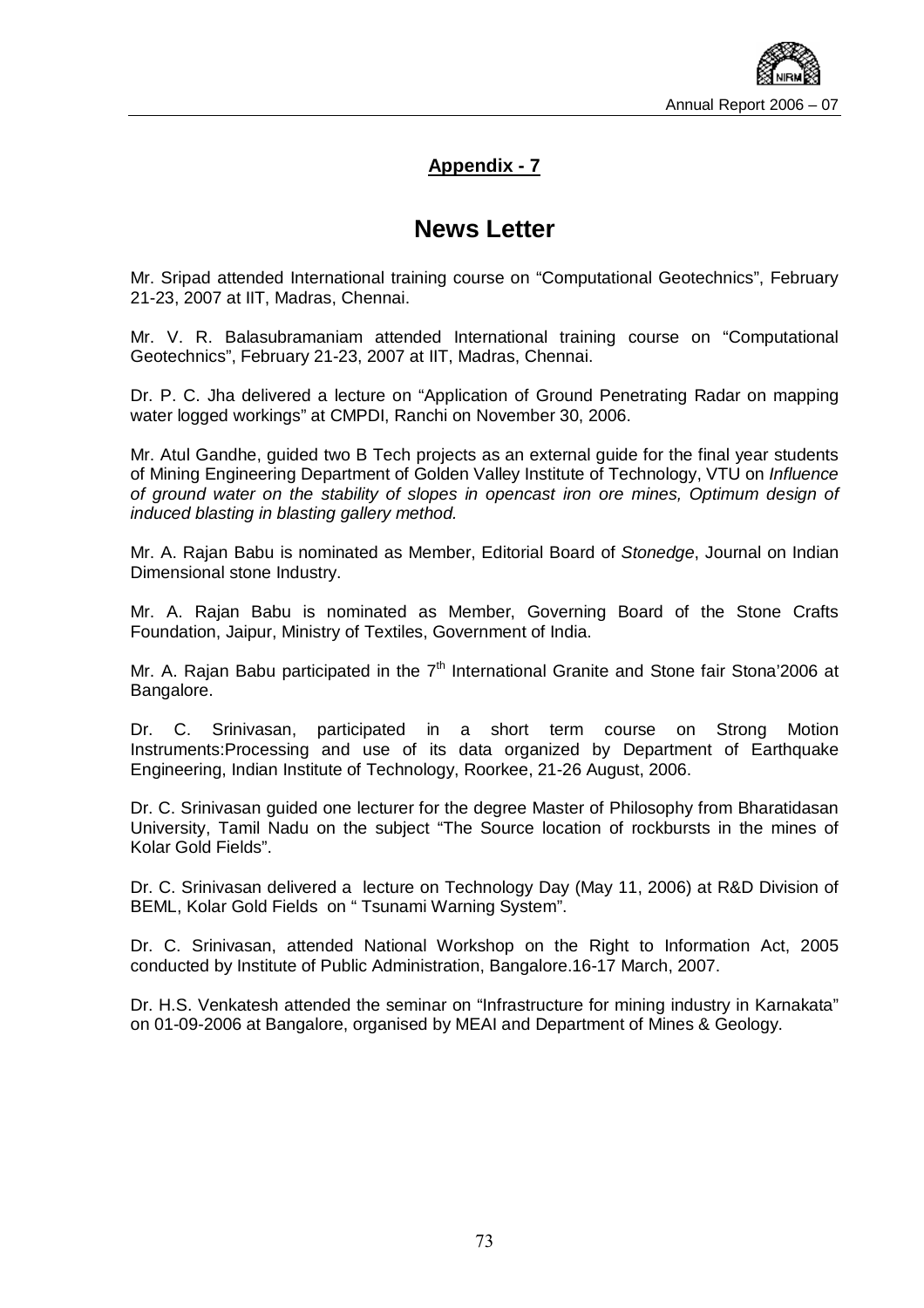## Appendix - 7

# News Letter

Mr. Sripad attended International training course on "Computational Geotechnics", February 21-23, 2007 at IIT, Madras, Chennai.

Mr. V. R. Balasubramaniam attended International training course on "Computational Geotechnics", February 21-23, 2007 at IIT, Madras, Chennai.

Dr. P. C. Jha delivered a lecture on "Application of Ground Penetrating Radar on mapping water logged workings" at CMPDI, Ranchi on November 30, 2006.

Mr. Atul Gandhe, guided two B Tech projects as an external guide for the final year students of Mining Engineering Department of Golden Valley Institute of Technology, VTU on *Influence of ground water on the stability of slopes in opencast iron ore mines, Optimum design of induced blasting in blasting gallery method.*

Mr. A. Rajan Babu is nominated as Member, Editorial Board of *Stonedge*, Journal on Indian Dimensional stone Industry.

Mr. A. Rajan Babu is nominated as Member, Governing Board of the Stone Crafts Foundation, Jaipur, Ministry of Textiles, Government of India.

Mr. A. Rajan Babu participated in the 7th International Granite and Stone fair Stona'2006 at Bangalore.

Dr. C. Srinivasan, participated in a short term course on Strong Motion Instruments:Processing and use of its data organized by Department of Earthquake Engineering, Indian Institute of Technology, Roorkee, 21-26 August, 2006.

Dr. C. Srinivasan guided one lecturer for the degree Master of Philosophy from Bharatidasan University, Tamil Nadu on the subject "The Source location of rockbursts in the mines of Kolar Gold Fields".

Dr. C. Srinivasan delivered a lecture on Technology Day (May 11, 2006) at R&D Division of BEML, Kolar Gold Fields on " Tsunami Warning System".

Dr. C. Srinivasan, attended National Workshop on the Right to Information Act, 2005 conducted by Institute of Public Administration, Bangalore.16-17 March, 2007.

Dr. H.S. Venkatesh attended the seminar on "Infrastructure for mining industry in Karnakata" on 01-09-2006 at Bangalore, organised by MEAI and Department of Mines & Geology.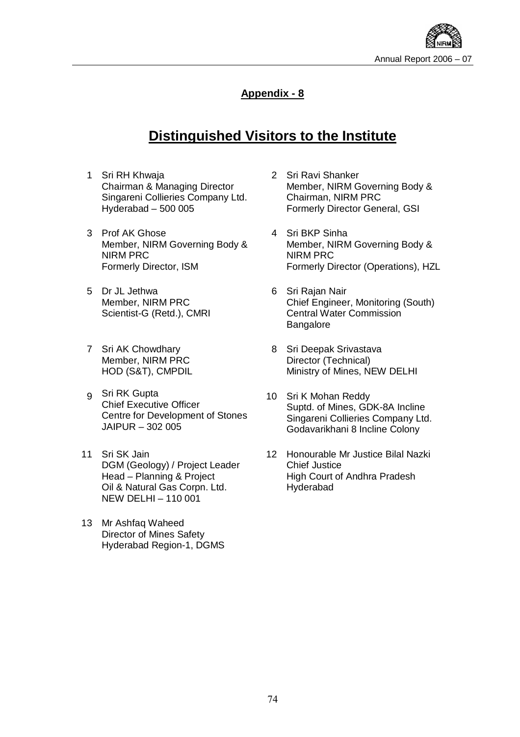## Appendix - 8

# Distinguished Visitors to the Institute

1. Sri RH Khwaja
   Chairman & Managing Director
   Singareni Collieries Company Ltd.
   Hyderabad – 500 005

2. Sri Ravi Shanker
   Member, NIRM Governing Body &
   Chairman, NIRM PRC
   Formerly Director General, GSI

3. Prof AK Ghose
   Member, NIRM Governing Body &
   NIRM PRC
   Formerly Director, ISM

4. Sri BKP Sinha
   Member, NIRM Governing Body &
   NIRM PRC
   Formerly Director (Operations), HZL

5. Dr JL Jethwa
   Member, NIRM PRC
   Scientist-G (Retd.), CMRI

6. Sri Rajan Nair
   Chief Engineer, Monitoring (South)
   Central Water Commission
   Bangalore

7. Sri AK Chowdhary
   Member, NIRM PRC
   HOD (S&T), CMPDIL

8. Sri Deepak Srivastava
   Director (Technical)
   Ministry of Mines, NEW DELHI

9. Sri RK Gupta
   Chief Executive Officer
   Centre for Development of Stones
   JAIPUR – 302 005

10. Sri K Mohan Reddy
    Suptd. of Mines, GDK-8A Incline
    Singareni Collieries Company Ltd.
    Godavarikhani 8 Incline Colony

11. Sri SK Jain
    DGM (Geology) / Project Leader
    Head – Planning & Project
    Oil & Natural Gas Corpn. Ltd.
    NEW DELHI – 110 001

12. Honourable Mr Justice Bilal Nazki
    Chief Justice
    High Court of Andhra Pradesh
    Hyderabad

13. Mr Ashfaq Waheed
    Director of Mines Safety
    Hyderabad Region-1, DGMS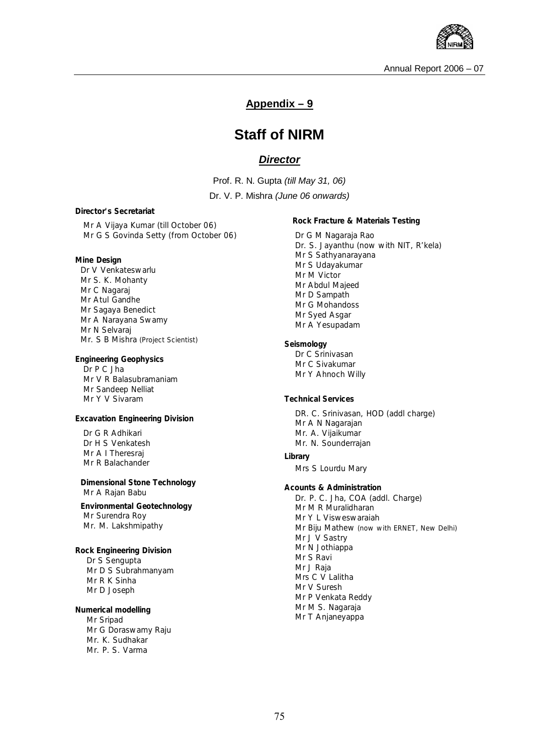## Appendix – 9

# Staff of NIRM

### *Director*

Prof. R. N. Gupta *(till May 31, 06)*

Dr. V. P. Mishra *(June 06 onwards)*

**Director's Secretariat**

Mr A Vijaya Kumar (till October 06)
Mr G S Govinda Setty (from October 06)

**Mine Design**

Dr V Venkateswarlu
Mr S. K. Mohanty
Mr C Nagaraj
Mr Atul Gandhe
Mr Sagaya Benedict
Mr A Narayana Swamy
Mr N Selvaraj
Mr. S B Mishra (Project Scientist)

**Engineering Geophysics**

Dr P C Jha
Mr V R Balasubramaniam
Mr Sandeep Nelliat
Mr Y V Sivaram

**Excavation Engineering Division**

Dr G R Adhikari
Dr H S Venkatesh
Mr A I Theresraj
Mr R Balachander

**Dimensional Stone Technology**

Mr A Rajan Babu

**Environmental Geotechnology**

Mr Surendra Roy
Mr. M. Lakshmipathy

**Rock Engineering Division**

Dr S Sengupta
Mr D S Subrahmanyam
Mr R K Sinha
Mr D Joseph

**Numerical modelling**

Mr Sripad
Mr G Doraswamy Raju
Mr. K. Sudhakar
Mr. P. S. Varma

**Rock Fracture & Materials Testing**

Dr G M Nagaraja Rao
Dr. S. Jayanthu (now with NIT, R'kela)
Mr S Sathyanarayana
Mr S Udayakumar
Mr M Victor
Mr Abdul Majeed
Mr D Sampath
Mr G Mohandoss
Mr Syed Asgar
Mr A Yesupadam

**Seismology**

Dr C Srinivasan
Mr C Sivakumar
Mr Y Ahnoch Willy

**Technical Services**

DR. C. Srinivasan, HOD (addl charge)
Mr A N Nagarajan
Mr. A. Vijaikumar
Mr. N. Sounderrajan

**Library**

Mrs S Lourdu Mary

**Acounts & Administration**

Dr. P. C. Jha, COA (addl. Charge)
Mr M R Muralidharan
Mr Y L Visweswaraiah
Mr Biju Mathew (now with ERNET, New Delhi)
Mr J V Sastry
Mr N Jothiappa
Mr S Ravi
Mr J Raja
Mrs C V Lalitha
Mr V Suresh
Mr P Venkata Reddy
Mr M S. Nagaraja
Mr T Anjaneyappa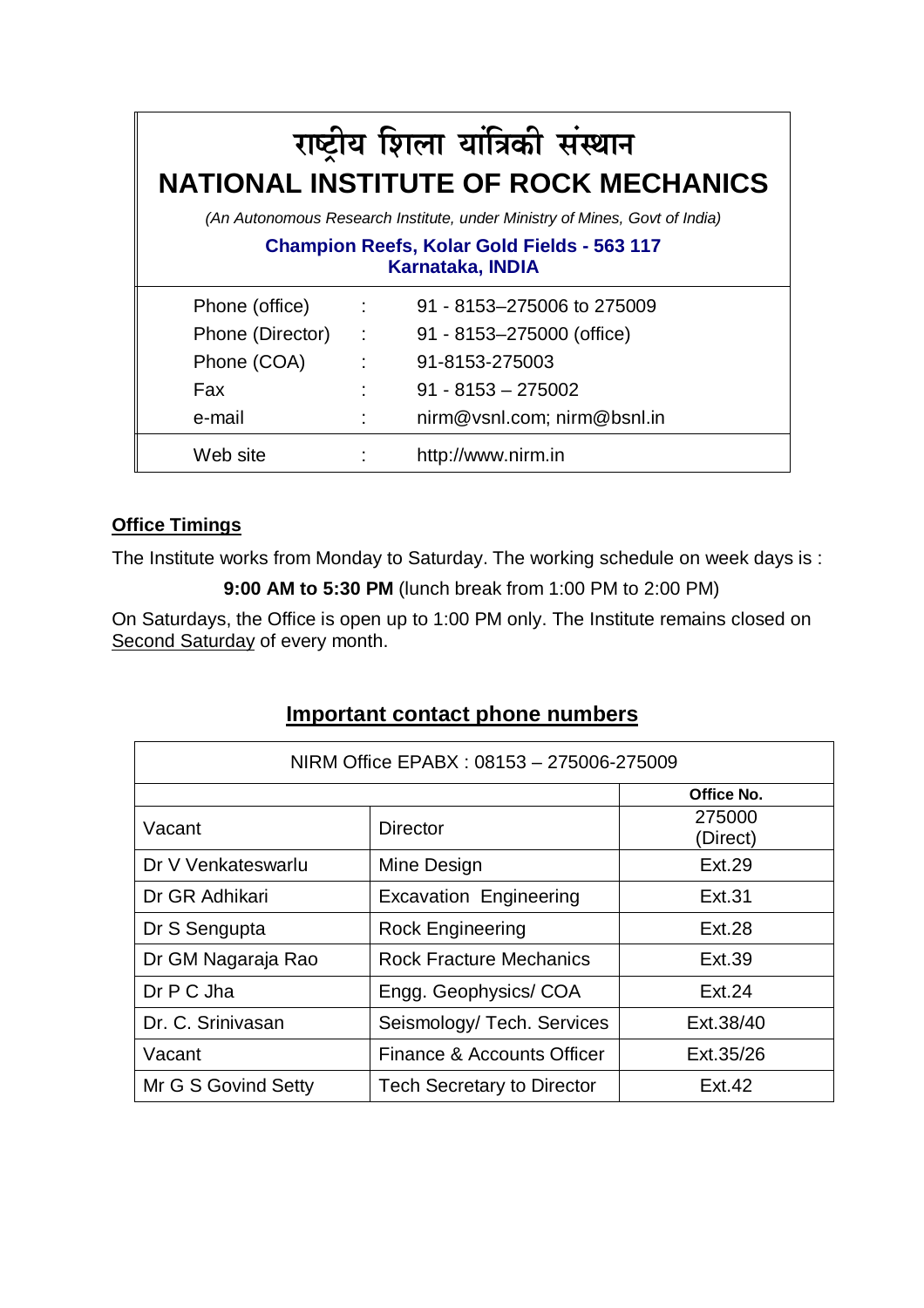# राष्ट्रीय शिला यांत्रिकी संस्थान

# NATIONAL INSTITUTE OF ROCK MECHANICS

*(An Autonomous Research Institute, under Ministry of Mines, Govt of India)*

**Champion Reefs, Kolar Gold Fields - 563 117**
**Karnataka, INDIA**

| | | |
|---|---|---|
| Phone (office) | : | 91 - 8153–275006 to 275009 |
| Phone (Director) | : | 91 - 8153–275000 (office) |
| Phone (COA) | : | 91-8153-275003 |
| Fax | : | 91 - 8153 – 275002 |
| e-mail | : | nirm@vsnl.com; nirm@bsnl.in |
| Web site | : | http://www.nirm.in |

## Office Timings

The Institute works from Monday to Saturday. The working schedule on week days is :

**9:00 AM to 5:30 PM** (lunch break from 1:00 PM to 2:00 PM)

On Saturdays, the Office is open up to 1:00 PM only. The Institute remains closed on Second Saturday of every month.

## Important contact phone numbers

| NIRM Office EPABX : 08153 – 275006-275009 | | |
|---|---|---|
| | | **Office No.** |
| Vacant | Director | 275000 (Direct) |
| Dr V Venkateswarlu | Mine Design | Ext.29 |
| Dr GR Adhikari | Excavation Engineering | Ext.31 |
| Dr S Sengupta | Rock Engineering | Ext.28 |
| Dr GM Nagaraja Rao | Rock Fracture Mechanics | Ext.39 |
| Dr P C Jha | Engg. Geophysics/ COA | Ext.24 |
| Dr. C. Srinivasan | Seismology/ Tech. Services | Ext.38/40 |
| Vacant | Finance & Accounts Officer | Ext.35/26 |
| Mr G S Govind Setty | Tech Secretary to Director | Ext.42 |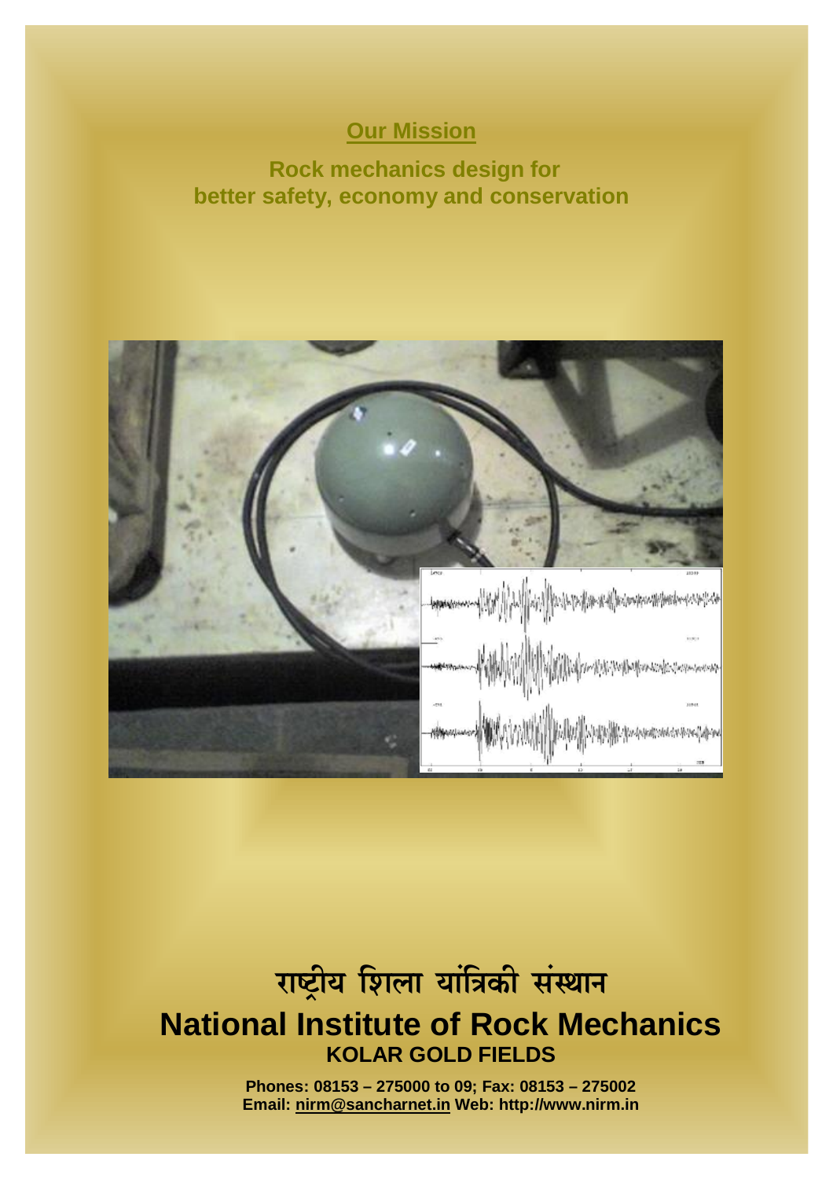## Our Mission

**Rock mechanics design for better safety, economy and conservation**

# राष्ट्रीय शिला यांत्रिकी संस्थान

# National Institute of Rock Mechanics

**KOLAR GOLD FIELDS**

**Phones: 08153 – 275000 to 09; Fax: 08153 – 275002**
**Email: nirm@sancharnet.in Web: http://www.nirm.in**